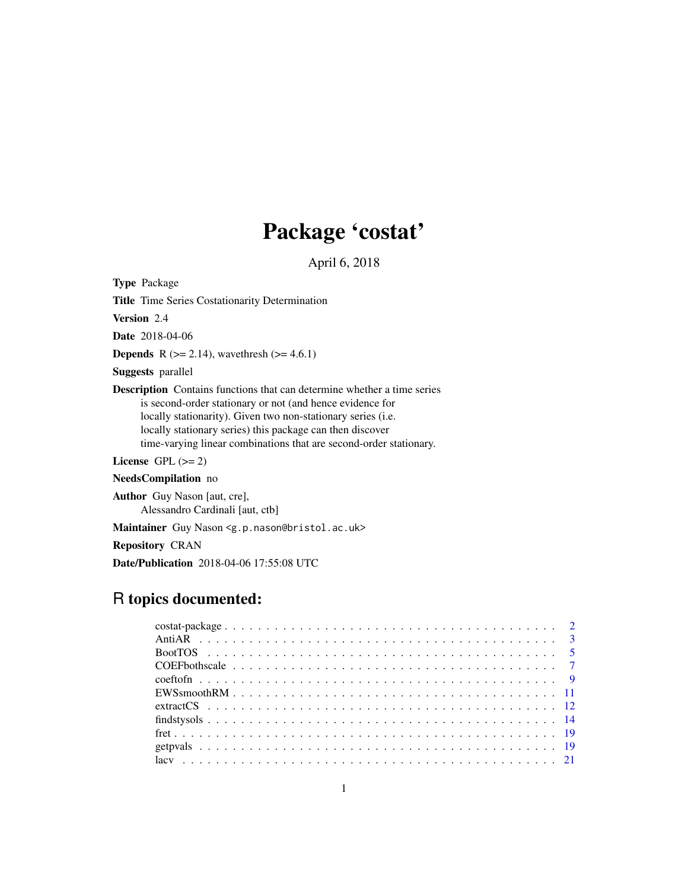# Package 'costat'

April 6, 2018

**Type** Package

**Title** Time Series Costationarity Determination

**Version** 2.4

**Date** 2018-04-06

**Depends** R (>= 2.14), wavethresh (>= 4.6.1)

**Suggests** parallel

**Description** Contains functions that can determine whether a time series is second-order stationary or not (and hence evidence for locally stationarity). Given two non-stationary series (i.e. locally stationary series) this package can then discover time-varying linear combinations that are second-order stationary.

**License** GPL (>= 2)

**NeedsCompilation** no

**Author** Guy Nason [aut, cre],
Alessandro Cardinali [aut, ctb]

**Maintainer** Guy Nason <g.p.nason@bristol.ac.uk>

**Repository** CRAN

**Date/Publication** 2018-04-06 17:55:08 UTC

## R topics documented:

- costat-package . . . . . . . . . . . . . . . . . . . . . . . . . . . . . . . . . . . . . . . 2
- AntiAR . . . . . . . . . . . . . . . . . . . . . . . . . . . . . . . . . . . . . . . . . . . 3
- BootTOS . . . . . . . . . . . . . . . . . . . . . . . . . . . . . . . . . . . . . . . . . . 5
- COEFbothscale . . . . . . . . . . . . . . . . . . . . . . . . . . . . . . . . . . . . . . . 7
- coeftofn . . . . . . . . . . . . . . . . . . . . . . . . . . . . . . . . . . . . . . . . . . . 9
- EWSsmoothRM . . . . . . . . . . . . . . . . . . . . . . . . . . . . . . . . . . . . . . . 11
- extractCS . . . . . . . . . . . . . . . . . . . . . . . . . . . . . . . . . . . . . . . . . . 12
- findstysols . . . . . . . . . . . . . . . . . . . . . . . . . . . . . . . . . . . . . . . . . 14
- fret . . . . . . . . . . . . . . . . . . . . . . . . . . . . . . . . . . . . . . . . . . . . . 19
- getpvals . . . . . . . . . . . . . . . . . . . . . . . . . . . . . . . . . . . . . . . . . . . 19
- lacv . . . . . . . . . . . . . . . . . . . . . . . . . . . . . . . . . . . . . . . . . . . . . 21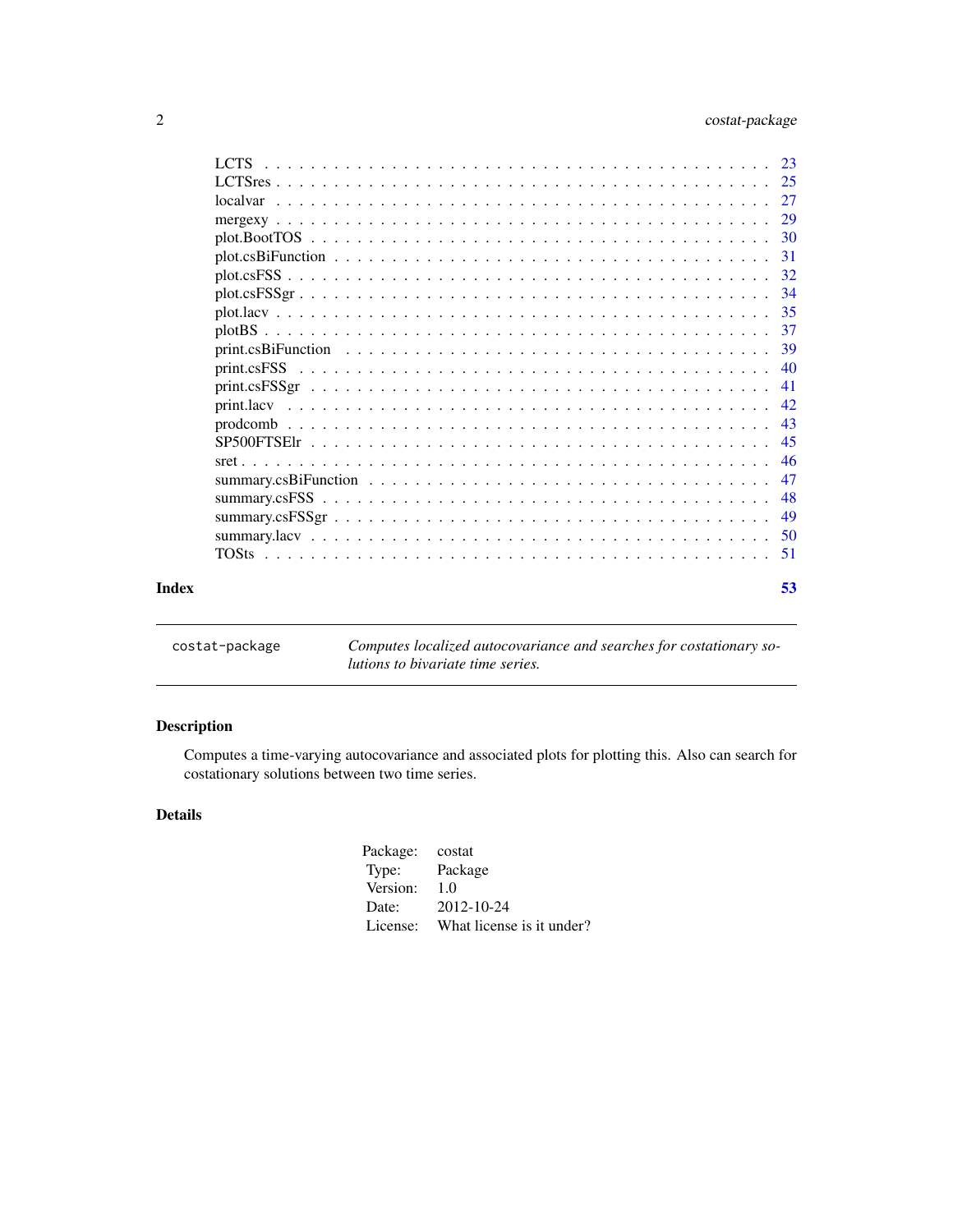LCTS . . . . . . . . . . . . . . . . . . . . . . . . . . . . . . . . . . . . . . . . . 23
LCTSres . . . . . . . . . . . . . . . . . . . . . . . . . . . . . . . . . . . . . . . . 25
localvar . . . . . . . . . . . . . . . . . . . . . . . . . . . . . . . . . . . . . . . . 27
mergexy . . . . . . . . . . . . . . . . . . . . . . . . . . . . . . . . . . . . . . . . 29
plot.BootTOS . . . . . . . . . . . . . . . . . . . . . . . . . . . . . . . . . . . . . 30
plot.csBiFunction . . . . . . . . . . . . . . . . . . . . . . . . . . . . . . . . . . . 31
plot.csFSS . . . . . . . . . . . . . . . . . . . . . . . . . . . . . . . . . . . . . . . 32
plot.csFSSgr . . . . . . . . . . . . . . . . . . . . . . . . . . . . . . . . . . . . . . 34
plot.lacv . . . . . . . . . . . . . . . . . . . . . . . . . . . . . . . . . . . . . . . . 35
plotBS . . . . . . . . . . . . . . . . . . . . . . . . . . . . . . . . . . . . . . . . . 37
print.csBiFunction . . . . . . . . . . . . . . . . . . . . . . . . . . . . . . . . . . 39
print.csFSS . . . . . . . . . . . . . . . . . . . . . . . . . . . . . . . . . . . . . . 40
print.csFSSgr . . . . . . . . . . . . . . . . . . . . . . . . . . . . . . . . . . . . . 41
print.lacv . . . . . . . . . . . . . . . . . . . . . . . . . . . . . . . . . . . . . . . 42
prodcomb . . . . . . . . . . . . . . . . . . . . . . . . . . . . . . . . . . . . . . . . 43
SP500FTSElr . . . . . . . . . . . . . . . . . . . . . . . . . . . . . . . . . . . . . . 45
sret . . . . . . . . . . . . . . . . . . . . . . . . . . . . . . . . . . . . . . . . . . . 46
summary.csBiFunction . . . . . . . . . . . . . . . . . . . . . . . . . . . . . . . . 47
summary.csFSS . . . . . . . . . . . . . . . . . . . . . . . . . . . . . . . . . . . . . 48
summary.csFSSgr . . . . . . . . . . . . . . . . . . . . . . . . . . . . . . . . . . . . 49
summary.lacv . . . . . . . . . . . . . . . . . . . . . . . . . . . . . . . . . . . . . . 50
TOSts . . . . . . . . . . . . . . . . . . . . . . . . . . . . . . . . . . . . . . . . . . 51

**Index** 53

---

`costat-package` *Computes localized autocovariance and searches for costationary solutions to bivariate time series.*

---

## Description

Computes a time-varying autocovariance and associated plots for plotting this. Also can search for costationary solutions between two time series.

## Details

| | |
|---|---|
| Package: | costat |
| Type: | Package |
| Version: | 1.0 |
| Date: | 2012-10-24 |
| License: | What license is it under? |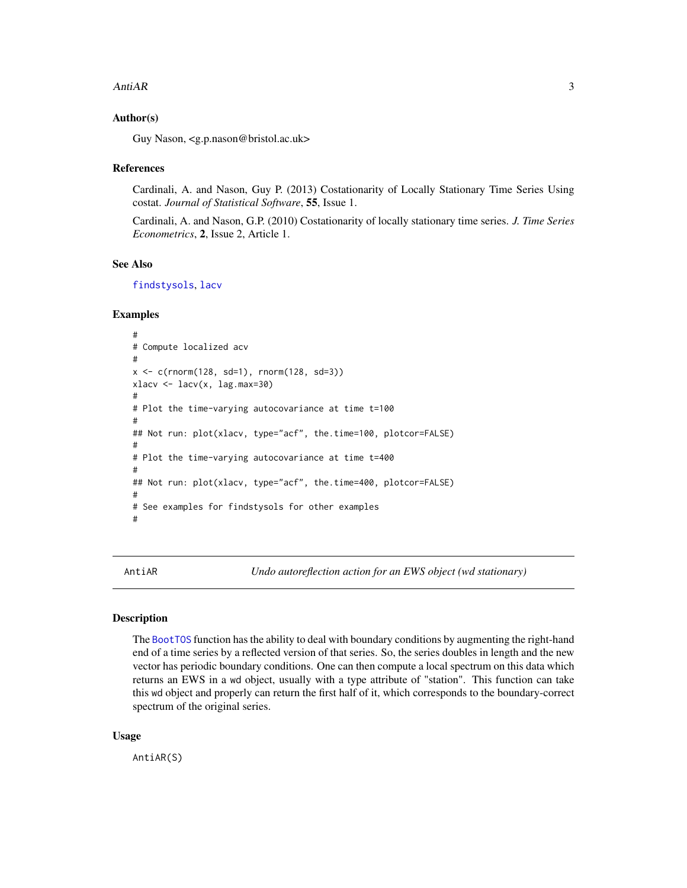### Author(s)

Guy Nason, <g.p.nason@bristol.ac.uk>

### References

Cardinali, A. and Nason, Guy P. (2013) Costationarity of Locally Stationary Time Series Using costat. *Journal of Statistical Software*, **55**, Issue 1.

Cardinali, A. and Nason, G.P. (2010) Costationarity of locally stationary time series. *J. Time Series Econometrics*, **2**, Issue 2, Article 1.

### See Also

findstysols, lacv

### Examples

```
#
# Compute localized acv
#
x <- c(rnorm(128, sd=1), rnorm(128, sd=3))
xlacv <- lacv(x, lag.max=30)
#
# Plot the time-varying autocovariance at time t=100
#
## Not run: plot(xlacv, type="acf", the.time=100, plotcor=FALSE)
#
# Plot the time-varying autocovariance at time t=400
#
## Not run: plot(xlacv, type="acf", the.time=400, plotcor=FALSE)
#
# See examples for findstysols for other examples
#
```

---

## AntiAR — *Undo autoreflection action for an EWS object (wd stationary)*

### Description

The BootTOS function has the ability to deal with boundary conditions by augmenting the right-hand end of a time series by a reflected version of that series. So, the series doubles in length and the new vector has periodic boundary conditions. One can then compute a local spectrum on this data which returns an EWS in a wd object, usually with a type attribute of "station". This function can take this wd object and properly can return the first half of it, which corresponds to the boundary-correct spectrum of the original series.

### Usage

```
AntiAR(S)
```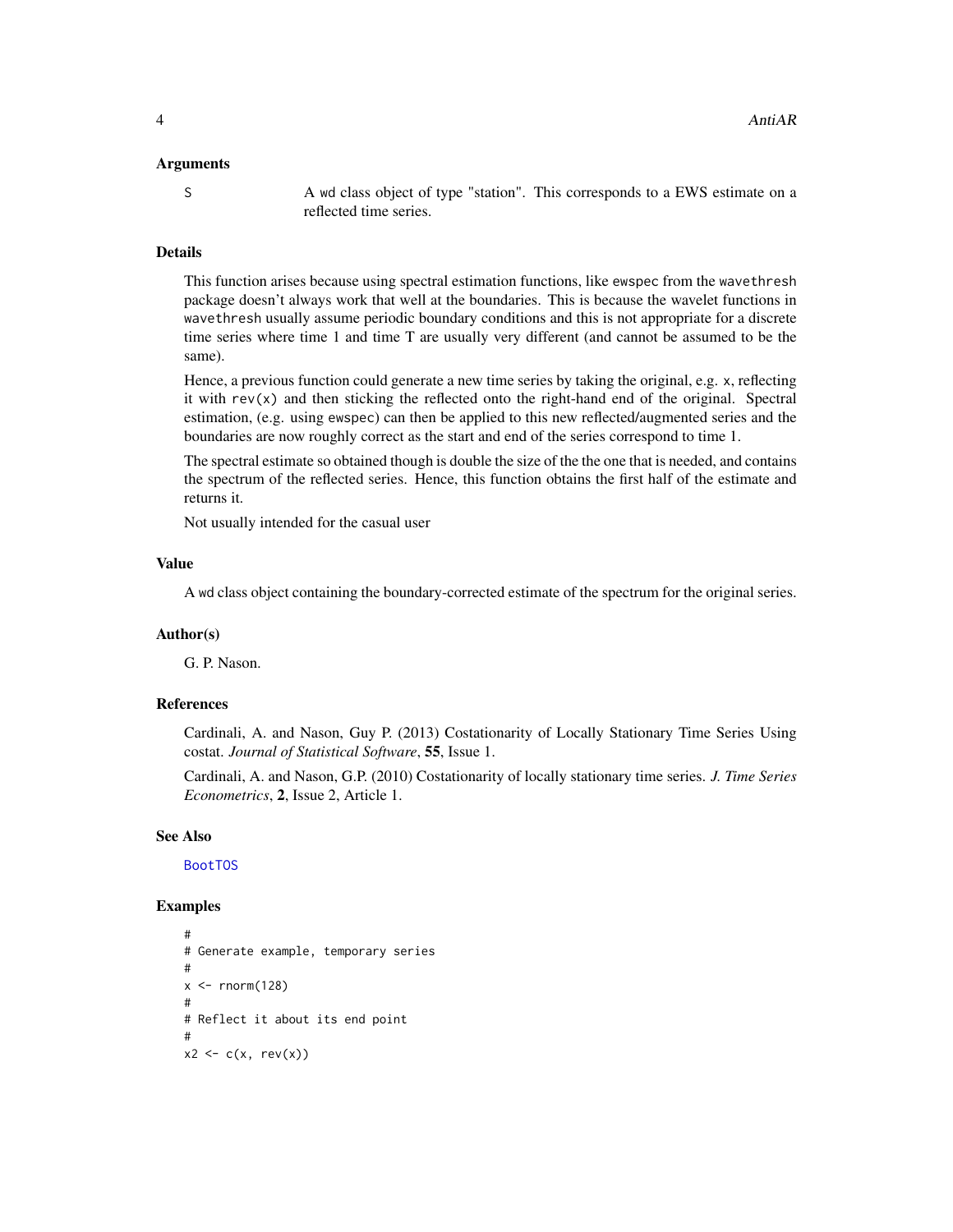### Arguments

S A wd class object of type "station". This corresponds to a EWS estimate on a reflected time series.

### Details

This function arises because using spectral estimation functions, like ewspec from the wavethresh package doesn't always work that well at the boundaries. This is because the wavelet functions in wavethresh usually assume periodic boundary conditions and this is not appropriate for a discrete time series where time 1 and time T are usually very different (and cannot be assumed to be the same).

Hence, a previous function could generate a new time series by taking the original, e.g. x, reflecting it with rev(x) and then sticking the reflected onto the right-hand end of the original. Spectral estimation, (e.g. using ewspec) can then be applied to this new reflected/augmented series and the boundaries are now roughly correct as the start and end of the series correspond to time 1.

The spectral estimate so obtained though is double the size of the the one that is needed, and contains the spectrum of the reflected series. Hence, this function obtains the first half of the estimate and returns it.

Not usually intended for the casual user

### Value

A wd class object containing the boundary-corrected estimate of the spectrum for the original series.

### Author(s)

G. P. Nason.

### References

Cardinali, A. and Nason, Guy P. (2013) Costationarity of Locally Stationary Time Series Using costat. *Journal of Statistical Software*, **55**, Issue 1.

Cardinali, A. and Nason, G.P. (2010) Costationarity of locally stationary time series. *J. Time Series Econometrics*, **2**, Issue 2, Article 1.

### See Also

BootTOS

### Examples

```
#
# Generate example, temporary series
#
x <- rnorm(128)
#
# Reflect it about its end point
#
x2 <- c(x, rev(x))
```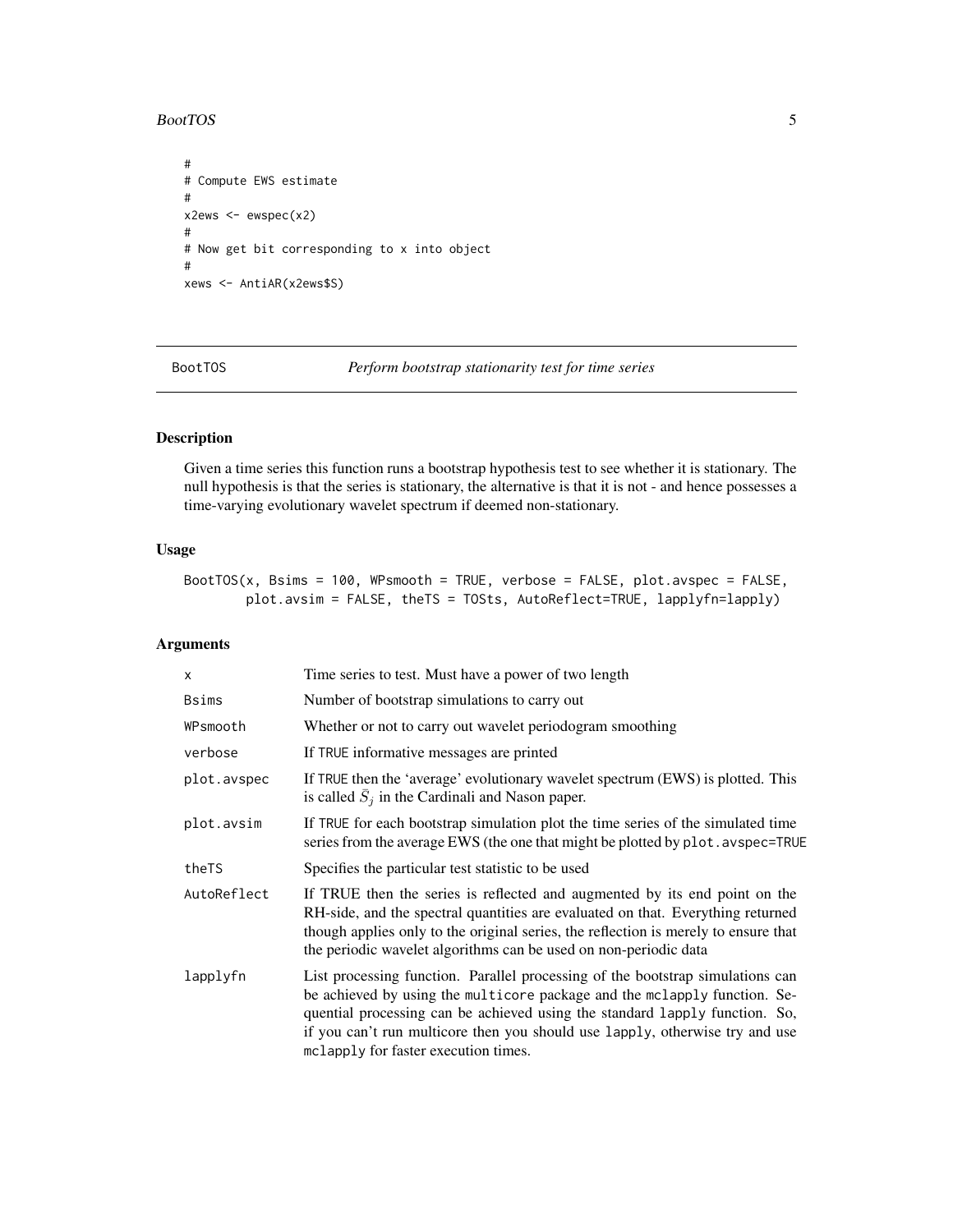```
#
# Compute EWS estimate
#
x2ews <- ewspec(x2)
#
# Now get bit corresponding to x into object
#
xews <- AntiAR(x2ews$S)
```

---

BootTOS *Perform bootstrap stationarity test for time series*

---

## Description

Given a time series this function runs a bootstrap hypothesis test to see whether it is stationary. The null hypothesis is that the series is stationary, the alternative is that it is not - and hence possesses a time-varying evolutionary wavelet spectrum if deemed non-stationary.

## Usage

```
BootTOS(x, Bsims = 100, WPsmooth = TRUE, verbose = FALSE, plot.avspec = FALSE,
        plot.avsim = FALSE, theTS = TOSts, AutoReflect=TRUE, lapplyfn=lapply)
```

## Arguments

| | |
|---|---|
| x | Time series to test. Must have a power of two length |
| Bsims | Number of bootstrap simulations to carry out |
| WPsmooth | Whether or not to carry out wavelet periodogram smoothing |
| verbose | If TRUE informative messages are printed |
| plot.avspec | If TRUE then the 'average' evolutionary wavelet spectrum (EWS) is plotted. This is called $\bar{S}_j$ in the Cardinali and Nason paper. |
| plot.avsim | If TRUE for each bootstrap simulation plot the time series of the simulated time series from the average EWS (the one that might be plotted by plot.avspec=TRUE |
| theTS | Specifies the particular test statistic to be used |
| AutoReflect | If TRUE then the series is reflected and augmented by its end point on the RH-side, and the spectral quantities are evaluated on that. Everything returned though applies only to the original series, the reflection is merely to ensure that the periodic wavelet algorithms can be used on non-periodic data |
| lapplyfn | List processing function. Parallel processing of the bootstrap simulations can be achieved by using the multicore package and the mclapply function. Sequential processing can be achieved using the standard lapply function. So, if you can't run multicore then you should use lapply, otherwise try and use mclapply for faster execution times. |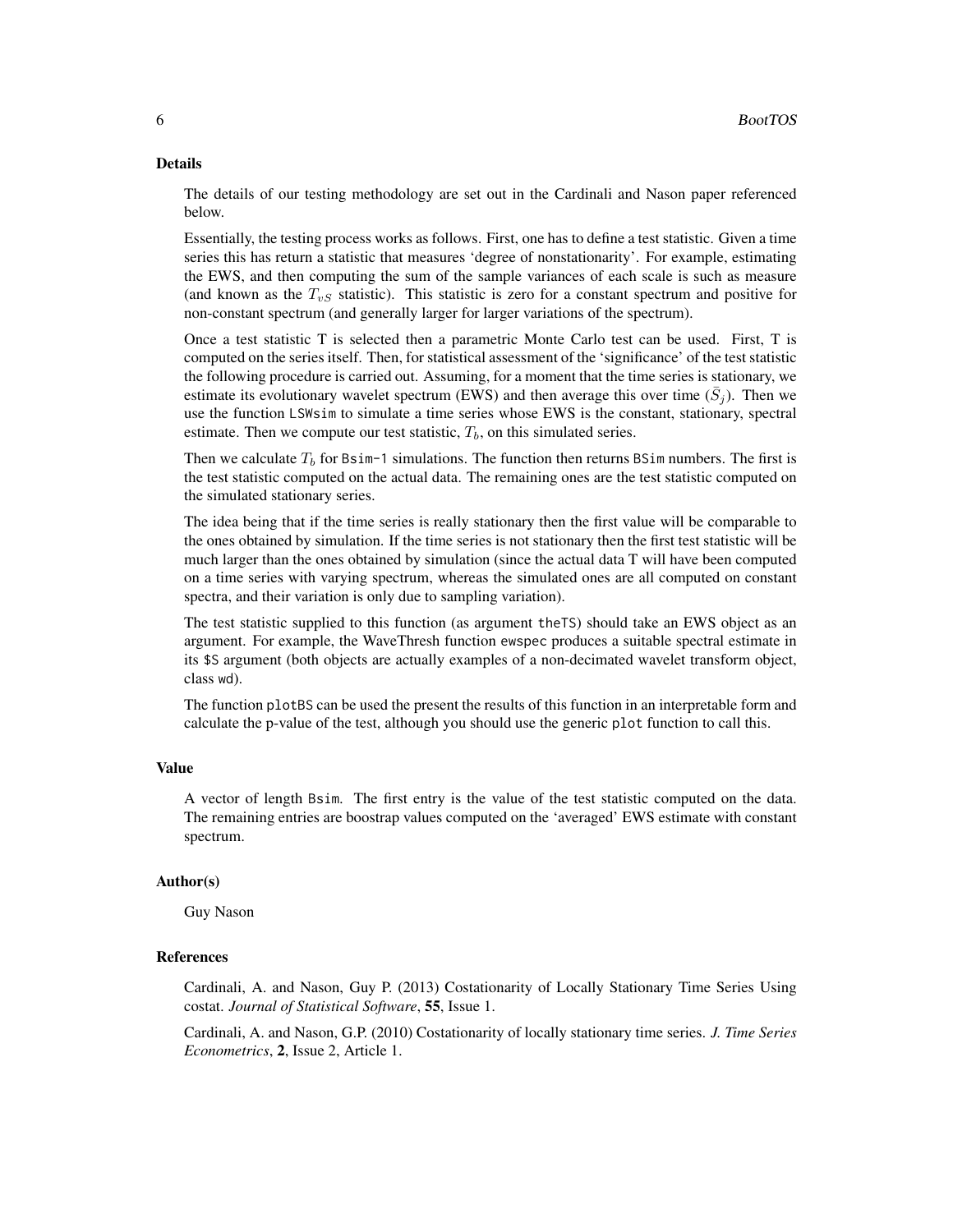## Details

The details of our testing methodology are set out in the Cardinali and Nason paper referenced below.

Essentially, the testing process works as follows. First, one has to define a test statistic. Given a time series this has return a statistic that measures 'degree of nonstationarity'. For example, estimating the EWS, and then computing the sum of the sample variances of each scale is such as measure (and known as the $T_{vS}$ statistic). This statistic is zero for a constant spectrum and positive for non-constant spectrum (and generally larger for larger variations of the spectrum).

Once a test statistic T is selected then a parametric Monte Carlo test can be used. First, T is computed on the series itself. Then, for statistical assessment of the 'significance' of the test statistic the following procedure is carried out. Assuming, for a moment that the time series is stationary, we estimate its evolutionary wavelet spectrum (EWS) and then average this over time ($\bar{S}_j$). Then we use the function `LSWsim` to simulate a time series whose EWS is the constant, stationary, spectral estimate. Then we compute our test statistic, $T_b$, on this simulated series.

Then we calculate $T_b$ for `Bsim-1` simulations. The function then returns `BSim` numbers. The first is the test statistic computed on the actual data. The remaining ones are the test statistic computed on the simulated stationary series.

The idea being that if the time series is really stationary then the first value will be comparable to the ones obtained by simulation. If the time series is not stationary then the first test statistic will be much larger than the ones obtained by simulation (since the actual data T will have been computed on a time series with varying spectrum, whereas the simulated ones are all computed on constant spectra, and their variation is only due to sampling variation).

The test statistic supplied to this function (as argument `theTS`) should take an EWS object as an argument. For example, the WaveThresh function `ewspec` produces a suitable spectral estimate in its `$S` argument (both objects are actually examples of a non-decimated wavelet transform object, class `wd`).

The function `plotBS` can be used the present the results of this function in an interpretable form and calculate the p-value of the test, although you should use the generic `plot` function to call this.

## Value

A vector of length `Bsim`. The first entry is the value of the test statistic computed on the data. The remaining entries are boostrap values computed on the 'averaged' EWS estimate with constant spectrum.

## Author(s)

Guy Nason

## References

Cardinali, A. and Nason, Guy P. (2013) Costationarity of Locally Stationary Time Series Using costat. *Journal of Statistical Software*, **55**, Issue 1.

Cardinali, A. and Nason, G.P. (2010) Costationarity of locally stationary time series. *J. Time Series Econometrics*, **2**, Issue 2, Article 1.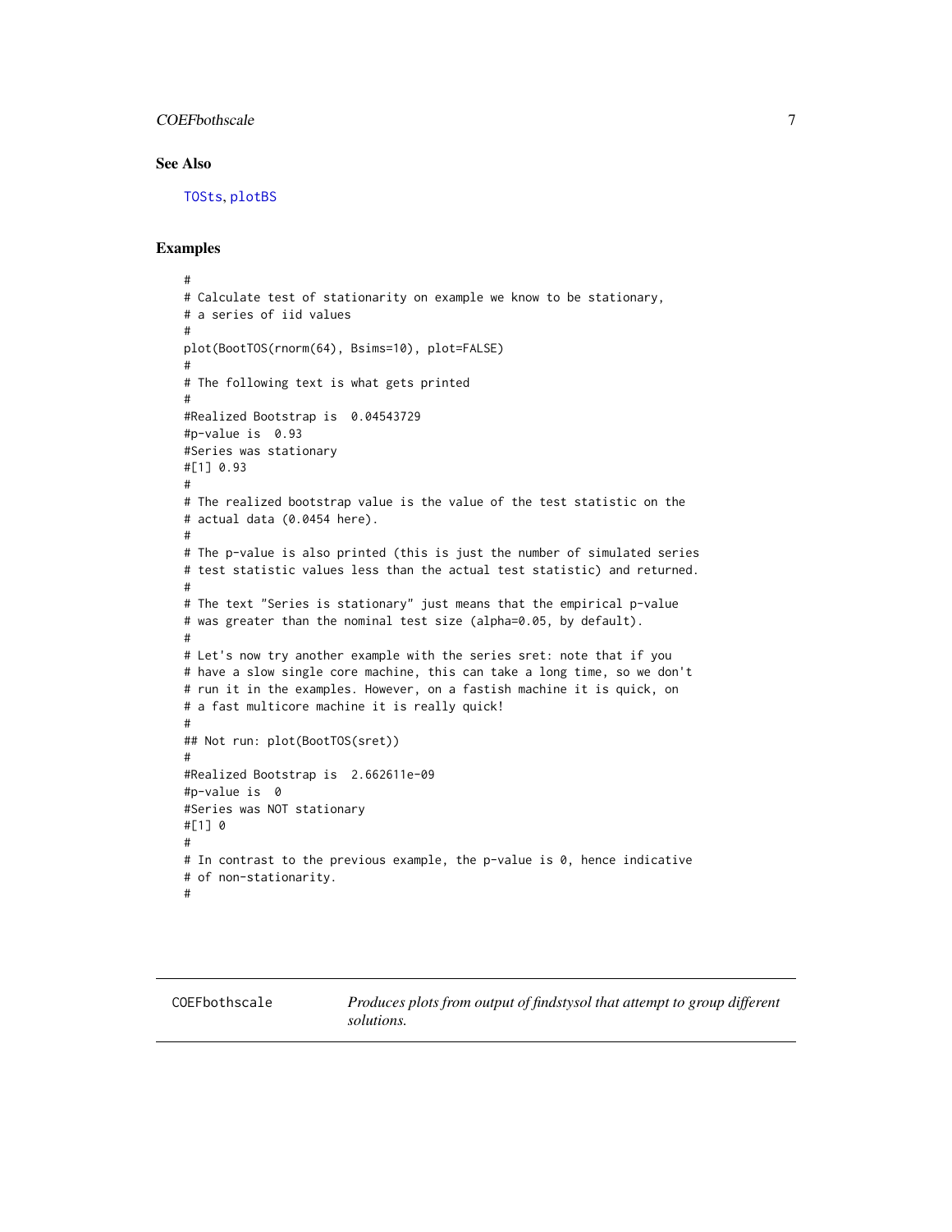## See Also

TOSts, plotBS

## Examples

```
#
# Calculate test of stationarity on example we know to be stationary,
# a series of iid values
#
plot(BootTOS(rnorm(64), Bsims=10), plot=FALSE)
#
# The following text is what gets printed
#
#Realized Bootstrap is  0.04543729
#p-value is  0.93
#Series was stationary
#[1] 0.93
#
# The realized bootstrap value is the value of the test statistic on the
# actual data (0.0454 here).
#
# The p-value is also printed (this is just the number of simulated series
# test statistic values less than the actual test statistic) and returned.
#
# The text "Series is stationary" just means that the empirical p-value
# was greater than the nominal test size (alpha=0.05, by default).
#
# Let's now try another example with the series sret: note that if you
# have a slow single core machine, this can take a long time, so we don't
# run it in the examples. However, on a fastish machine it is quick, on
# a fast multicore machine it is really quick!
#
## Not run: plot(BootTOS(sret))
#
#Realized Bootstrap is  2.662611e-09
#p-value is  0
#Series was NOT stationary
#[1] 0
#
# In contrast to the previous example, the p-value is 0, hence indicative
# of non-stationarity.
#
```

---

COEFbothscale    *Produces plots from output of findstysol that attempt to group different solutions.*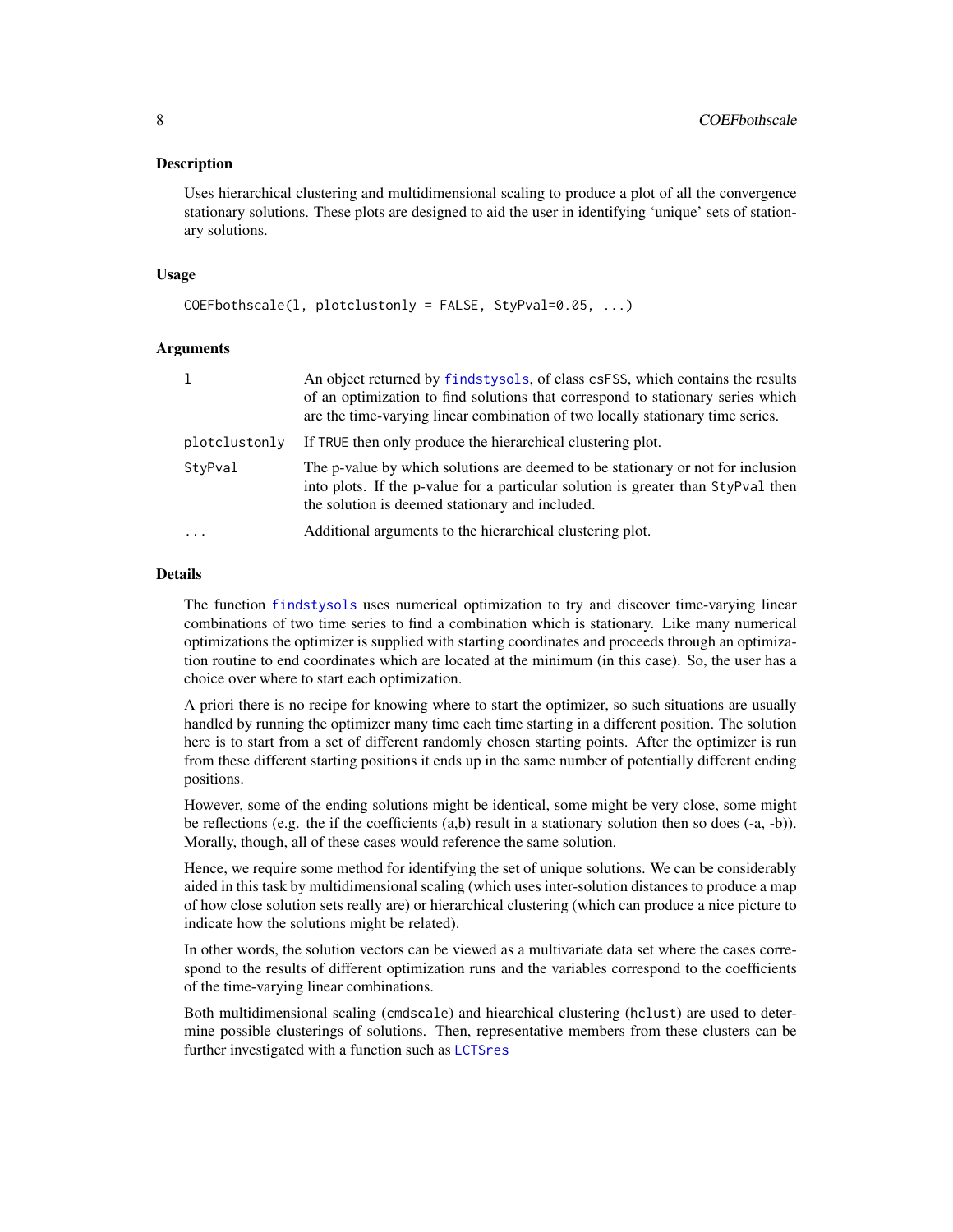## Description

Uses hierarchical clustering and multidimensional scaling to produce a plot of all the convergence stationary solutions. These plots are designed to aid the user in identifying 'unique' sets of stationary solutions.

## Usage

```
COEFbothscale(l, plotclustonly = FALSE, StyPval=0.05, ...)
```

## Arguments

| | |
|---|---|
| l | An object returned by findstysols, of class csFSS, which contains the results of an optimization to find solutions that correspond to stationary series which are the time-varying linear combination of two locally stationary time series. |
| plotclustonly | If TRUE then only produce the hierarchical clustering plot. |
| StyPval | The p-value by which solutions are deemed to be stationary or not for inclusion into plots. If the p-value for a particular solution is greater than StyPval then the solution is deemed stationary and included. |
| ... | Additional arguments to the hierarchical clustering plot. |

## Details

The function findstysols uses numerical optimization to try and discover time-varying linear combinations of two time series to find a combination which is stationary. Like many numerical optimizations the optimizer is supplied with starting coordinates and proceeds through an optimization routine to end coordinates which are located at the minimum (in this case). So, the user has a choice over where to start each optimization.

A priori there is no recipe for knowing where to start the optimizer, so such situations are usually handled by running the optimizer many time each time starting in a different position. The solution here is to start from a set of different randomly chosen starting points. After the optimizer is run from these different starting positions it ends up in the same number of potentially different ending positions.

However, some of the ending solutions might be identical, some might be very close, some might be reflections (e.g. the if the coefficients (a,b) result in a stationary solution then so does (-a, -b)). Morally, though, all of these cases would reference the same solution.

Hence, we require some method for identifying the set of unique solutions. We can be considerably aided in this task by multidimensional scaling (which uses inter-solution distances to produce a map of how close solution sets really are) or hierarchical clustering (which can produce a nice picture to indicate how the solutions might be related).

In other words, the solution vectors can be viewed as a multivariate data set where the cases correspond to the results of different optimization runs and the variables correspond to the coefficients of the time-varying linear combinations.

Both multidimensional scaling (cmdscale) and hiearchical clustering (hclust) are used to determine possible clusterings of solutions. Then, representative members from these clusters can be further investigated with a function such as LCTSres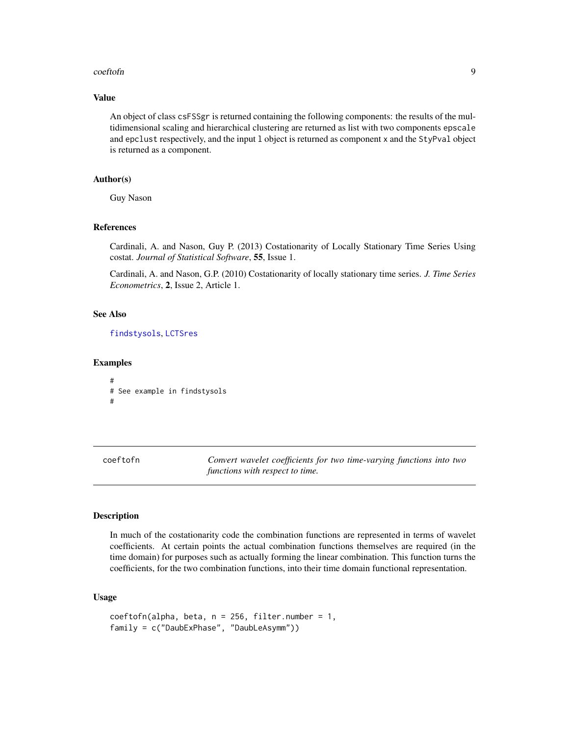## Value

An object of class `csFSSgr` is returned containing the following components: the results of the multidimensional scaling and hierarchical clustering are returned as list with two components `epscale` and `epclust` respectively, and the input `l` object is returned as component `x` and the `StyPval` object is returned as a component.

## Author(s)

Guy Nason

## References

Cardinali, A. and Nason, Guy P. (2013) Costationarity of Locally Stationary Time Series Using costat. *Journal of Statistical Software*, **55**, Issue 1.

Cardinali, A. and Nason, G.P. (2010) Costationarity of locally stationary time series. *J. Time Series Econometrics*, **2**, Issue 2, Article 1.

## See Also

`findstysols`, `LCTSres`

## Examples

```
#
# See example in findstysols
#
```

---

# coeftofn — *Convert wavelet coefficients for two time-varying functions into two functions with respect to time.*

## Description

In much of the costationarity code the combination functions are represented in terms of wavelet coefficients. At certain points the actual combination functions themselves are required (in the time domain) for purposes such as actually forming the linear combination. This function turns the coefficients, for the two combination functions, into their time domain functional representation.

## Usage

```
coeftofn(alpha, beta, n = 256, filter.number = 1,
family = c("DaubExPhase", "DaubLeAsymm"))
```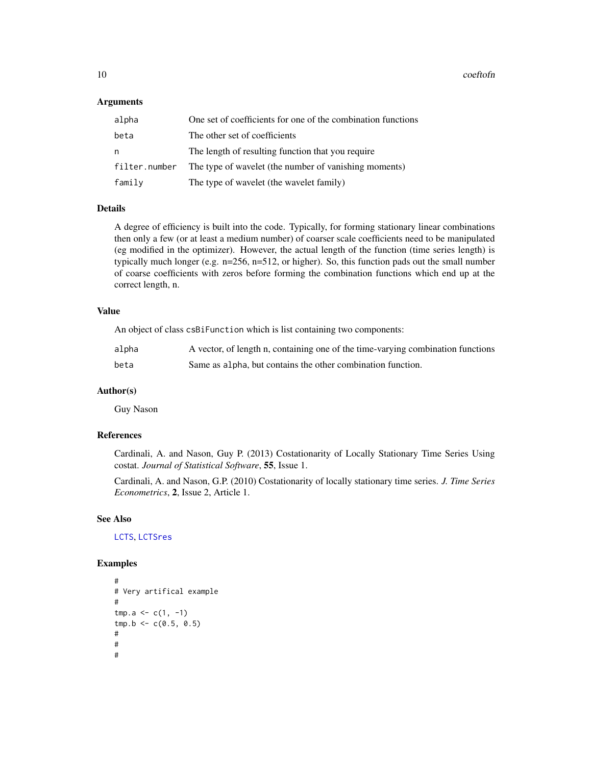## Arguments

| | |
|---|---|
| alpha | One set of coefficients for one of the combination functions |
| beta | The other set of coefficients |
| n | The length of resulting function that you require |
| filter.number | The type of wavelet (the number of vanishing moments) |
| family | The type of wavelet (the wavelet family) |

## Details

A degree of efficiency is built into the code. Typically, for forming stationary linear combinations then only a few (or at least a medium number) of coarser scale coefficients need to be manipulated (eg modified in the optimizer). However, the actual length of the function (time series length) is typically much longer (e.g. n=256, n=512, or higher). So, this function pads out the small number of coarse coefficients with zeros before forming the combination functions which end up at the correct length, n.

## Value

An object of class `csBiFunction` which is list containing two components:

| | |
|---|---|
| alpha | A vector, of length n, containing one of the time-varying combination functions |
| beta | Same as `alpha`, but contains the other combination function. |

## Author(s)

Guy Nason

## References

Cardinali, A. and Nason, Guy P. (2013) Costationarity of Locally Stationary Time Series Using costat. *Journal of Statistical Software*, **55**, Issue 1.

Cardinali, A. and Nason, G.P. (2010) Costationarity of locally stationary time series. *J. Time Series Econometrics*, **2**, Issue 2, Article 1.

## See Also

LCTS, LCTSres

## Examples

```
#
# Very artifical example
#
tmp.a <- c(1, -1)
tmp.b <- c(0.5, 0.5)
#
#
#
```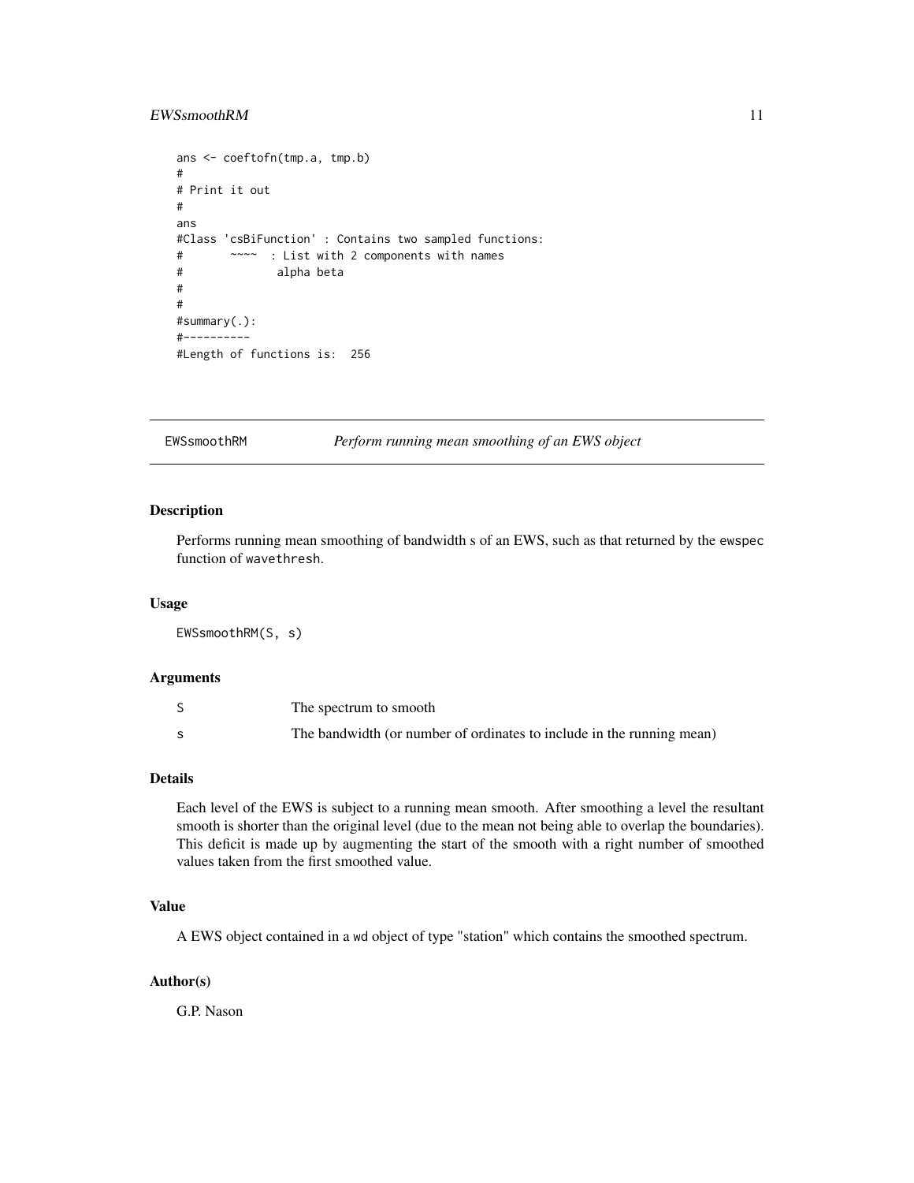```
ans <- coeftofn(tmp.a, tmp.b)
#
# Print it out
#
ans
#Class 'csBiFunction' : Contains two sampled functions:
#       ~~~~  : List with 2 components with names
#              alpha beta
#
#
#summary(.):
#----------
#Length of functions is:  256
```

---

EWSsmoothRM *Perform running mean smoothing of an EWS object*

---

## Description

Performs running mean smoothing of bandwidth s of an EWS, such as that returned by the ewspec function of wavethresh.

## Usage

```
EWSsmoothRM(S, s)
```

## Arguments

| | |
|---|---|
| S | The spectrum to smooth |
| s | The bandwidth (or number of ordinates to include in the running mean) |

## Details

Each level of the EWS is subject to a running mean smooth. After smoothing a level the resultant smooth is shorter than the original level (due to the mean not being able to overlap the boundaries). This deficit is made up by augmenting the start of the smooth with a right number of smoothed values taken from the first smoothed value.

## Value

A EWS object contained in a wd object of type "station" which contains the smoothed spectrum.

## Author(s)

G.P. Nason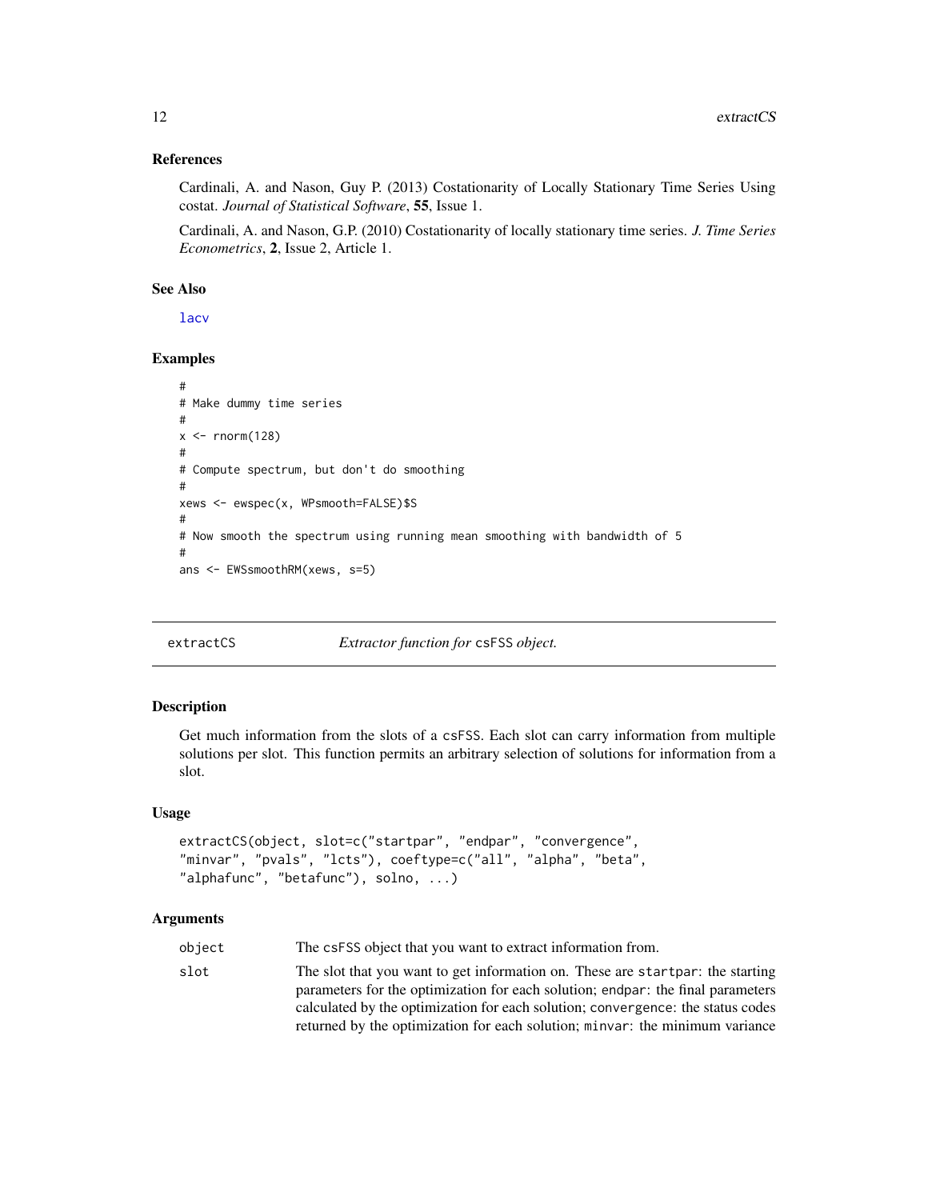### References

Cardinali, A. and Nason, Guy P. (2013) Costationarity of Locally Stationary Time Series Using costat. *Journal of Statistical Software*, **55**, Issue 1.

Cardinali, A. and Nason, G.P. (2010) Costationarity of locally stationary time series. *J. Time Series Econometrics*, **2**, Issue 2, Article 1.

### See Also

lacv

### Examples

```
#
# Make dummy time series
#
x <- rnorm(128)
#
# Compute spectrum, but don't do smoothing
#
xews <- ewspec(x, WPsmooth=FALSE)$S
#
# Now smooth the spectrum using running mean smoothing with bandwidth of 5
#
ans <- EWSsmoothRM(xews, s=5)
```

---

## extractCS — *Extractor function for* `csFSS` *object.*

### Description

Get much information from the slots of a `csFSS`. Each slot can carry information from multiple solutions per slot. This function permits an arbitrary selection of solutions for information from a slot.

### Usage

```
extractCS(object, slot=c("startpar", "endpar", "convergence",
"minvar", "pvals", "lcts"), coeftype=c("all", "alpha", "beta",
"alphafunc", "betafunc"), solno, ...)
```

### Arguments

| | |
|---|---|
| object | The `csFSS` object that you want to extract information from. |
| slot | The slot that you want to get information on. These are `startpar`: the starting parameters for the optimization for each solution; `endpar`: the final parameters calculated by the optimization for each solution; `convergence`: the status codes returned by the optimization for each solution; `minvar`: the minimum variance |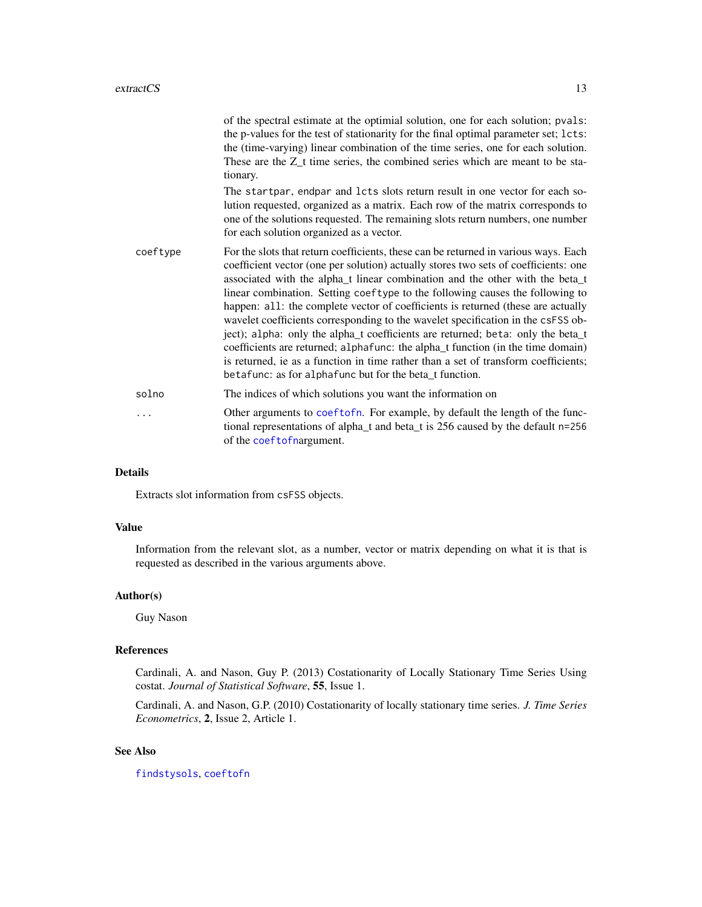of the spectral estimate at the optimial solution, one for each solution; `pvals`: the p-values for the test of stationarity for the final optimal parameter set; `lcts`: the (time-varying) linear combination of the time series, one for each solution. These are the Z_t time series, the combined series which are meant to be stationary.

The `startpar`, `endpar` and `lcts` slots return result in one vector for each solution requested, organized as a matrix. Each row of the matrix corresponds to one of the solutions requested. The remaining slots return numbers, one number for each solution organized as a vector.

| | |
|---|---|
| `coeftype` | For the slots that return coefficients, these can be returned in various ways. Each coefficient vector (one per solution) actually stores two sets of coefficients: one associated with the alpha_t linear combination and the other with the beta_t linear combination. Setting `coeftype` to the following causes the following to happen: `all`: the complete vector of coefficients is returned (these are actually wavelet coefficients corresponding to the wavelet specification in the `csFSS` object); `alpha`: only the alpha_t coefficients are returned; `beta`: only the beta_t coefficients are returned; `alphafunc`: the alpha_t function (in the time domain) is returned, ie as a function in time rather than a set of transform coefficients; `betafunc`: as for `alphafunc` but for the beta_t function. |
| `solno` | The indices of which solutions you want the information on |
| `...` | Other arguments to `coeftofn`. For example, by default the length of the functional representations of alpha_t and beta_t is 256 caused by the default `n=256` of the `coeftofn`argument. |

## Details

Extracts slot information from `csFSS` objects.

## Value

Information from the relevant slot, as a number, vector or matrix depending on what it is that is requested as described in the various arguments above.

## Author(s)

Guy Nason

## References

Cardinali, A. and Nason, Guy P. (2013) Costationarity of Locally Stationary Time Series Using costat. *Journal of Statistical Software*, **55**, Issue 1.

Cardinali, A. and Nason, G.P. (2010) Costationarity of locally stationary time series. *J. Time Series Econometrics*, **2**, Issue 2, Article 1.

## See Also

`findstysols`, `coeftofn`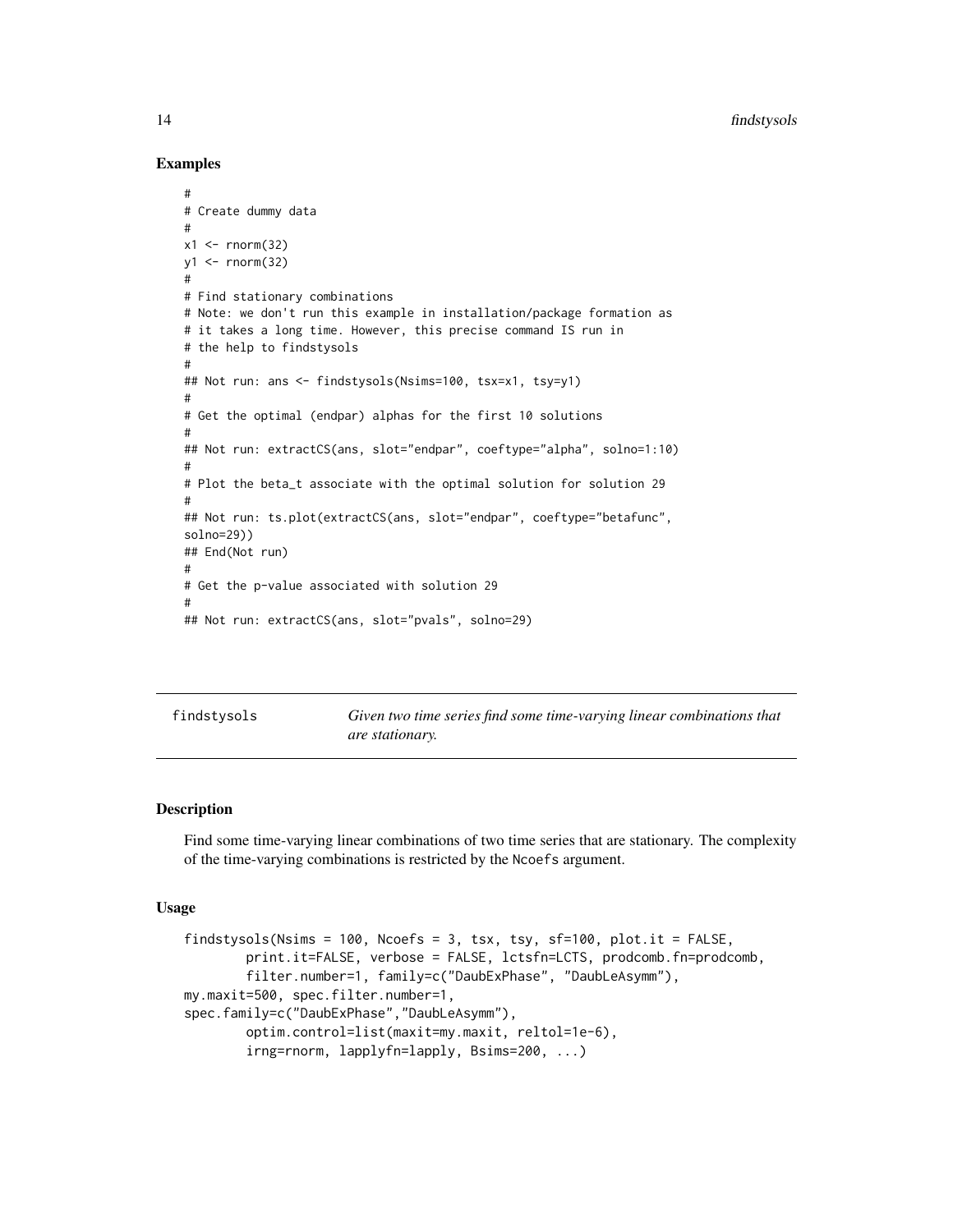## Examples

```
#
# Create dummy data
#
x1 <- rnorm(32)
y1 <- rnorm(32)
#
# Find stationary combinations
# Note: we don't run this example in installation/package formation as
# it takes a long time. However, this precise command IS run in
# the help to findstysols
#
## Not run: ans <- findstysols(Nsims=100, tsx=x1, tsy=y1)
#
# Get the optimal (endpar) alphas for the first 10 solutions
#
## Not run: extractCS(ans, slot="endpar", coeftype="alpha", solno=1:10)
#
# Plot the beta_t associate with the optimal solution for solution 29
#
## Not run: ts.plot(extractCS(ans, slot="endpar", coeftype="betafunc",
solno=29))
## End(Not run)
#
# Get the p-value associated with solution 29
#
## Not run: extractCS(ans, slot="pvals", solno=29)
```

---

findstysols — *Given two time series find some time-varying linear combinations that are stationary.*

---

## Description

Find some time-varying linear combinations of two time series that are stationary. The complexity of the time-varying combinations is restricted by the Ncoefs argument.

## Usage

```
findstysols(Nsims = 100, Ncoefs = 3, tsx, tsy, sf=100, plot.it = FALSE,
        print.it=FALSE, verbose = FALSE, lctsfn=LCTS, prodcomb.fn=prodcomb,
        filter.number=1, family=c("DaubExPhase", "DaubLeAsymm"),
my.maxit=500, spec.filter.number=1,
spec.family=c("DaubExPhase","DaubLeAsymm"),
        optim.control=list(maxit=my.maxit, reltol=1e-6),
        irng=rnorm, lapplyfn=lapply, Bsims=200, ...)
```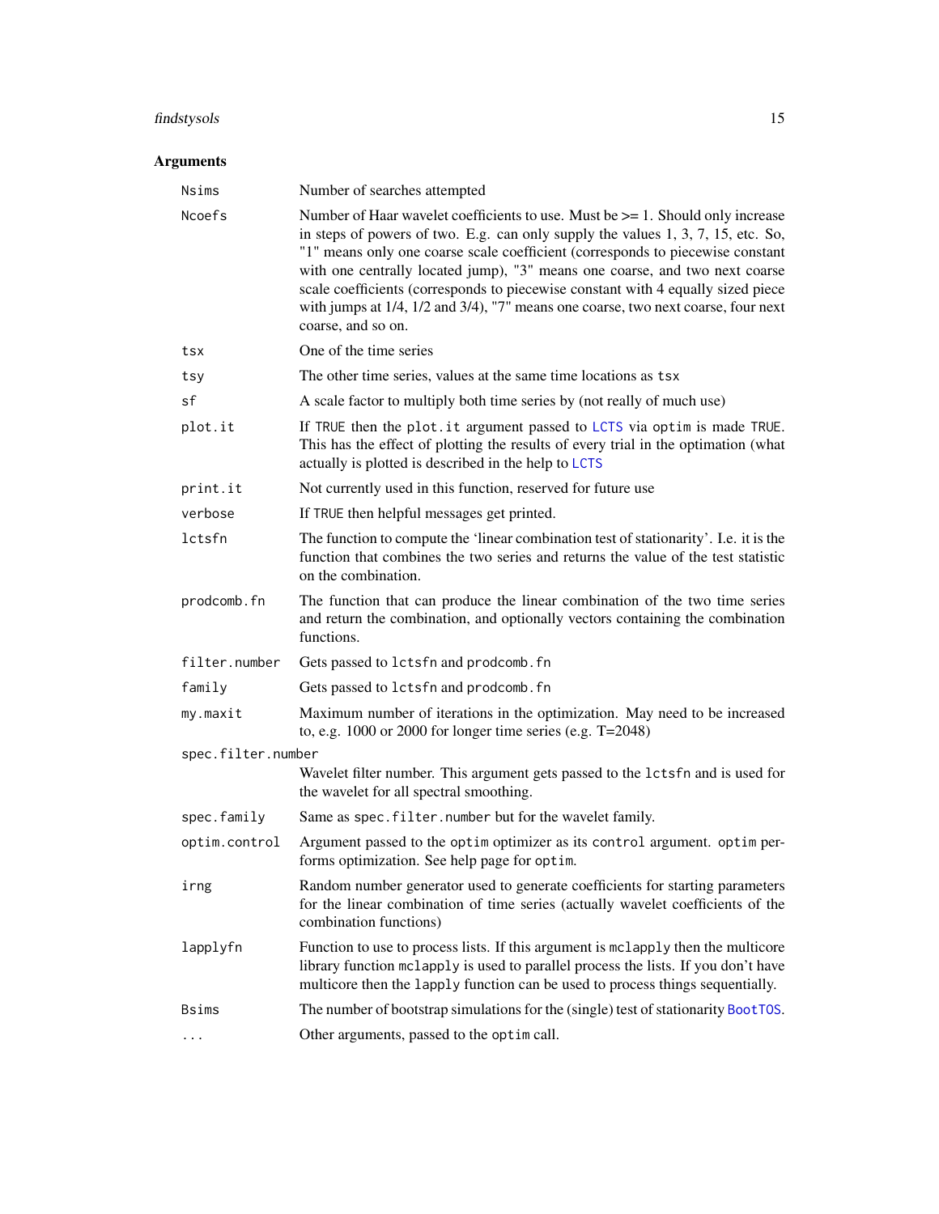## Arguments

| | |
|---|---|
| `Nsims` | Number of searches attempted |
| `Ncoefs` | Number of Haar wavelet coefficients to use. Must be >= 1. Should only increase in steps of powers of two. E.g. can only supply the values 1, 3, 7, 15, etc. So, "1" means only one coarse scale coefficient (corresponds to piecewise constant with one centrally located jump), "3" means one coarse, and two next coarse scale coefficients (corresponds to piecewise constant with 4 equally sized piece with jumps at 1/4, 1/2 and 3/4), "7" means one coarse, two next coarse, four next coarse, and so on. |
| `tsx` | One of the time series |
| `tsy` | The other time series, values at the same time locations as `tsx` |
| `sf` | A scale factor to multiply both time series by (not really of much use) |
| `plot.it` | If `TRUE` then the `plot.it` argument passed to `LCTS` via `optim` is made `TRUE`. This has the effect of plotting the results of every trial in the optimation (what actually is plotted is described in the help to `LCTS` |
| `print.it` | Not currently used in this function, reserved for future use |
| `verbose` | If `TRUE` then helpful messages get printed. |
| `lctsfn` | The function to compute the 'linear combination test of stationarity'. I.e. it is the function that combines the two series and returns the value of the test statistic on the combination. |
| `prodcomb.fn` | The function that can produce the linear combination of the two time series and return the combination, and optionally vectors containing the combination functions. |
| `filter.number` | Gets passed to `lctsfn` and `prodcomb.fn` |
| `family` | Gets passed to `lctsfn` and `prodcomb.fn` |
| `my.maxit` | Maximum number of iterations in the optimization. May need to be increased to, e.g. 1000 or 2000 for longer time series (e.g. T=2048) |
| `spec.filter.number` | Wavelet filter number. This argument gets passed to the `lctsfn` and is used for the wavelet for all spectral smoothing. |
| `spec.family` | Same as `spec.filter.number` but for the wavelet family. |
| `optim.control` | Argument passed to the `optim` optimizer as its `control` argument. `optim` performs optimization. See help page for `optim`. |
| `irng` | Random number generator used to generate coefficients for starting parameters for the linear combination of time series (actually wavelet coefficients of the combination functions) |
| `lapplyfn` | Function to use to process lists. If this argument is `mclapply` then the multicore library function `mclapply` is used to parallel process the lists. If you don't have multicore then the `lapply` function can be used to process things sequentially. |
| `Bsims` | The number of bootstrap simulations for the (single) test of stationarity `BootTOS`. |
| `...` | Other arguments, passed to the `optim` call. |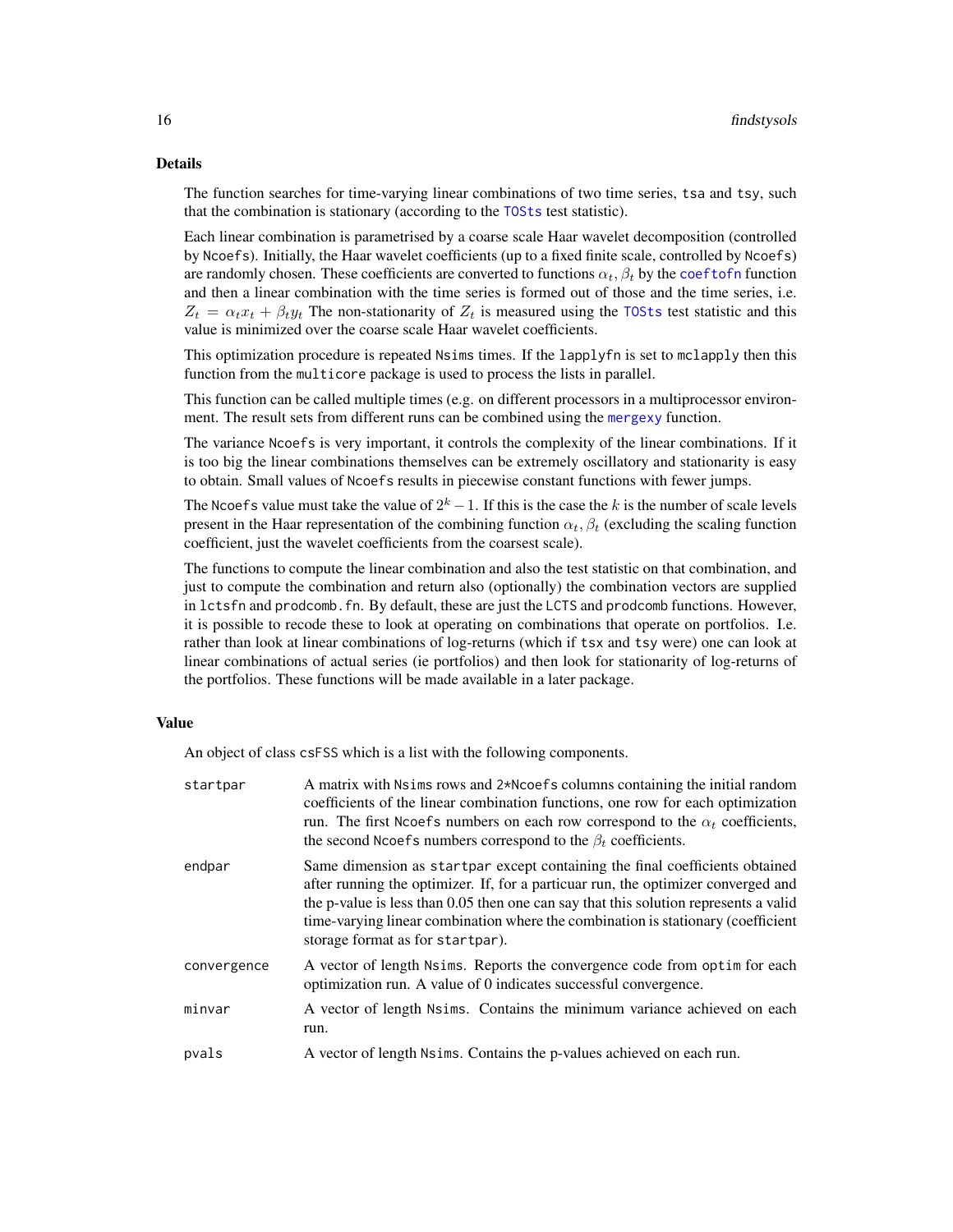## Details

The function searches for time-varying linear combinations of two time series, tsa and tsy, such that the combination is stationary (according to the TOSts test statistic).

Each linear combination is parametrised by a coarse scale Haar wavelet decomposition (controlled by Ncoefs). Initially, the Haar wavelet coefficients (up to a fixed finite scale, controlled by Ncoefs) are randomly chosen. These coefficients are converted to functions $\alpha_t, \beta_t$ by the coeftofn function and then a linear combination with the time series is formed out of those and the time series, i.e. $Z_t = \alpha_t x_t + \beta_t y_t$ The non-stationarity of $Z_t$ is measured using the TOSts test statistic and this value is minimized over the coarse scale Haar wavelet coefficients.

This optimization procedure is repeated Nsims times. If the lapplyfn is set to mclapply then this function from the multicore package is used to process the lists in parallel.

This function can be called multiple times (e.g. on different processors in a multiprocessor environment. The result sets from different runs can be combined using the mergexy function.

The variance Ncoefs is very important, it controls the complexity of the linear combinations. If it is too big the linear combinations themselves can be extremely oscillatory and stationarity is easy to obtain. Small values of Ncoefs results in piecewise constant functions with fewer jumps.

The Ncoefs value must take the value of $2^k - 1$. If this is the case the $k$ is the number of scale levels present in the Haar representation of the combining function $\alpha_t, \beta_t$ (excluding the scaling function coefficient, just the wavelet coefficients from the coarsest scale).

The functions to compute the linear combination and also the test statistic on that combination, and just to compute the combination and return also (optionally) the combination vectors are supplied in lctsfn and prodcomb.fn. By default, these are just the LCTS and prodcomb functions. However, it is possible to recode these to look at operating on combinations that operate on portfolios. I.e. rather than look at linear combinations of log-returns (which if tsx and tsy were) one can look at linear combinations of actual series (ie portfolios) and then look for stationarity of log-returns of the portfolios. These functions will be made available in a later package.

## Value

An object of class csFSS which is a list with the following components.

startpar
: A matrix with Nsims rows and 2*Ncoefs columns containing the initial random coefficients of the linear combination functions, one row for each optimization run. The first Ncoefs numbers on each row correspond to the $\alpha_t$ coefficients, the second Ncoefs numbers correspond to the $\beta_t$ coefficients.

endpar
: Same dimension as startpar except containing the final coefficients obtained after running the optimizer. If, for a particuar run, the optimizer converged and the p-value is less than 0.05 then one can say that this solution represents a valid time-varying linear combination where the combination is stationary (coefficient storage format as for startpar).

convergence
: A vector of length Nsims. Reports the convergence code from optim for each optimization run. A value of 0 indicates successful convergence.

minvar
: A vector of length Nsims. Contains the minimum variance achieved on each run.

pvals
: A vector of length Nsims. Contains the p-values achieved on each run.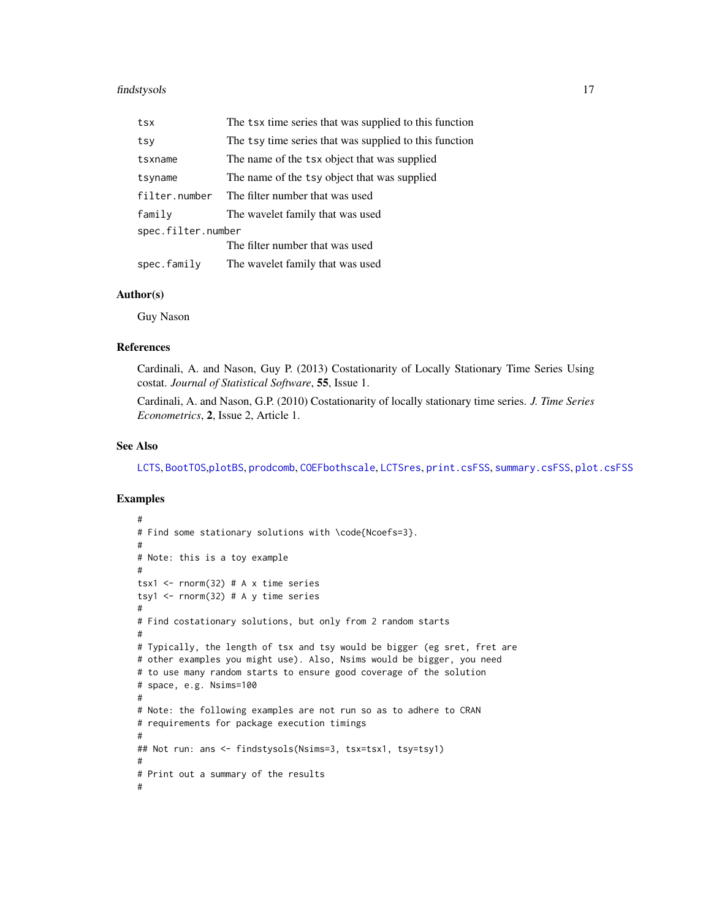| | |
|---|---|
| `tsx` | The `tsx` time series that was supplied to this function |
| `tsy` | The `tsy` time series that was supplied to this function |
| `tsxname` | The name of the `tsx` object that was supplied |
| `tsyname` | The name of the `tsy` object that was supplied |
| `filter.number` | The filter number that was used |
| `family` | The wavelet family that was used |
| `spec.filter.number` | The filter number that was used |
| `spec.family` | The wavelet family that was used |

## Author(s)

Guy Nason

## References

Cardinali, A. and Nason, Guy P. (2013) Costationarity of Locally Stationary Time Series Using costat. *Journal of Statistical Software*, **55**, Issue 1.

Cardinali, A. and Nason, G.P. (2010) Costationarity of locally stationary time series. *J. Time Series Econometrics*, **2**, Issue 2, Article 1.

## See Also

LCTS, BootTOS, plotBS, prodcomb, COEFbothscale, LCTSres, print.csFSS, summary.csFSS, plot.csFSS

## Examples

```
#
# Find some stationary solutions with \code{Ncoefs=3}.
#
# Note: this is a toy example
#
tsx1 <- rnorm(32) # A x time series
tsy1 <- rnorm(32) # A y time series
#
# Find costationary solutions, but only from 2 random starts
#
# Typically, the length of tsx and tsy would be bigger (eg sret, fret are
# other examples you might use). Also, Nsims would be bigger, you need
# to use many random starts to ensure good coverage of the solution
# space, e.g. Nsims=100
#
# Note: the following examples are not run so as to adhere to CRAN
# requirements for package execution timings
#
## Not run: ans <- findstysols(Nsims=3, tsx=tsx1, tsy=tsy1)
#
# Print out a summary of the results
#
```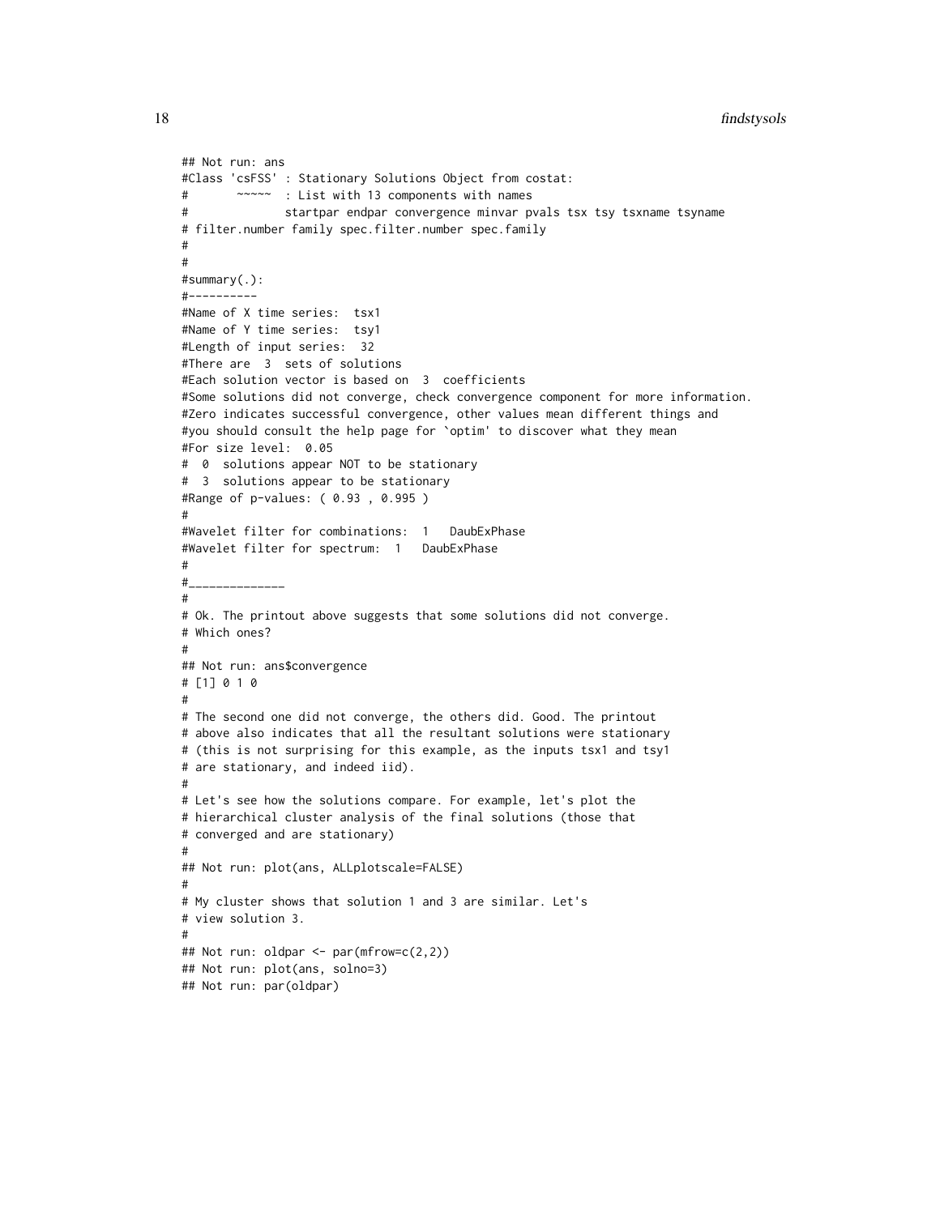```
## Not run: ans
#Class 'csFSS' : Stationary Solutions Object from costat:
#       ~~~~~  : List with 13 components with names
#              startpar endpar convergence minvar pvals tsx tsy tsxname tsyname
# filter.number family spec.filter.number spec.family
#
#
#summary(.):
#----------
#Name of X time series:  tsx1
#Name of Y time series:  tsy1
#Length of input series:  32
#There are  3  sets of solutions
#Each solution vector is based on  3  coefficients
#Some solutions did not converge, check convergence component for more information.
#Zero indicates successful convergence, other values mean different things and
#you should consult the help page for `optim' to discover what they mean
#For size level:  0.05
#  0  solutions appear NOT to be stationary
#  3  solutions appear to be stationary
#Range of p-values: ( 0.93 , 0.995 )
#
#Wavelet filter for combinations:  1   DaubExPhase
#Wavelet filter for spectrum:  1   DaubExPhase
#
#_______________
#
# Ok. The printout above suggests that some solutions did not converge.
# Which ones?
#
## Not run: ans$convergence
# [1] 0 1 0
#
# The second one did not converge, the others did. Good. The printout
# above also indicates that all the resultant solutions were stationary
# (this is not surprising for this example, as the inputs tsx1 and tsy1
# are stationary, and indeed iid).
#
# Let's see how the solutions compare. For example, let's plot the
# hierarchical cluster analysis of the final solutions (those that
# converged and are stationary)
#
## Not run: plot(ans, ALLplotscale=FALSE)
#
# My cluster shows that solution 1 and 3 are similar. Let's
# view solution 3.
#
## Not run: oldpar <- par(mfrow=c(2,2))
## Not run: plot(ans, solno=3)
## Not run: par(oldpar)
```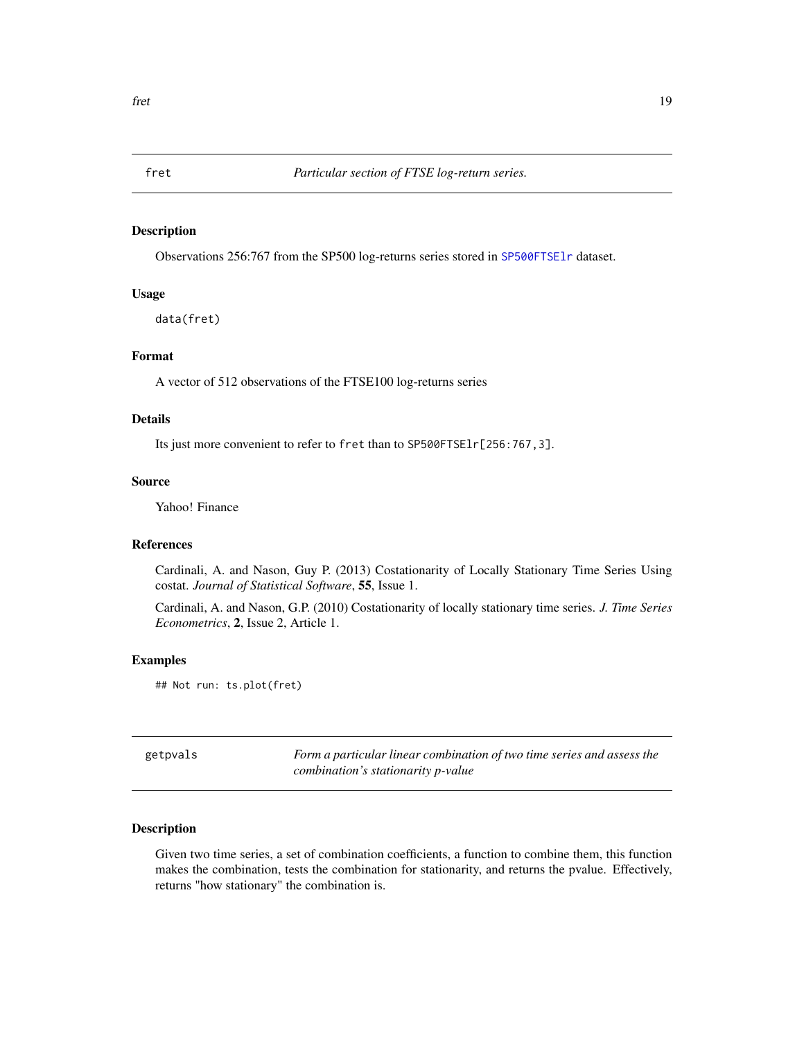## fret — *Particular section of FTSE log-return series.*

### Description

Observations 256:767 from the SP500 log-returns series stored in SP500FTSElr dataset.

### Usage

```
data(fret)
```

### Format

A vector of 512 observations of the FTSE100 log-returns series

### Details

Its just more convenient to refer to `fret` than to `SP500FTSElr[256:767,3]`.

### Source

Yahoo! Finance

### References

Cardinali, A. and Nason, Guy P. (2013) Costationarity of Locally Stationary Time Series Using costat. *Journal of Statistical Software*, **55**, Issue 1.

Cardinali, A. and Nason, G.P. (2010) Costationarity of locally stationary time series. *J. Time Series Econometrics*, **2**, Issue 2, Article 1.

### Examples

```
## Not run: ts.plot(fret)
```

## getpvals — *Form a particular linear combination of two time series and assess the combination's stationarity p-value*

### Description

Given two time series, a set of combination coefficients, a function to combine them, this function makes the combination, tests the combination for stationarity, and returns the pvalue. Effectively, returns "how stationary" the combination is.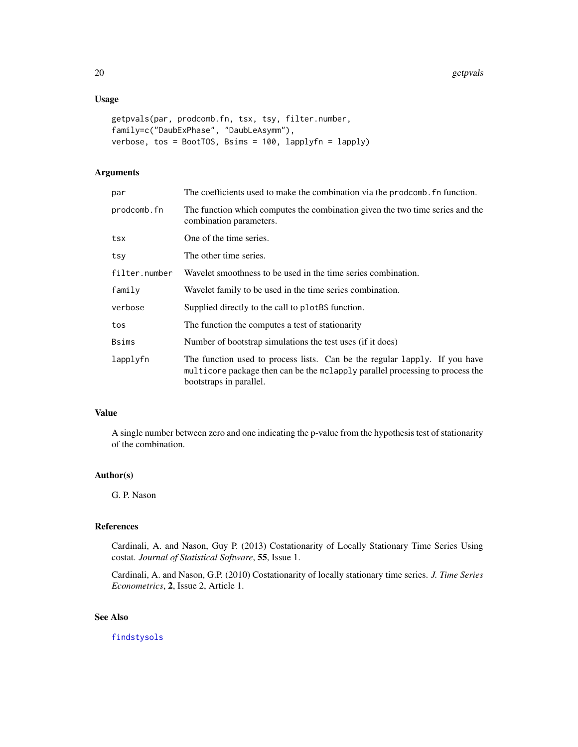## Usage

```
getpvals(par, prodcomb.fn, tsx, tsy, filter.number,
family=c("DaubExPhase", "DaubLeAsymm"),
verbose, tos = BootTOS, Bsims = 100, lapplyfn = lapply)
```

## Arguments

| | |
|---|---|
| par | The coefficients used to make the combination via the prodcomb.fn function. |
| prodcomb.fn | The function which computes the combination given the two time series and the combination parameters. |
| tsx | One of the time series. |
| tsy | The other time series. |
| filter.number | Wavelet smoothness to be used in the time series combination. |
| family | Wavelet family to be used in the time series combination. |
| verbose | Supplied directly to the call to plotBS function. |
| tos | The function the computes a test of stationarity |
| Bsims | Number of bootstrap simulations the test uses (if it does) |
| lapplyfn | The function used to process lists. Can be the regular lapply. If you have multicore package then can be the mclapply parallel processing to process the bootstraps in parallel. |

## Value

A single number between zero and one indicating the p-value from the hypothesis test of stationarity of the combination.

## Author(s)

G. P. Nason

## References

Cardinali, A. and Nason, Guy P. (2013) Costationarity of Locally Stationary Time Series Using costat. *Journal of Statistical Software*, **55**, Issue 1.

Cardinali, A. and Nason, G.P. (2010) Costationarity of locally stationary time series. *J. Time Series Econometrics*, **2**, Issue 2, Article 1.

## See Also

findstysols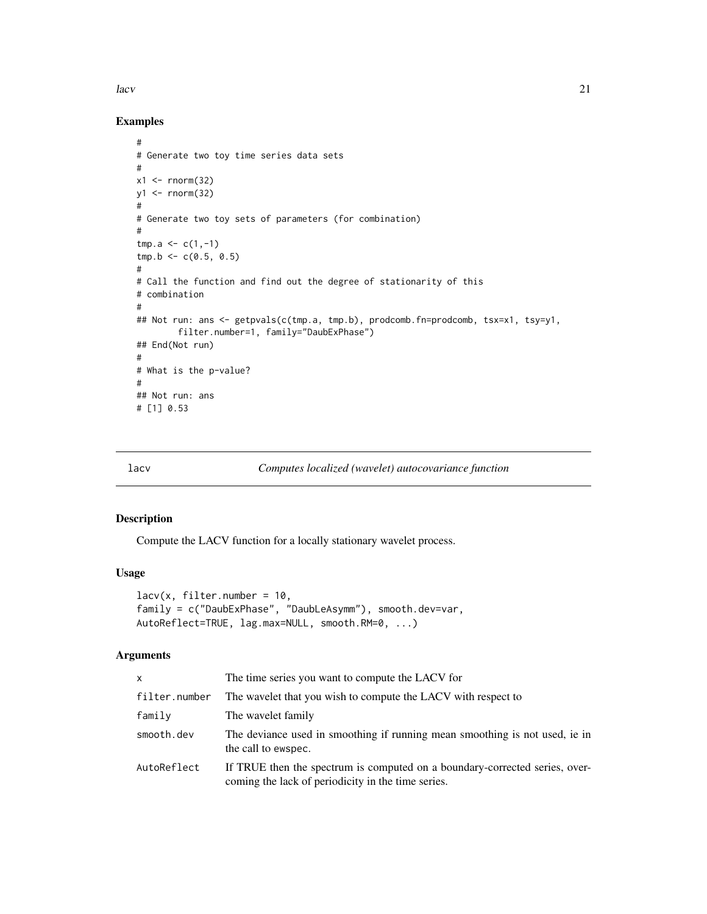### Examples

```
#
# Generate two toy time series data sets
#
x1 <- rnorm(32)
y1 <- rnorm(32)
#
# Generate two toy sets of parameters (for combination)
#
tmp.a <- c(1,-1)
tmp.b <- c(0.5, 0.5)
#
# Call the function and find out the degree of stationarity of this
# combination
#
## Not run: ans <- getpvals(c(tmp.a, tmp.b), prodcomb.fn=prodcomb, tsx=x1, tsy=y1,
        filter.number=1, family="DaubExPhase")
## End(Not run)
#
# What is the p-value?
#
## Not run: ans
# [1] 0.53
```

---

## lacv *Computes localized (wavelet) autocovariance function*

### Description

Compute the LACV function for a locally stationary wavelet process.

### Usage

```
lacv(x, filter.number = 10,
family = c("DaubExPhase", "DaubLeAsymm"), smooth.dev=var,
AutoReflect=TRUE, lag.max=NULL, smooth.RM=0, ...)
```

### Arguments

| | |
|---|---|
| x | The time series you want to compute the LACV for |
| filter.number | The wavelet that you wish to compute the LACV with respect to |
| family | The wavelet family |
| smooth.dev | The deviance used in smoothing if running mean smoothing is not used, ie in the call to ewspec. |
| AutoReflect | If TRUE then the spectrum is computed on a boundary-corrected series, overcoming the lack of periodicity in the time series. |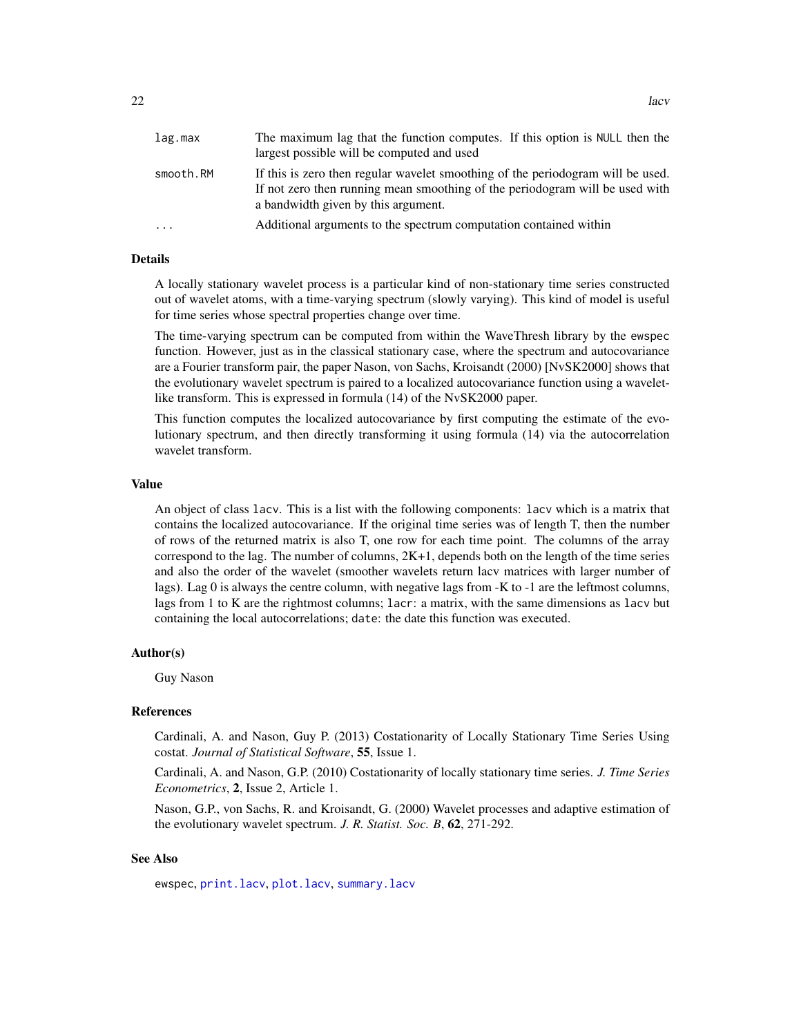| | |
|---|---|
| `lag.max` | The maximum lag that the function computes. If this option is `NULL` then the largest possible will be computed and used |
| `smooth.RM` | If this is zero then regular wavelet smoothing of the periodogram will be used. If not zero then running mean smoothing of the periodogram will be used with a bandwidth given by this argument. |
| `...` | Additional arguments to the spectrum computation contained within |

### Details

A locally stationary wavelet process is a particular kind of non-stationary time series constructed out of wavelet atoms, with a time-varying spectrum (slowly varying). This kind of model is useful for time series whose spectral properties change over time.

The time-varying spectrum can be computed from within the WaveThresh library by the `ewspec` function. However, just as in the classical stationary case, where the spectrum and autocovariance are a Fourier transform pair, the paper Nason, von Sachs, Kroisandt (2000) [NvSK2000] shows that the evolutionary wavelet spectrum is paired to a localized autocovariance function using a wavelet-like transform. This is expressed in formula (14) of the NvSK2000 paper.

This function computes the localized autocovariance by first computing the estimate of the evolutionary spectrum, and then directly transforming it using formula (14) via the autocorrelation wavelet transform.

### Value

An object of class `lacv`. This is a list with the following components: `lacv` which is a matrix that contains the localized autocovariance. If the original time series was of length T, then the number of rows of the returned matrix is also T, one row for each time point. The columns of the array correspond to the lag. The number of columns, 2K+1, depends both on the length of the time series and also the order of the wavelet (smoother wavelets return lacv matrices with larger number of lags). Lag 0 is always the centre column, with negative lags from -K to -1 are the leftmost columns, lags from 1 to K are the rightmost columns; `lacr`: a matrix, with the same dimensions as `lacv` but containing the local autocorrelations; `date`: the date this function was executed.

### Author(s)

Guy Nason

### References

Cardinali, A. and Nason, Guy P. (2013) Costationarity of Locally Stationary Time Series Using costat. *Journal of Statistical Software*, **55**, Issue 1.

Cardinali, A. and Nason, G.P. (2010) Costationarity of locally stationary time series. *J. Time Series Econometrics*, **2**, Issue 2, Article 1.

Nason, G.P., von Sachs, R. and Kroisandt, G. (2000) Wavelet processes and adaptive estimation of the evolutionary wavelet spectrum. *J. R. Statist. Soc. B*, **62**, 271-292.

### See Also

`ewspec`, `print.lacv`, `plot.lacv`, `summary.lacv`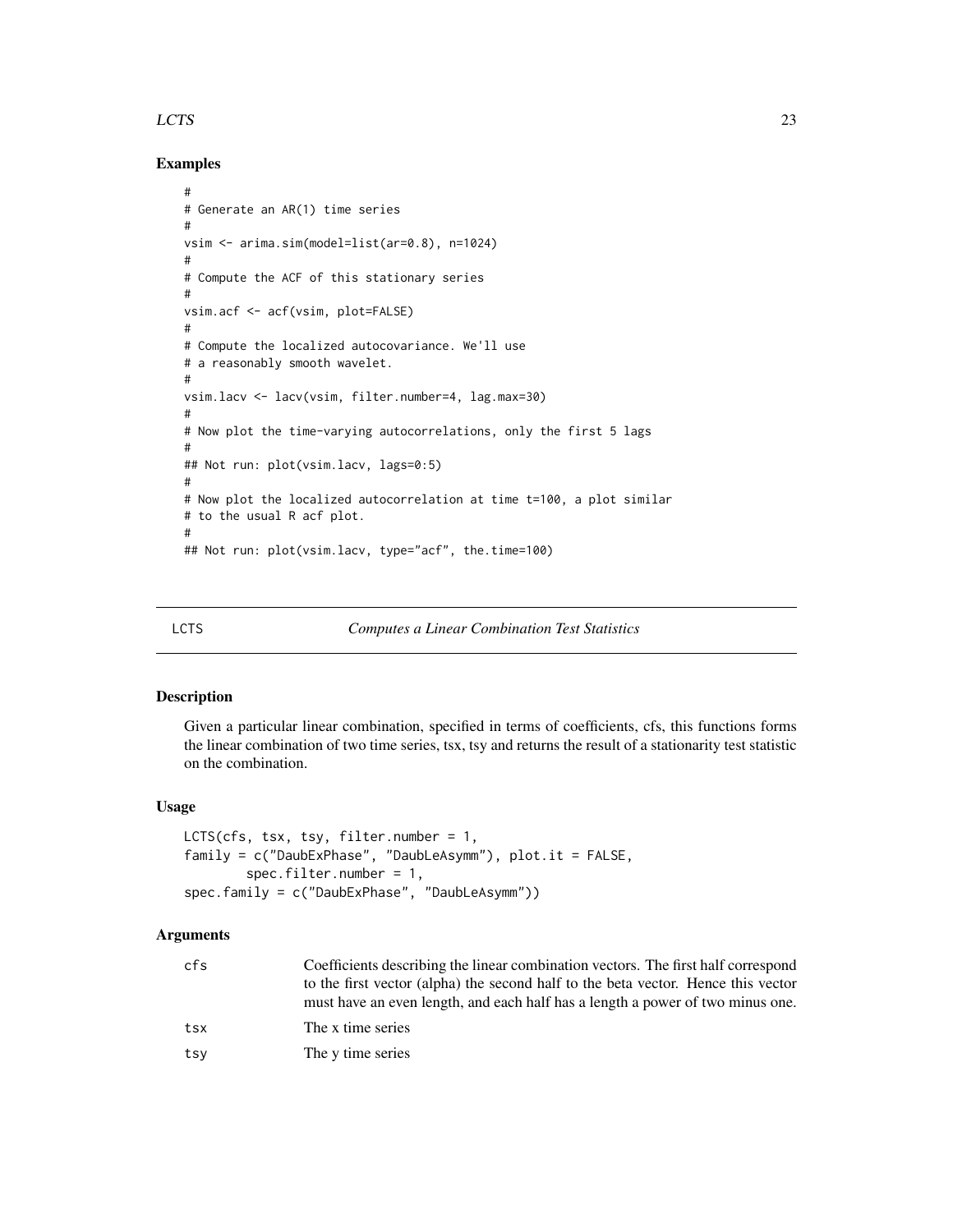## Examples

```
#
# Generate an AR(1) time series
#
vsim <- arima.sim(model=list(ar=0.8), n=1024)
#
# Compute the ACF of this stationary series
#
vsim.acf <- acf(vsim, plot=FALSE)
#
# Compute the localized autocovariance. We'll use
# a reasonably smooth wavelet.
#
vsim.lacv <- lacv(vsim, filter.number=4, lag.max=30)
#
# Now plot the time-varying autocorrelations, only the first 5 lags
#
## Not run: plot(vsim.lacv, lags=0:5)
#
# Now plot the localized autocorrelation at time t=100, a plot similar
# to the usual R acf plot.
#
## Not run: plot(vsim.lacv, type="acf", the.time=100)
```

---

# LCTS — *Computes a Linear Combination Test Statistics*

## Description

Given a particular linear combination, specified in terms of coefficients, cfs, this functions forms the linear combination of two time series, tsx, tsy and returns the result of a stationarity test statistic on the combination.

## Usage

```
LCTS(cfs, tsx, tsy, filter.number = 1,
family = c("DaubExPhase", "DaubLeAsymm"), plot.it = FALSE,
        spec.filter.number = 1,
spec.family = c("DaubExPhase", "DaubLeAsymm"))
```

## Arguments

| | |
|---|---|
| cfs | Coefficients describing the linear combination vectors. The first half correspond to the first vector (alpha) the second half to the beta vector. Hence this vector must have an even length, and each half has a length a power of two minus one. |
| tsx | The x time series |
| tsy | The y time series |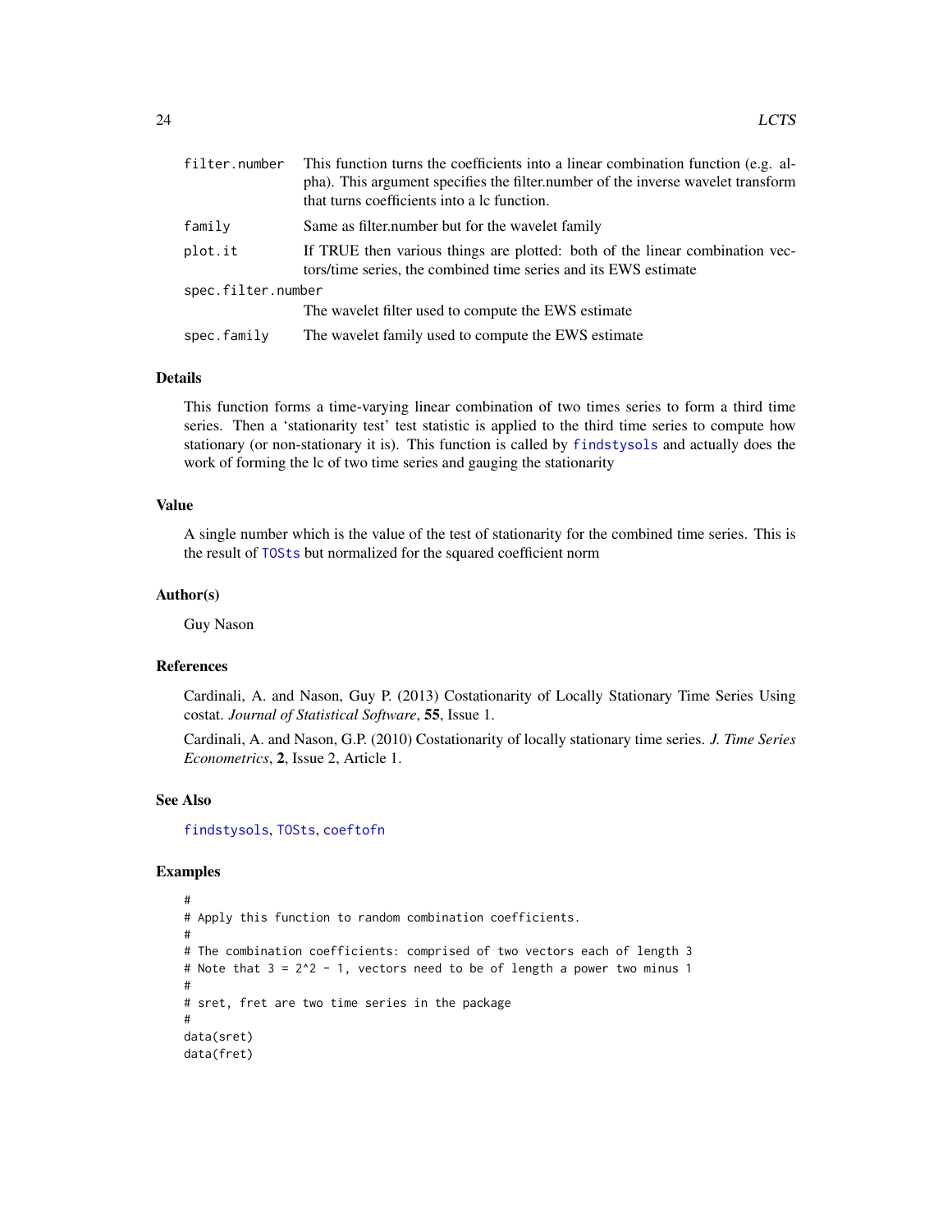| | |
|---|---|
| filter.number | This function turns the coefficients into a linear combination function (e.g. alpha). This argument specifies the filter.number of the inverse wavelet transform that turns coefficients into a lc function. |
| family | Same as filter.number but for the wavelet family |
| plot.it | If TRUE then various things are plotted: both of the linear combination vectors/time series, the combined time series and its EWS estimate |
| spec.filter.number | The wavelet filter used to compute the EWS estimate |
| spec.family | The wavelet family used to compute the EWS estimate |

### Details

This function forms a time-varying linear combination of two times series to form a third time series. Then a 'stationarity test' test statistic is applied to the third time series to compute how stationary (or non-stationary it is). This function is called by findstysols and actually does the work of forming the lc of two time series and gauging the stationarity

### Value

A single number which is the value of the test of stationarity for the combined time series. This is the result of TOSts but normalized for the squared coefficient norm

### Author(s)

Guy Nason

### References

Cardinali, A. and Nason, Guy P. (2013) Costationarity of Locally Stationary Time Series Using costat. *Journal of Statistical Software*, **55**, Issue 1.

Cardinali, A. and Nason, G.P. (2010) Costationarity of locally stationary time series. *J. Time Series Econometrics*, **2**, Issue 2, Article 1.

### See Also

findstysols, TOSts, coeftofn

### Examples

```
#
# Apply this function to random combination coefficients.
#
# The combination coefficients: comprised of two vectors each of length 3
# Note that 3 = 2^2 - 1, vectors need to be of length a power two minus 1
#
# sret, fret are two time series in the package
#
data(sret)
data(fret)
```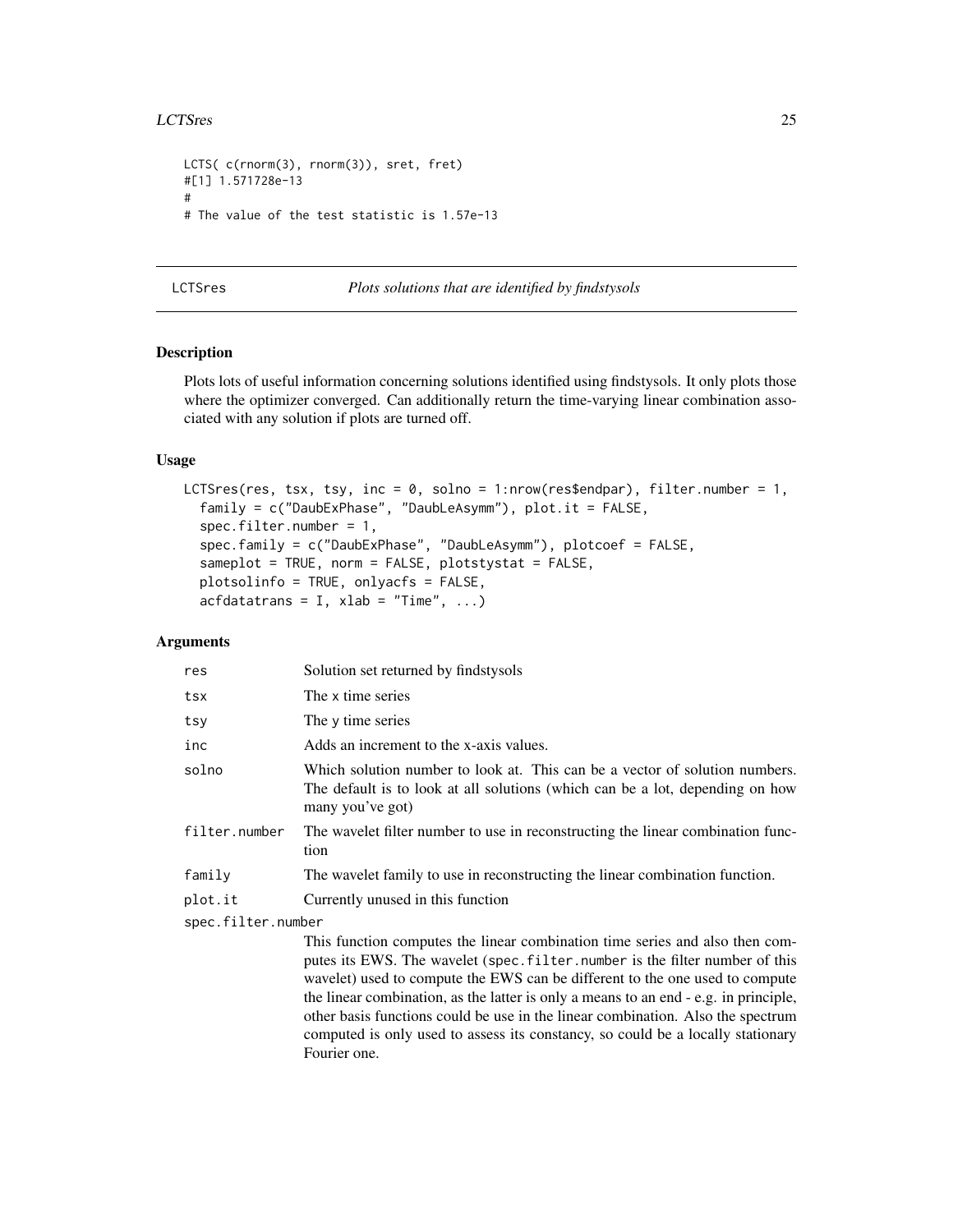```
LCTS( c(rnorm(3), rnorm(3)), sret, fret)
#[1] 1.571728e-13
#
# The value of the test statistic is 1.57e-13
```

## LCTSres — *Plots solutions that are identified by findstysols*

### Description

Plots lots of useful information concerning solutions identified using findstysols. It only plots those where the optimizer converged. Can additionally return the time-varying linear combination associated with any solution if plots are turned off.

### Usage

```
LCTSres(res, tsx, tsy, inc = 0, solno = 1:nrow(res$endpar), filter.number = 1,
  family = c("DaubExPhase", "DaubLeAsymm"), plot.it = FALSE,
  spec.filter.number = 1,
  spec.family = c("DaubExPhase", "DaubLeAsymm"), plotcoef = FALSE,
  sameplot = TRUE, norm = FALSE, plotstystat = FALSE,
  plotsolinfo = TRUE, onlyacfs = FALSE,
  acfdatatrans = I, xlab = "Time", ...)
```

### Arguments

| | |
|---|---|
| res | Solution set returned by findstysols |
| tsx | The x time series |
| tsy | The y time series |
| inc | Adds an increment to the x-axis values. |
| solno | Which solution number to look at. This can be a vector of solution numbers. The default is to look at all solutions (which can be a lot, depending on how many you've got) |
| filter.number | The wavelet filter number to use in reconstructing the linear combination function |
| family | The wavelet family to use in reconstructing the linear combination function. |
| plot.it | Currently unused in this function |
| spec.filter.number | This function computes the linear combination time series and also then computes its EWS. The wavelet (spec.filter.number is the filter number of this wavelet) used to compute the EWS can be different to the one used to compute the linear combination, as the latter is only a means to an end - e.g. in principle, other basis functions could be use in the linear combination. Also the spectrum computed is only used to assess its constancy, so could be a locally stationary Fourier one. |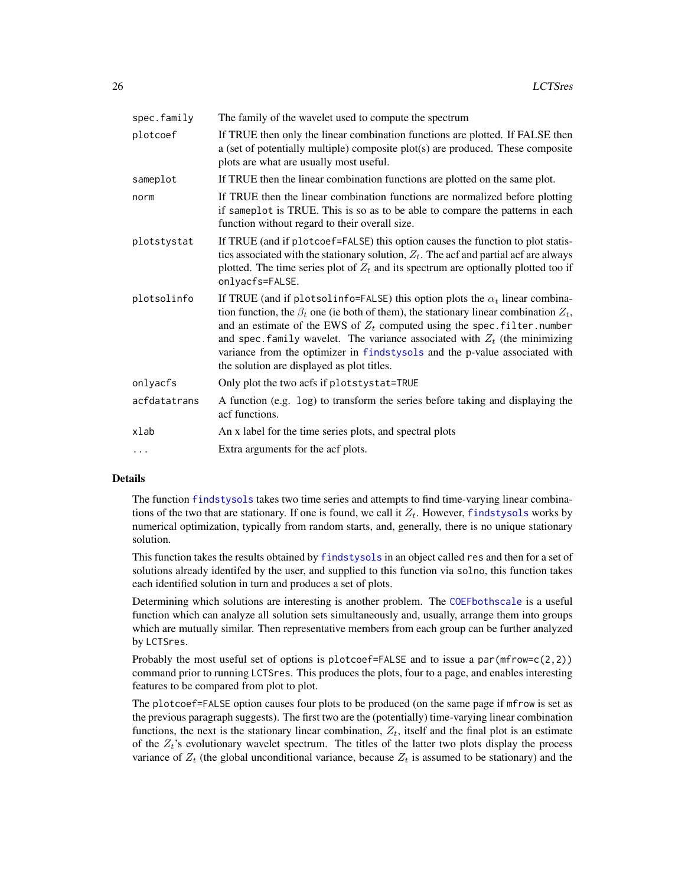| | |
|---|---|
| spec.family | The family of the wavelet used to compute the spectrum |
| plotcoef | If TRUE then only the linear combination functions are plotted. If FALSE then a (set of potentially multiple) composite plot(s) are produced. These composite plots are what are usually most useful. |
| sameplot | If TRUE then the linear combination functions are plotted on the same plot. |
| norm | If TRUE then the linear combination functions are normalized before plotting if sameplot is TRUE. This is so as to be able to compare the patterns in each function without regard to their overall size. |
| plotstystat | If TRUE (and if plotcoef=FALSE) this option causes the function to plot statistics associated with the stationary solution, $Z_t$. The acf and partial acf are always plotted. The time series plot of $Z_t$ and its spectrum are optionally plotted too if onlyacfs=FALSE. |
| plotsolinfo | If TRUE (and if plotsolinfo=FALSE) this option plots the $\alpha_t$ linear combination function, the $\beta_t$ one (ie both of them), the stationary linear combination $Z_t$, and an estimate of the EWS of $Z_t$ computed using the spec.filter.number and spec.family wavelet. The variance associated with $Z_t$ (the minimizing variance from the optimizer in findstysols and the p-value associated with the solution are displayed as plot titles. |
| onlyacfs | Only plot the two acfs if plotstystat=TRUE |
| acfdatatrans | A function (e.g. log) to transform the series before taking and displaying the acf functions. |
| xlab | An x label for the time series plots, and spectral plots |
| ... | Extra arguments for the acf plots. |

## Details

The function findstysols takes two time series and attempts to find time-varying linear combinations of the two that are stationary. If one is found, we call it $Z_t$. However, findstysols works by numerical optimization, typically from random starts, and, generally, there is no unique stationary solution.

This function takes the results obtained by findstysols in an object called res and then for a set of solutions already identifed by the user, and supplied to this function via solno, this function takes each identified solution in turn and produces a set of plots.

Determining which solutions are interesting is another problem. The COEFbothscale is a useful function which can analyze all solution sets simultaneously and, usually, arrange them into groups which are mutually similar. Then representative members from each group can be further analyzed by LCTSres.

Probably the most useful set of options is plotcoef=FALSE and to issue a par(mfrow=c(2,2)) command prior to running LCTSres. This produces the plots, four to a page, and enables interesting features to be compared from plot to plot.

The plotcoef=FALSE option causes four plots to be produced (on the same page if mfrow is set as the previous paragraph suggests). The first two are the (potentially) time-varying linear combination functions, the next is the stationary linear combination, $Z_t$, itself and the final plot is an estimate of the $Z_t$'s evolutionary wavelet spectrum. The titles of the latter two plots display the process variance of $Z_t$ (the global unconditional variance, because $Z_t$ is assumed to be stationary) and the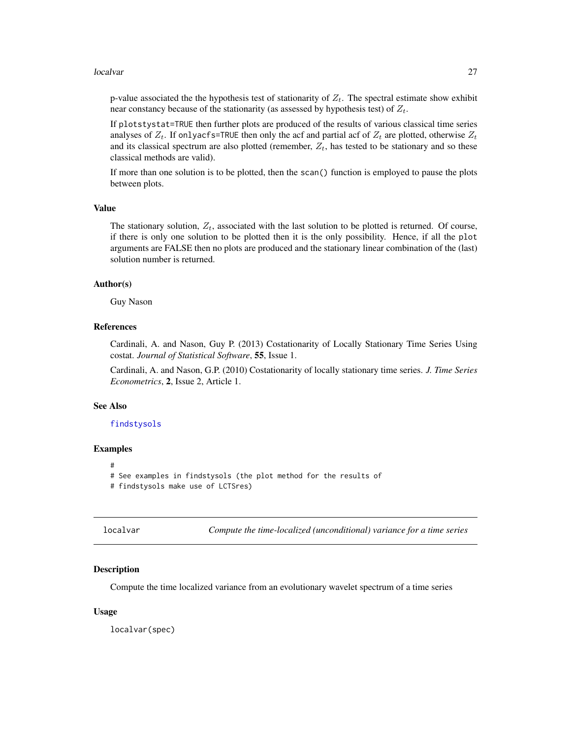p-value associated the the hypothesis test of stationarity of $Z_t$. The spectral estimate show exhibit near constancy because of the stationarity (as assessed by hypothesis test) of $Z_t$.

If `plotstystat=TRUE` then further plots are produced of the results of various classical time series analyses of $Z_t$. If `onlyacfs=TRUE` then only the acf and partial acf of $Z_t$ are plotted, otherwise $Z_t$ and its classical spectrum are also plotted (remember, $Z_t$, has tested to be stationary and so these classical methods are valid).

If more than one solution is to be plotted, then the `scan()` function is employed to pause the plots between plots.

### Value

The stationary solution, $Z_t$, associated with the last solution to be plotted is returned. Of course, if there is only one solution to be plotted then it is the only possibility. Hence, if all the `plot` arguments are FALSE then no plots are produced and the stationary linear combination of the (last) solution number is returned.

### Author(s)

Guy Nason

### References

Cardinali, A. and Nason, Guy P. (2013) Costationarity of Locally Stationary Time Series Using costat. *Journal of Statistical Software*, **55**, Issue 1.

Cardinali, A. and Nason, G.P. (2010) Costationarity of locally stationary time series. *J. Time Series Econometrics*, **2**, Issue 2, Article 1.

### See Also

findstysols

### Examples

```
#
# See examples in findstysols (the plot method for the results of
# findstysols make use of LCTSres)
```

---

## localvar — *Compute the time-localized (unconditional) variance for a time series*

### Description

Compute the time localized variance from an evolutionary wavelet spectrum of a time series

### Usage

```
localvar(spec)
```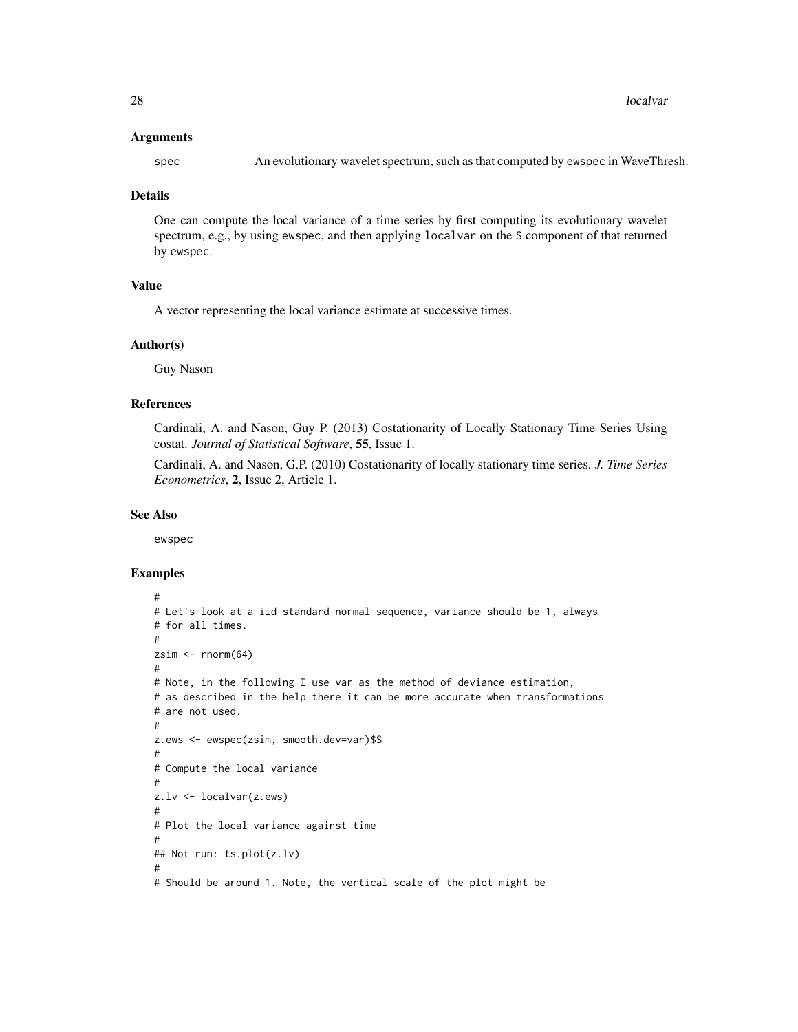### Arguments

`spec` An evolutionary wavelet spectrum, such as that computed by `ewspec` in WaveThresh.

### Details

One can compute the local variance of a time series by first computing its evolutionary wavelet spectrum, e.g., by using `ewspec`, and then applying `localvar` on the `S` component of that returned by `ewspec`.

### Value

A vector representing the local variance estimate at successive times.

### Author(s)

Guy Nason

### References

Cardinali, A. and Nason, Guy P. (2013) Costationarity of Locally Stationary Time Series Using costat. *Journal of Statistical Software*, **55**, Issue 1.

Cardinali, A. and Nason, G.P. (2010) Costationarity of locally stationary time series. *J. Time Series Econometrics*, **2**, Issue 2, Article 1.

### See Also

`ewspec`

### Examples

```
#
# Let's look at a iid standard normal sequence, variance should be 1, always
# for all times.
#
zsim <- rnorm(64)
#
# Note, in the following I use var as the method of deviance estimation,
# as described in the help there it can be more accurate when transformations
# are not used.
#
z.ews <- ewspec(zsim, smooth.dev=var)$S
#
# Compute the local variance
#
z.lv <- localvar(z.ews)
#
# Plot the local variance against time
#
## Not run: ts.plot(z.lv)
#
# Should be around 1. Note, the vertical scale of the plot might be
```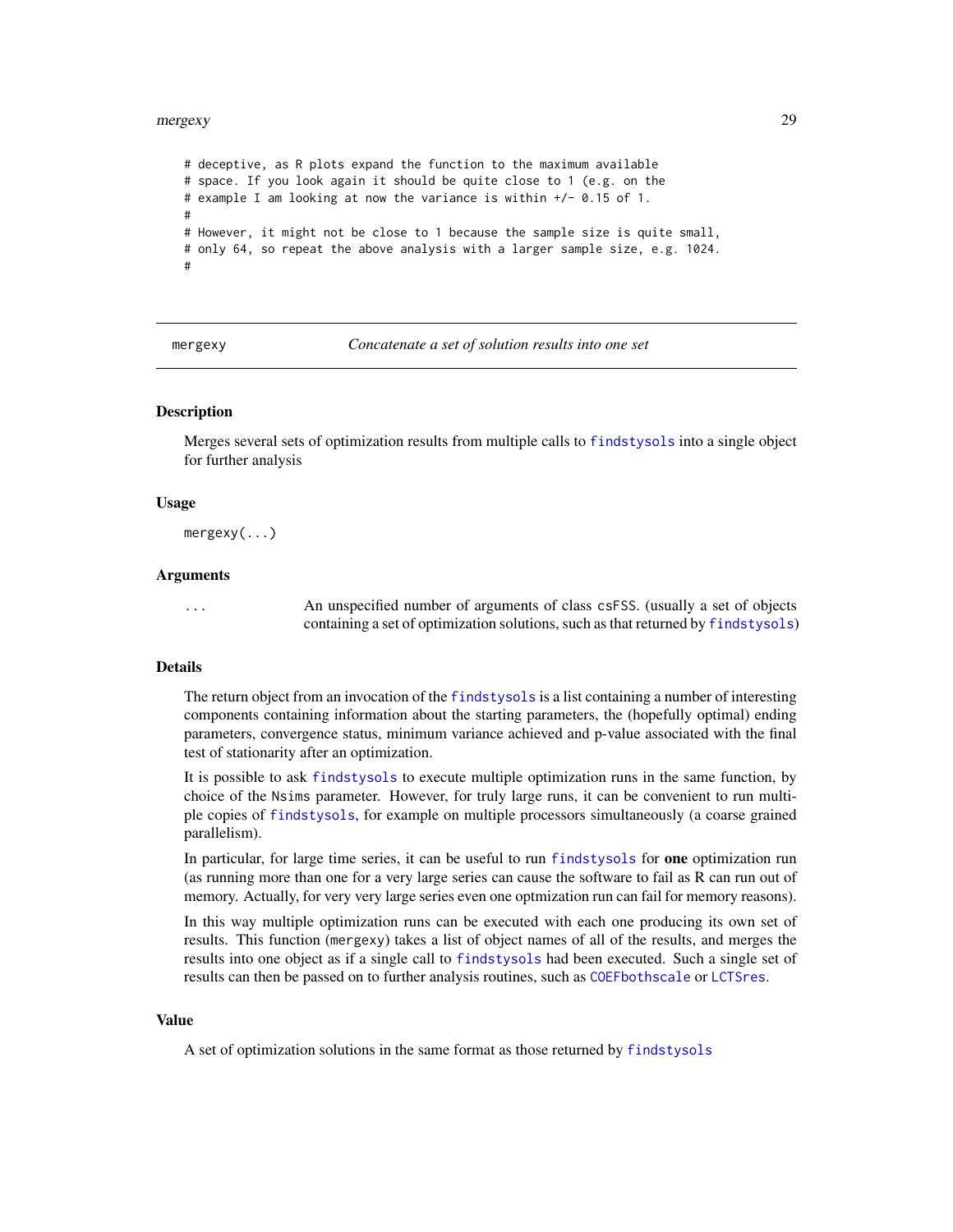```
# deceptive, as R plots expand the function to the maximum available
# space. If you look again it should be quite close to 1 (e.g. on the
# example I am looking at now the variance is within +/- 0.15 of 1.
#
# However, it might not be close to 1 because the sample size is quite small,
# only 64, so repeat the above analysis with a larger sample size, e.g. 1024.
#
```

---

## mergexy — *Concatenate a set of solution results into one set*

### Description

Merges several sets of optimization results from multiple calls to findstysols into a single object for further analysis

### Usage

```
mergexy(...)
```

### Arguments

| | |
|---|---|
| ... | An unspecified number of arguments of class csFSS. (usually a set of objects containing a set of optimization solutions, such as that returned by findstysols) |

### Details

The return object from an invocation of the findstysols is a list containing a number of interesting components containing information about the starting parameters, the (hopefully optimal) ending parameters, convergence status, minimum variance achieved and p-value associated with the final test of stationarity after an optimization.

It is possible to ask findstysols to execute multiple optimization runs in the same function, by choice of the Nsims parameter. However, for truly large runs, it can be convenient to run multiple copies of findstysols, for example on multiple processors simultaneously (a coarse grained parallelism).

In particular, for large time series, it can be useful to run findstysols for **one** optimization run (as running more than one for a very large series can cause the software to fail as R can run out of memory. Actually, for very very large series even one optmization run can fail for memory reasons).

In this way multiple optimization runs can be executed with each one producing its own set of results. This function (mergexy) takes a list of object names of all of the results, and merges the results into one object as if a single call to findstysols had been executed. Such a single set of results can then be passed on to further analysis routines, such as COEFbothscale or LCTSres.

### Value

A set of optimization solutions in the same format as those returned by findstysols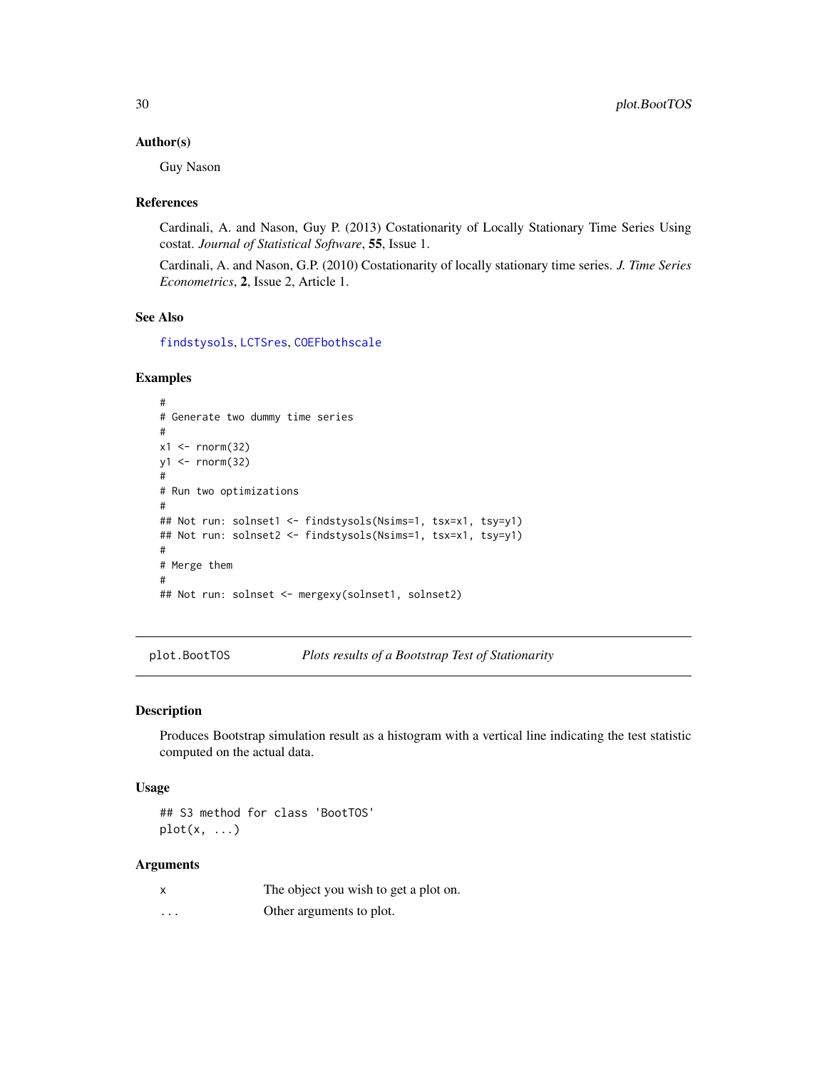### Author(s)

Guy Nason

### References

Cardinali, A. and Nason, Guy P. (2013) Costationarity of Locally Stationary Time Series Using costat. *Journal of Statistical Software*, **55**, Issue 1.

Cardinali, A. and Nason, G.P. (2010) Costationarity of locally stationary time series. *J. Time Series Econometrics*, **2**, Issue 2, Article 1.

### See Also

findstysols, LCTSres, COEFbothscale

### Examples

```
#
# Generate two dummy time series
#
x1 <- rnorm(32)
y1 <- rnorm(32)
#
# Run two optimizations
#
## Not run: solnset1 <- findstysols(Nsims=1, tsx=x1, tsy=y1)
## Not run: solnset2 <- findstysols(Nsims=1, tsx=x1, tsy=y1)
#
# Merge them
#
## Not run: solnset <- mergexy(solnset1, solnset2)
```

---

## plot.BootTOS *Plots results of a Bootstrap Test of Stationarity*

### Description

Produces Bootstrap simulation result as a histogram with a vertical line indicating the test statistic computed on the actual data.

### Usage

```
## S3 method for class 'BootTOS'
plot(x, ...)
```

### Arguments

| | |
|---|---|
| x | The object you wish to get a plot on. |
| ... | Other arguments to plot. |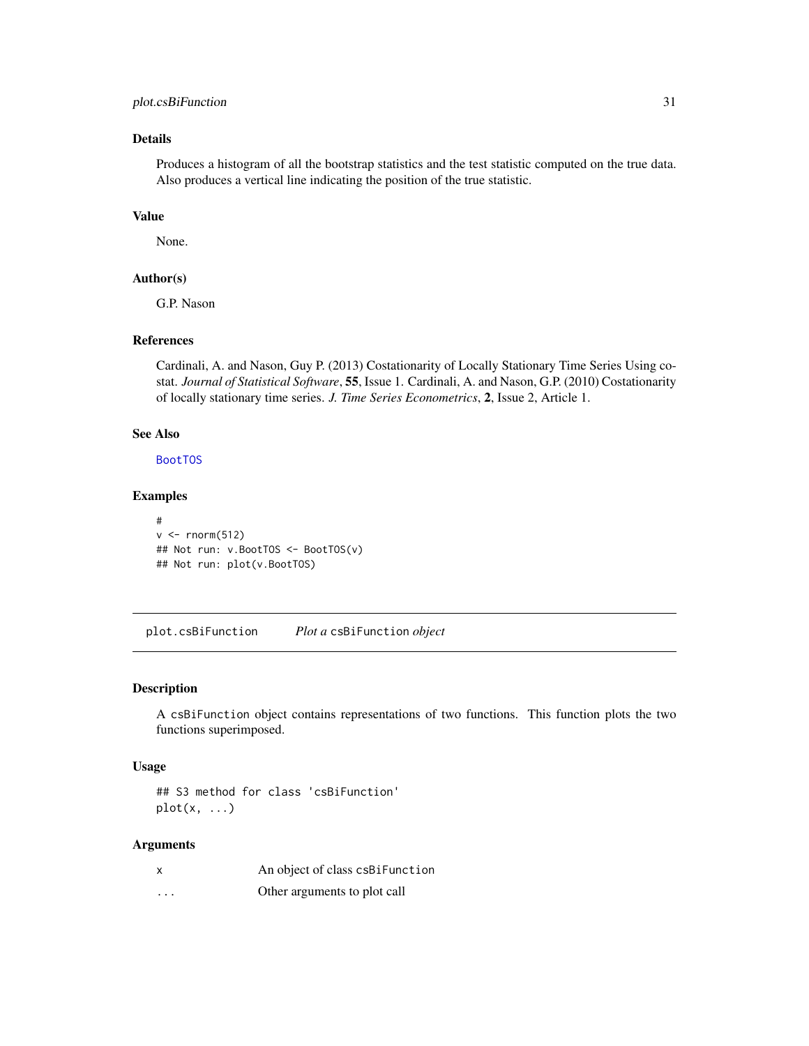### Details

Produces a histogram of all the bootstrap statistics and the test statistic computed on the true data. Also produces a vertical line indicating the position of the true statistic.

### Value

None.

### Author(s)

G.P. Nason

### References

Cardinali, A. and Nason, Guy P. (2013) Costationarity of Locally Stationary Time Series Using costat. *Journal of Statistical Software*, **55**, Issue 1. Cardinali, A. and Nason, G.P. (2010) Costationarity of locally stationary time series. *J. Time Series Econometrics*, **2**, Issue 2, Article 1.

### See Also

BootTOS

### Examples

```
#
v <- rnorm(512)
## Not run: v.BootTOS <- BootTOS(v)
## Not run: plot(v.BootTOS)
```

---

## plot.csBiFunction — *Plot a* csBiFunction *object*

---

### Description

A csBiFunction object contains representations of two functions. This function plots the two functions superimposed.

### Usage

```
## S3 method for class 'csBiFunction'
plot(x, ...)
```

### Arguments

| | |
|---|---|
| x | An object of class csBiFunction |
| ... | Other arguments to plot call |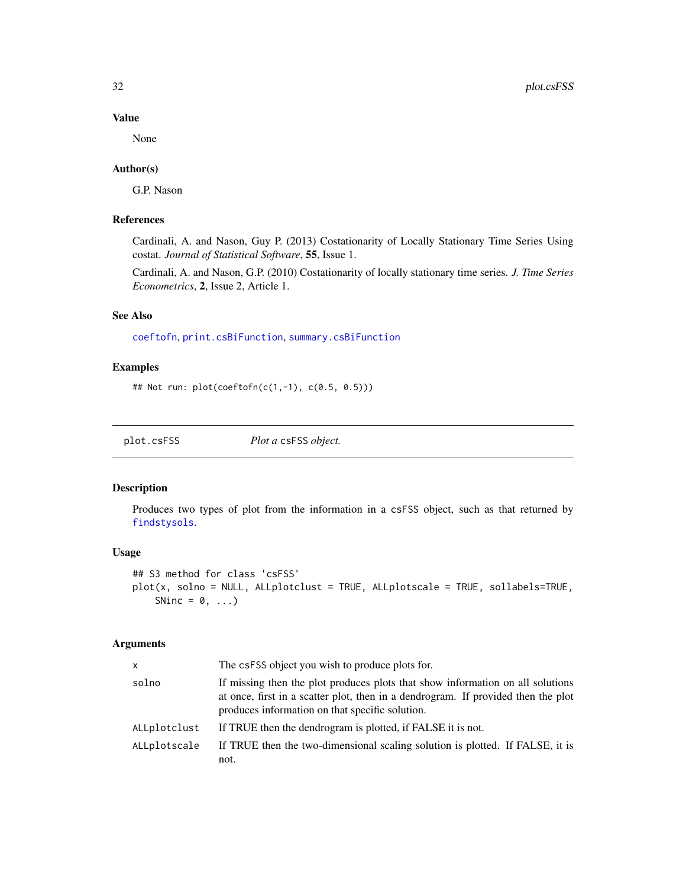### Value

None

### Author(s)

G.P. Nason

### References

Cardinali, A. and Nason, Guy P. (2013) Costationarity of Locally Stationary Time Series Using costat. *Journal of Statistical Software*, **55**, Issue 1.

Cardinali, A. and Nason, G.P. (2010) Costationarity of locally stationary time series. *J. Time Series Econometrics*, **2**, Issue 2, Article 1.

### See Also

coeftofn, print.csBiFunction, summary.csBiFunction

### Examples

```
## Not run: plot(coeftofn(c(1,-1), c(0.5, 0.5)))
```

---

## plot.csFSS — *Plot a* csFSS *object.*

### Description

Produces two types of plot from the information in a csFSS object, such as that returned by findstysols.

### Usage

```
## S3 method for class 'csFSS'
plot(x, solno = NULL, ALLplotclust = TRUE, ALLplotscale = TRUE, sollabels=TRUE,
    SNinc = 0, ...)
```

### Arguments

| | |
|---|---|
| x | The csFSS object you wish to produce plots for. |
| solno | If missing then the plot produces plots that show information on all solutions at once, first in a scatter plot, then in a dendrogram. If provided then the plot produces information on that specific solution. |
| ALLplotclust | If TRUE then the dendrogram is plotted, if FALSE it is not. |
| ALLplotscale | If TRUE then the two-dimensional scaling solution is plotted. If FALSE, it is not. |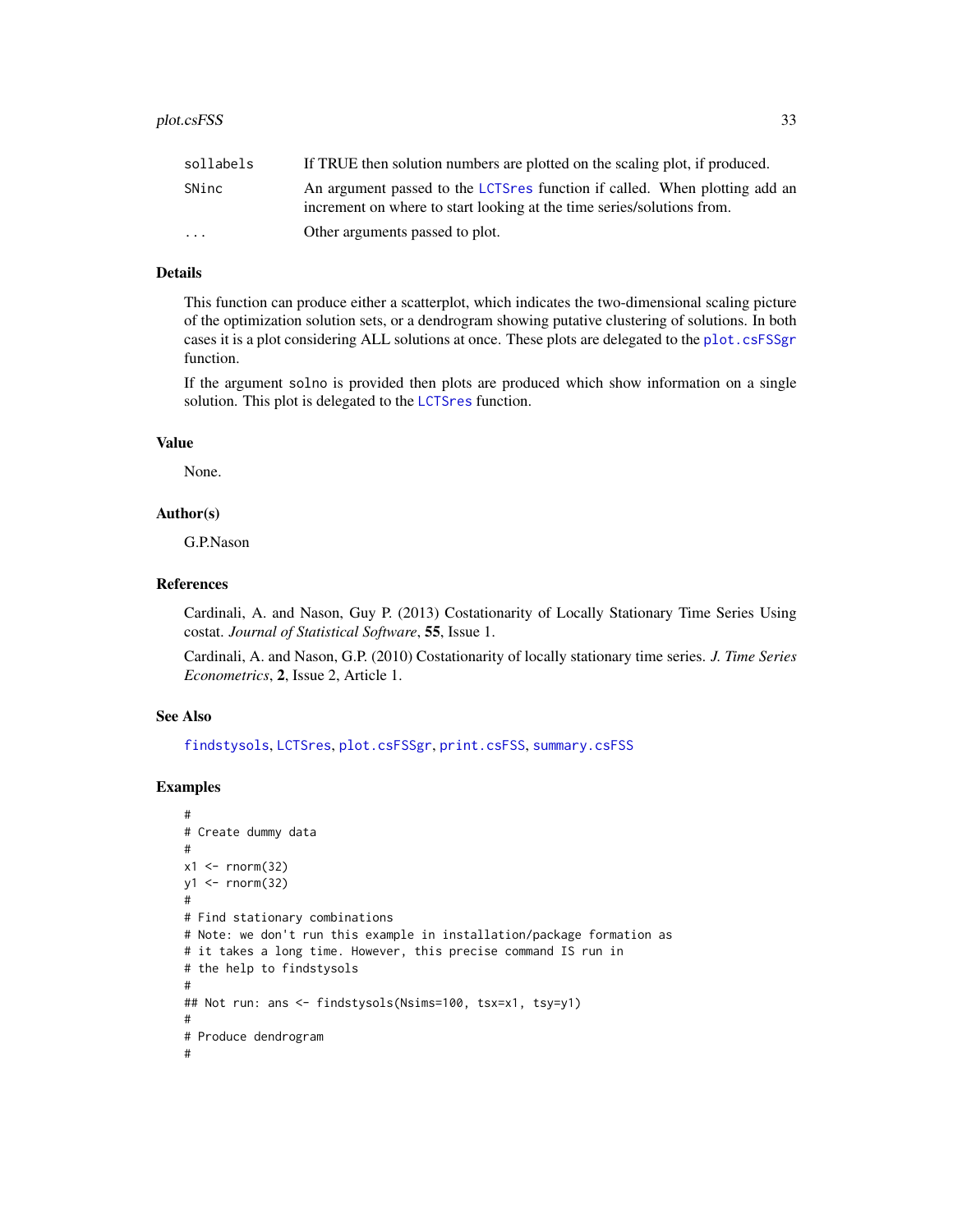| | |
|---|---|
| sollabels | If TRUE then solution numbers are plotted on the scaling plot, if produced. |
| SNinc | An argument passed to the LCTSres function if called. When plotting add an increment on where to start looking at the time series/solutions from. |
| ... | Other arguments passed to plot. |

## Details

This function can produce either a scatterplot, which indicates the two-dimensional scaling picture of the optimization solution sets, or a dendrogram showing putative clustering of solutions. In both cases it is a plot considering ALL solutions at once. These plots are delegated to the `plot.csFSSgr` function.

If the argument `solno` is provided then plots are produced which show information on a single solution. This plot is delegated to the `LCTSres` function.

## Value

None.

## Author(s)

G.P.Nason

## References

Cardinali, A. and Nason, Guy P. (2013) Costationarity of Locally Stationary Time Series Using costat. *Journal of Statistical Software*, **55**, Issue 1.

Cardinali, A. and Nason, G.P. (2010) Costationarity of locally stationary time series. *J. Time Series Econometrics*, **2**, Issue 2, Article 1.

## See Also

`findstysols`, `LCTSres`, `plot.csFSSgr`, `print.csFSS`, `summary.csFSS`

## Examples

```
#
# Create dummy data
#
x1 <- rnorm(32)
y1 <- rnorm(32)
#
# Find stationary combinations
# Note: we don't run this example in installation/package formation as
# it takes a long time. However, this precise command IS run in
# the help to findstysols
#
## Not run: ans <- findstysols(Nsims=100, tsx=x1, tsy=y1)
#
# Produce dendrogram
#
```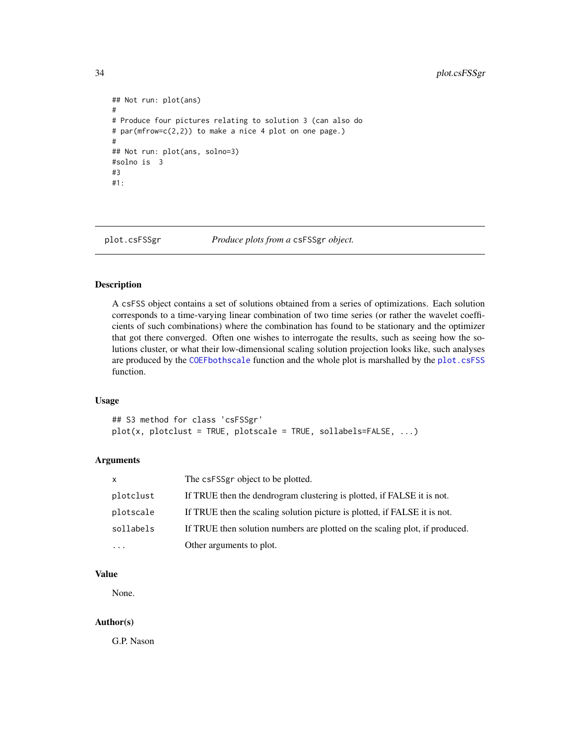```
## Not run: plot(ans)
#
# Produce four pictures relating to solution 3 (can also do
# par(mfrow=c(2,2)) to make a nice 4 plot on one page.)
#
## Not run: plot(ans, solno=3)
#solno is  3
#3
#1:
```

---

## plot.csFSSgr — *Produce plots from a* `csFSSgr` *object.*

---

### Description

A `csFSS` object contains a set of solutions obtained from a series of optimizations. Each solution corresponds to a time-varying linear combination of two time series (or rather the wavelet coefficients of such combinations) where the combination has found to be stationary and the optimizer that got there converged. Often one wishes to interrogate the results, such as seeing how the solutions cluster, or what their low-dimensional scaling solution projection looks like, such analyses are produced by the `COEFbothscale` function and the whole plot is marshalled by the `plot.csFSS` function.

### Usage

```
## S3 method for class 'csFSSgr'
plot(x, plotclust = TRUE, plotscale = TRUE, sollabels=FALSE, ...)
```

### Arguments

| | |
|---|---|
| `x` | The `csFSSgr` object to be plotted. |
| `plotclust` | If TRUE then the dendrogram clustering is plotted, if FALSE it is not. |
| `plotscale` | If TRUE then the scaling solution picture is plotted, if FALSE it is not. |
| `sollabels` | If TRUE then solution numbers are plotted on the scaling plot, if produced. |
| `...` | Other arguments to plot. |

### Value

None.

### Author(s)

G.P. Nason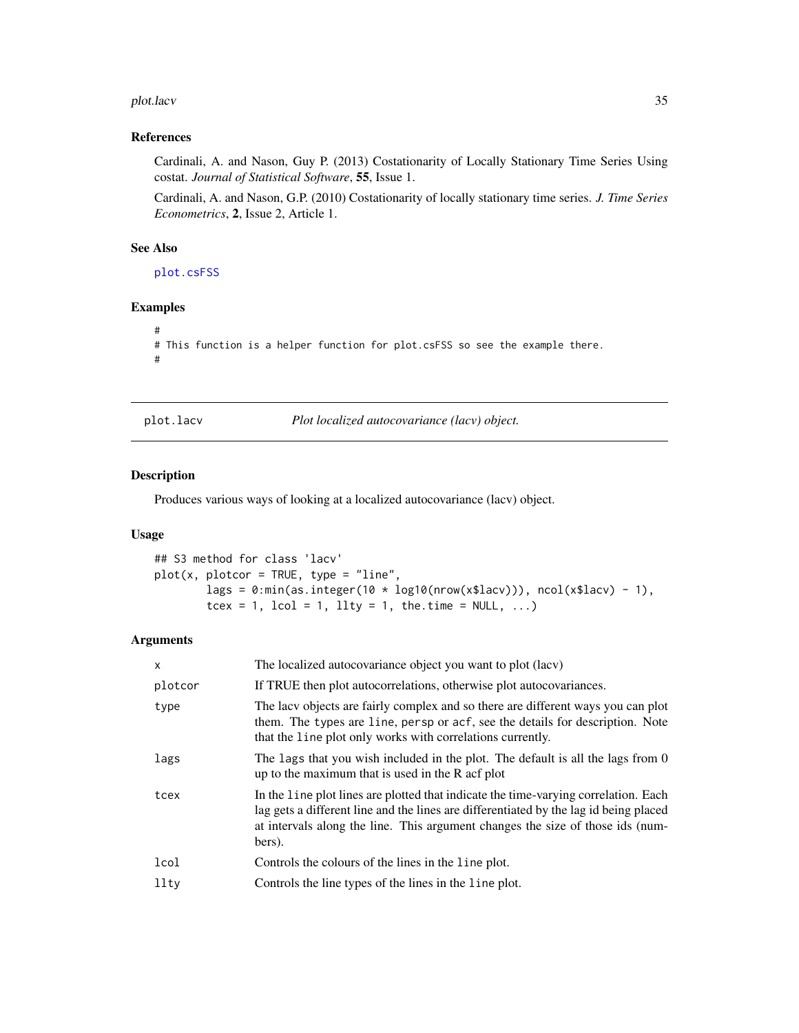### References

Cardinali, A. and Nason, Guy P. (2013) Costationarity of Locally Stationary Time Series Using costat. *Journal of Statistical Software*, **55**, Issue 1.

Cardinali, A. and Nason, G.P. (2010) Costationarity of locally stationary time series. *J. Time Series Econometrics*, **2**, Issue 2, Article 1.

### See Also

plot.csFSS

### Examples

```
#
# This function is a helper function for plot.csFSS so see the example there.
#
```

---

## plot.lacv — *Plot localized autocovariance (lacv) object.*

### Description

Produces various ways of looking at a localized autocovariance (lacv) object.

### Usage

```
## S3 method for class 'lacv'
plot(x, plotcor = TRUE, type = "line",
        lags = 0:min(as.integer(10 * log10(nrow(x$lacv))), ncol(x$lacv) - 1),
        tcex = 1, lcol = 1, llty = 1, the.time = NULL, ...)
```

### Arguments

| | |
|---|---|
| x | The localized autocovariance object you want to plot (lacv) |
| plotcor | If TRUE then plot autocorrelations, otherwise plot autocovariances. |
| type | The lacv objects are fairly complex and so there are different ways you can plot them. The types are `line`, `persp` or `acf`, see the details for description. Note that the `line` plot only works with correlations currently. |
| lags | The `lags` that you wish included in the plot. The default is all the lags from 0 up to the maximum that is used in the R acf plot |
| tcex | In the `line` plot lines are plotted that indicate the time-varying correlation. Each lag gets a different line and the lines are differentiated by the lag id being placed at intervals along the line. This argument changes the size of those ids (numbers). |
| lcol | Controls the colours of the lines in the `line` plot. |
| llty | Controls the line types of the lines in the `line` plot. |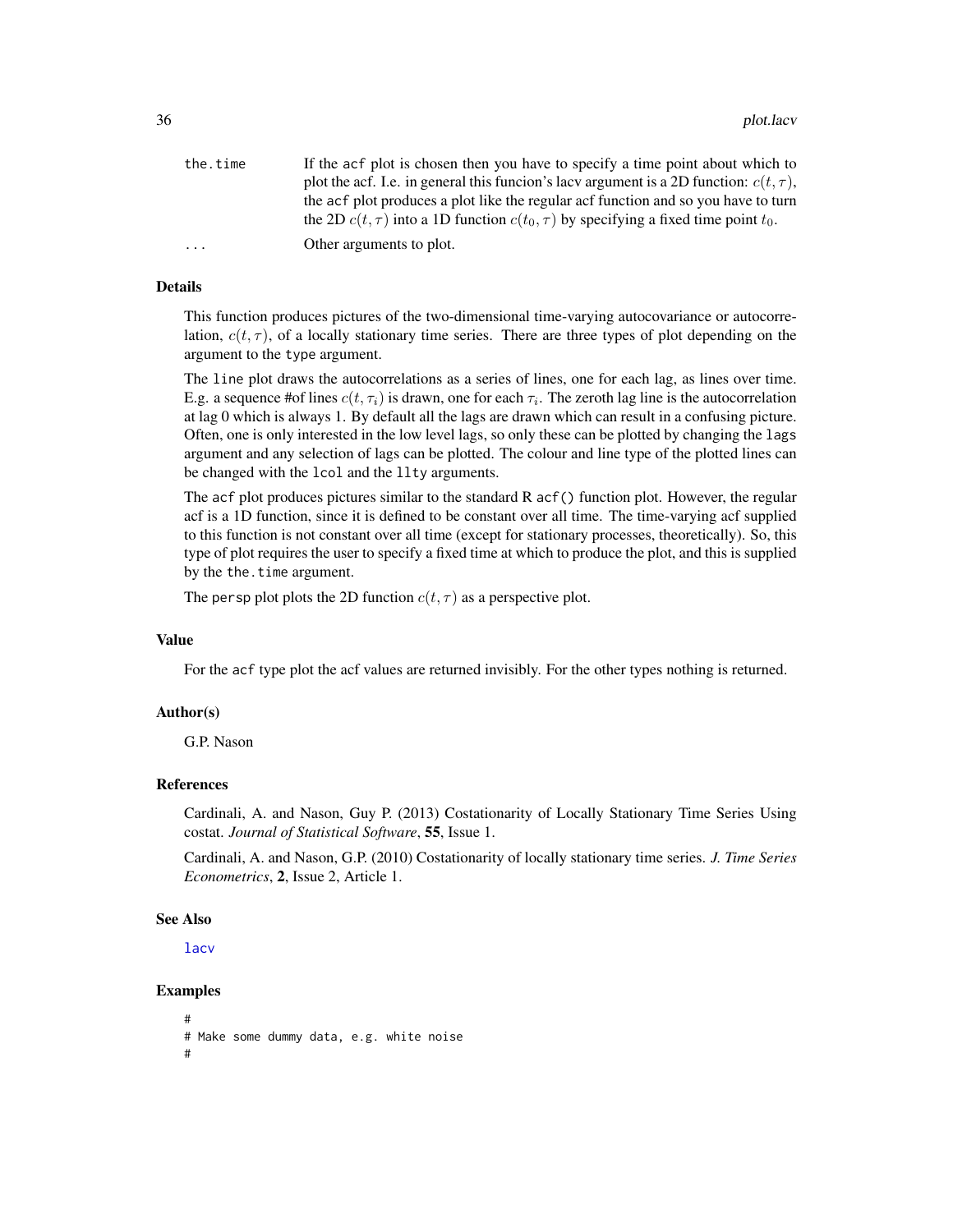| | |
|---|---|
| the.time | If the acf plot is chosen then you have to specify a time point about which to plot the acf. I.e. in general this funcion's lacv argument is a 2D function: $c(t, \tau)$, the acf plot produces a plot like the regular acf function and so you have to turn the 2D $c(t, \tau)$ into a 1D function $c(t_0, \tau)$ by specifying a fixed time point $t_0$. |
| ... | Other arguments to plot. |

## Details

This function produces pictures of the two-dimensional time-varying autocovariance or autocorrelation, $c(t, \tau)$, of a locally stationary time series. There are three types of plot depending on the argument to the `type` argument.

The `line` plot draws the autocorrelations as a series of lines, one for each lag, as lines over time. E.g. a sequence #of lines $c(t, \tau_i)$ is drawn, one for each $\tau_i$. The zeroth lag line is the autocorrelation at lag 0 which is always 1. By default all the lags are drawn which can result in a confusing picture. Often, one is only interested in the low level lags, so only these can be plotted by changing the `lags` argument and any selection of lags can be plotted. The colour and line type of the plotted lines can be changed with the `lcol` and the `llty` arguments.

The `acf` plot produces pictures similar to the standard R `acf()` function plot. However, the regular acf is a 1D function, since it is defined to be constant over all time. The time-varying acf supplied to this function is not constant over all time (except for stationary processes, theoretically). So, this type of plot requires the user to specify a fixed time at which to produce the plot, and this is supplied by the `the.time` argument.

The `persp` plot plots the 2D function $c(t, \tau)$ as a perspective plot.

## Value

For the `acf` type plot the acf values are returned invisibly. For the other types nothing is returned.

## Author(s)

G.P. Nason

## References

Cardinali, A. and Nason, Guy P. (2013) Costationarity of Locally Stationary Time Series Using costat. *Journal of Statistical Software*, **55**, Issue 1.

Cardinali, A. and Nason, G.P. (2010) Costationarity of locally stationary time series. *J. Time Series Econometrics*, **2**, Issue 2, Article 1.

## See Also

lacv

## Examples

```
#
# Make some dummy data, e.g. white noise
#
```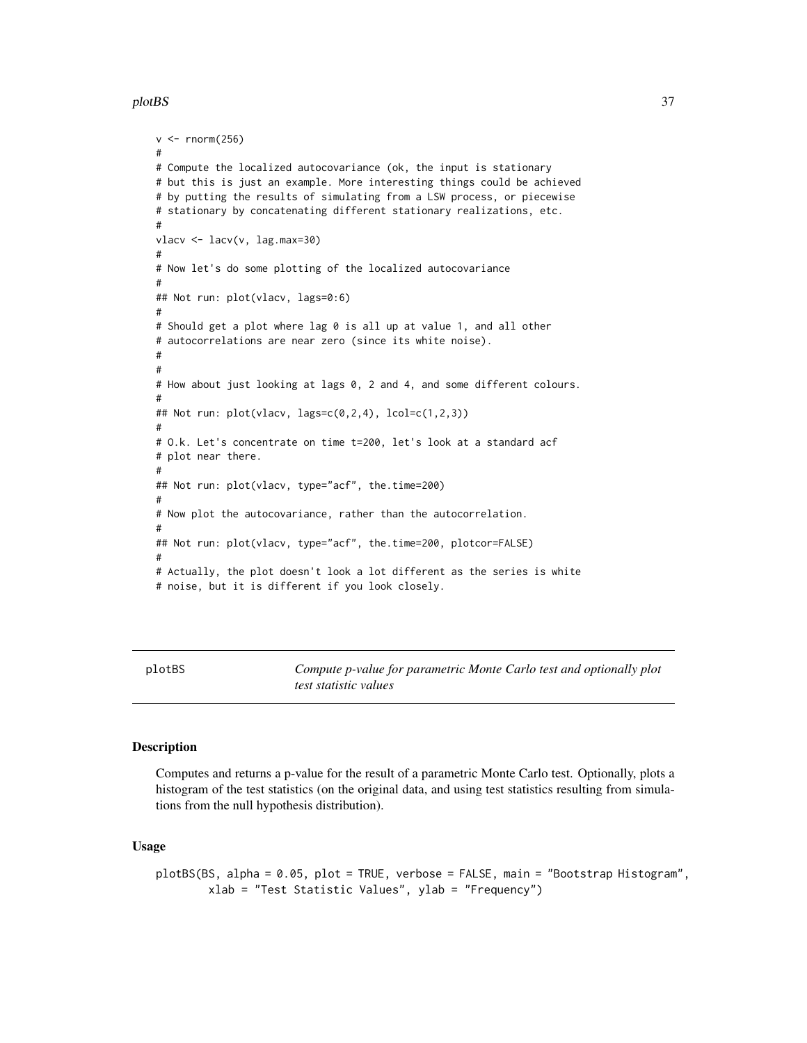```
v <- rnorm(256)
#
# Compute the localized autocovariance (ok, the input is stationary
# but this is just an example. More interesting things could be achieved
# by putting the results of simulating from a LSW process, or piecewise
# stationary by concatenating different stationary realizations, etc.
#
vlacv <- lacv(v, lag.max=30)
#
# Now let's do some plotting of the localized autocovariance
#
## Not run: plot(vlacv, lags=0:6)
#
# Should get a plot where lag 0 is all up at value 1, and all other
# autocorrelations are near zero (since its white noise).
#
#
# How about just looking at lags 0, 2 and 4, and some different colours.
#
## Not run: plot(vlacv, lags=c(0,2,4), lcol=c(1,2,3))
#
# O.k. Let's concentrate on time t=200, let's look at a standard acf
# plot near there.
#
## Not run: plot(vlacv, type="acf", the.time=200)
#
# Now plot the autocovariance, rather than the autocorrelation.
#
## Not run: plot(vlacv, type="acf", the.time=200, plotcor=FALSE)
#
# Actually, the plot doesn't look a lot different as the series is white
# noise, but it is different if you look closely.
```

---

## plotBS — *Compute p-value for parametric Monte Carlo test and optionally plot test statistic values*

### Description

Computes and returns a p-value for the result of a parametric Monte Carlo test. Optionally, plots a histogram of the test statistics (on the original data, and using test statistics resulting from simulations from the null hypothesis distribution).

### Usage

```
plotBS(BS, alpha = 0.05, plot = TRUE, verbose = FALSE, main = "Bootstrap Histogram",
       xlab = "Test Statistic Values", ylab = "Frequency")
```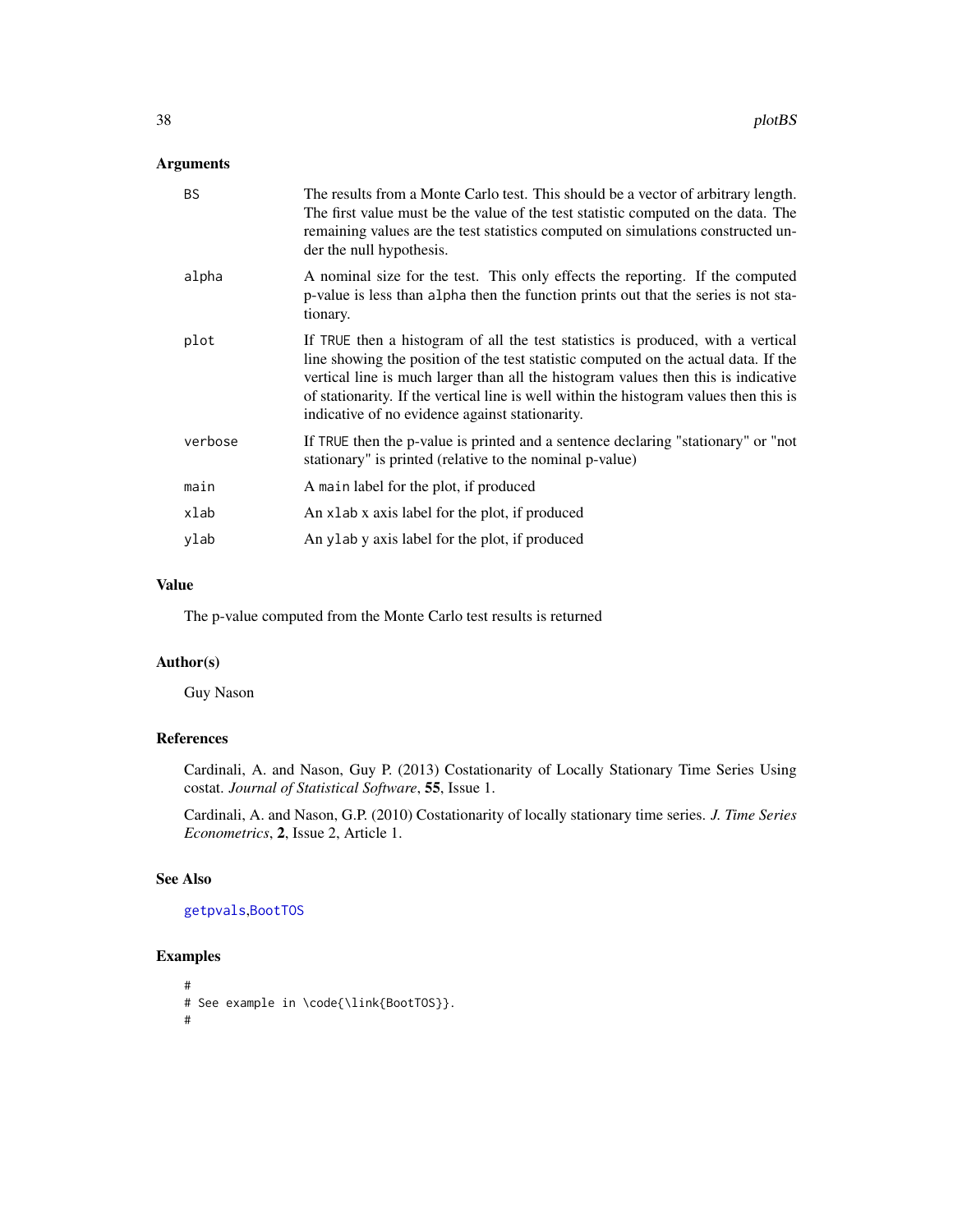### Arguments

| | |
|---|---|
| `BS` | The results from a Monte Carlo test. This should be a vector of arbitrary length. The first value must be the value of the test statistic computed on the data. The remaining values are the test statistics computed on simulations constructed under the null hypothesis. |
| `alpha` | A nominal size for the test. This only effects the reporting. If the computed p-value is less than `alpha` then the function prints out that the series is not stationary. |
| `plot` | If `TRUE` then a histogram of all the test statistics is produced, with a vertical line showing the position of the test statistic computed on the actual data. If the vertical line is much larger than all the histogram values then this is indicative of stationarity. If the vertical line is well within the histogram values then this is indicative of no evidence against stationarity. |
| `verbose` | If `TRUE` then the p-value is printed and a sentence declaring "stationary" or "not stationary" is printed (relative to the nominal p-value) |
| `main` | A `main` label for the plot, if produced |
| `xlab` | An `xlab` x axis label for the plot, if produced |
| `ylab` | An `ylab` y axis label for the plot, if produced |

### Value

The p-value computed from the Monte Carlo test results is returned

### Author(s)

Guy Nason

### References

Cardinali, A. and Nason, Guy P. (2013) Costationarity of Locally Stationary Time Series Using costat. *Journal of Statistical Software*, **55**, Issue 1.

Cardinali, A. and Nason, G.P. (2010) Costationarity of locally stationary time series. *J. Time Series Econometrics*, **2**, Issue 2, Article 1.

### See Also

getpvals, BootTOS

### Examples

```
#
# See example in \code{\link{BootTOS}}.
#
```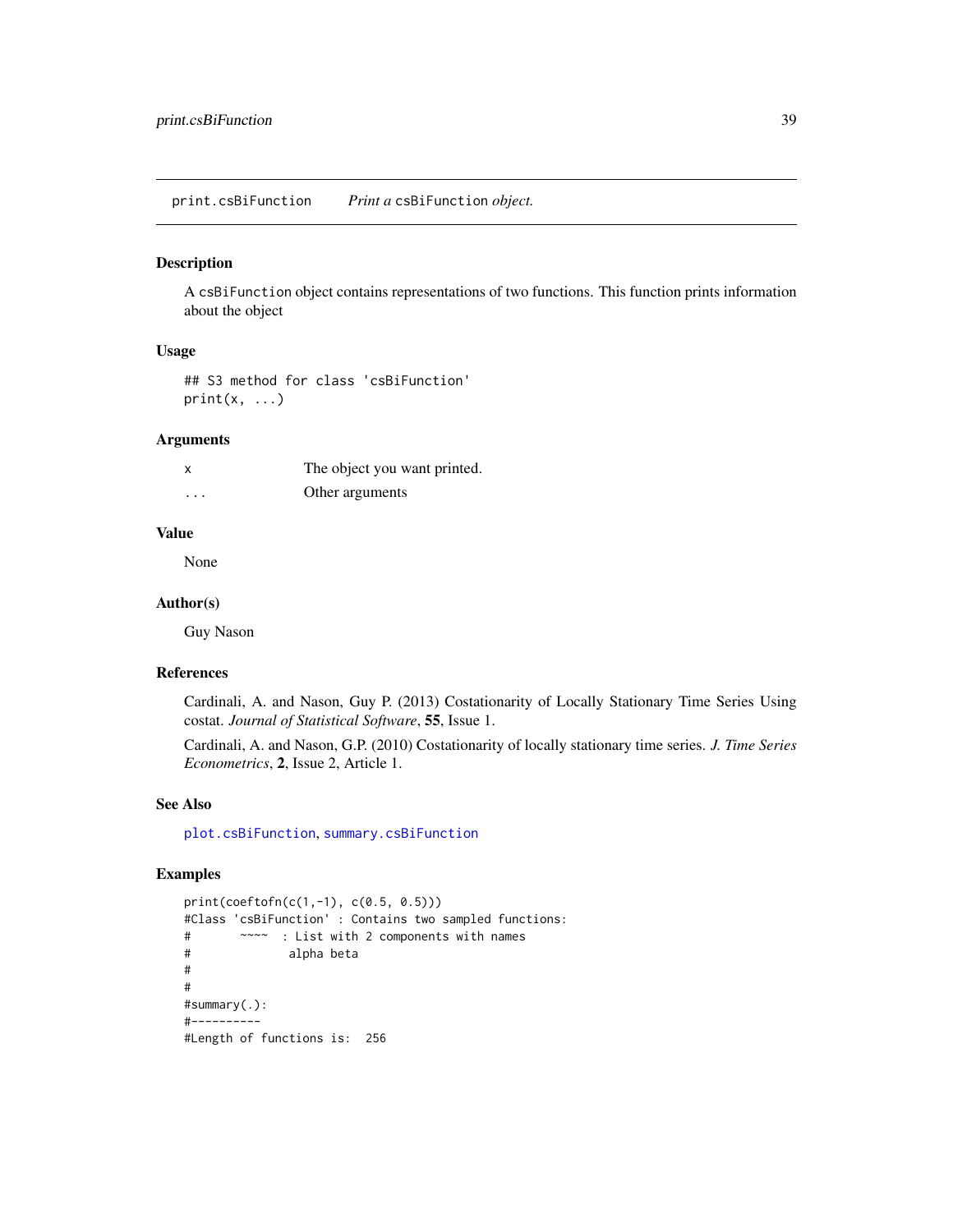print.csBiFunction &nbsp;&nbsp;&nbsp; *Print a* `csBiFunction` *object.*

## Description

A `csBiFunction` object contains representations of two functions. This function prints information about the object

## Usage

```
## S3 method for class 'csBiFunction'
print(x, ...)
```

## Arguments

| | |
|---|---|
| `x` | The object you want printed. |
| `...` | Other arguments |

## Value

None

## Author(s)

Guy Nason

## References

Cardinali, A. and Nason, Guy P. (2013) Costationarity of Locally Stationary Time Series Using costat. *Journal of Statistical Software*, **55**, Issue 1.

Cardinali, A. and Nason, G.P. (2010) Costationarity of locally stationary time series. *J. Time Series Econometrics*, **2**, Issue 2, Article 1.

## See Also

`plot.csBiFunction`, `summary.csBiFunction`

## Examples

```
print(coeftofn(c(1,-1), c(0.5, 0.5)))
#Class 'csBiFunction' : Contains two sampled functions:
#       ~~~~  : List with 2 components with names
#              alpha beta
#
#
#summary(.):
#----------
#Length of functions is:  256
```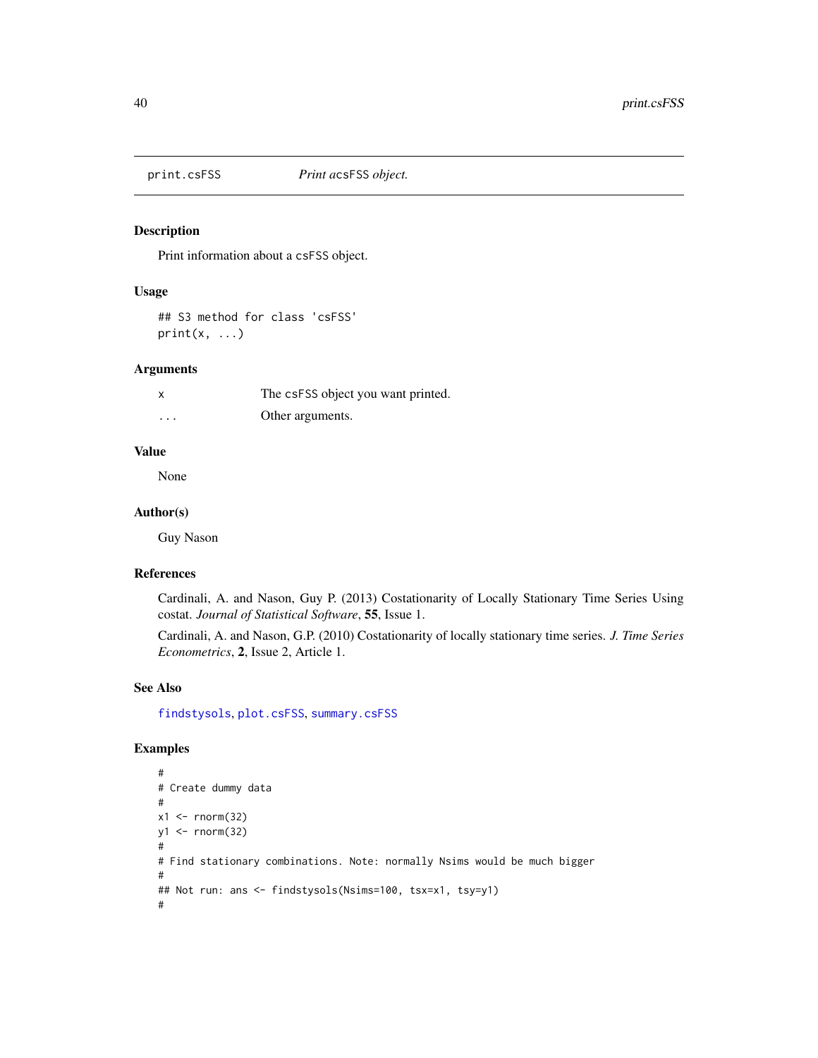print.csFSS *Print a* csFSS *object.*

## Description

Print information about a csFSS object.

## Usage

```
## S3 method for class 'csFSS'
print(x, ...)
```

## Arguments

| | |
|---|---|
| x | The csFSS object you want printed. |
| ... | Other arguments. |

## Value

None

## Author(s)

Guy Nason

## References

Cardinali, A. and Nason, Guy P. (2013) Costationarity of Locally Stationary Time Series Using costat. *Journal of Statistical Software*, **55**, Issue 1.

Cardinali, A. and Nason, G.P. (2010) Costationarity of locally stationary time series. *J. Time Series Econometrics*, **2**, Issue 2, Article 1.

## See Also

findstysols, plot.csFSS, summary.csFSS

## Examples

```
#
# Create dummy data
#
x1 <- rnorm(32)
y1 <- rnorm(32)
#
# Find stationary combinations. Note: normally Nsims would be much bigger
#
## Not run: ans <- findstysols(Nsims=100, tsx=x1, tsy=y1)
#
```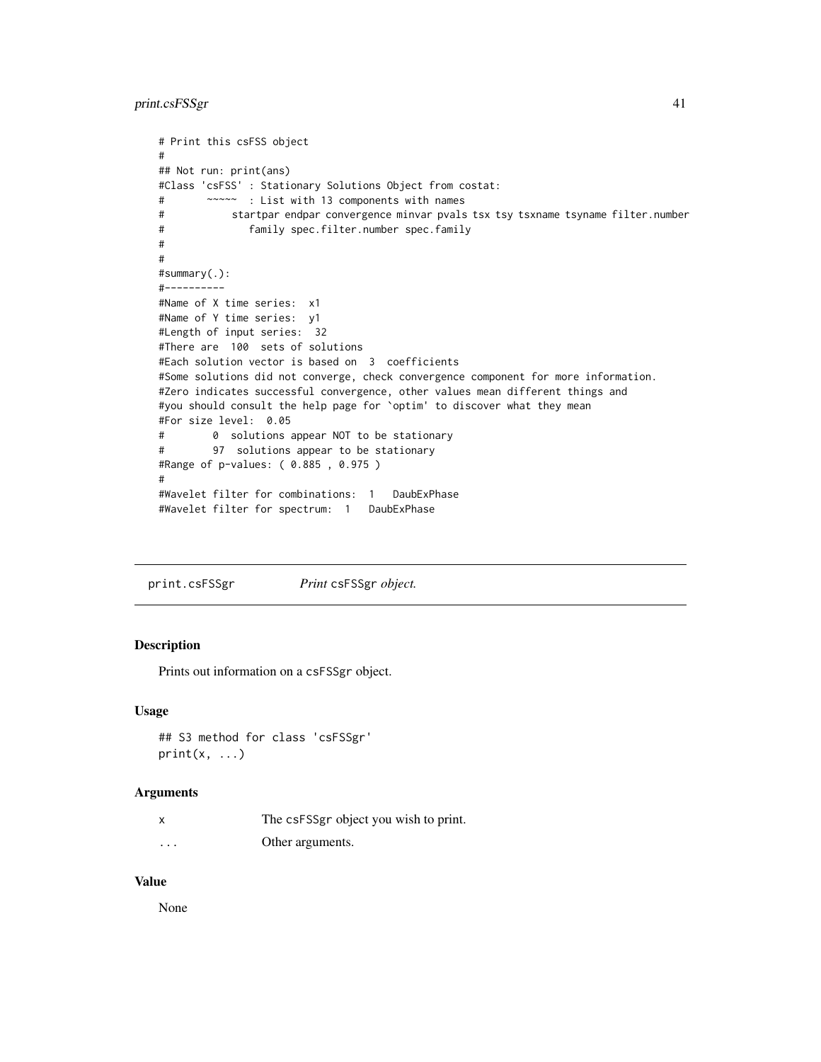```
# Print this csFSS object
#
## Not run: print(ans)
#Class 'csFSS' : Stationary Solutions Object from costat:
#       ~~~~~  : List with 13 components with names
#            startpar endpar convergence minvar pvals tsx tsy tsxname tsyname filter.number
#               family spec.filter.number spec.family
#
#
#summary(.):
#----------
#Name of X time series:  x1
#Name of Y time series:  y1
#Length of input series:  32
#There are  100  sets of solutions
#Each solution vector is based on  3  coefficients
#Some solutions did not converge, check convergence component for more information.
#Zero indicates successful convergence, other values mean different things and
#you should consult the help page for `optim' to discover what they mean
#For size level:  0.05
#        0  solutions appear NOT to be stationary
#        97  solutions appear to be stationary
#Range of p-values: ( 0.885 , 0.975 )
#
#Wavelet filter for combinations:  1   DaubExPhase
#Wavelet filter for spectrum:  1   DaubExPhase
```

---

## print.csFSSgr — *Print* csFSSgr *object.*

### Description

Prints out information on a csFSSgr object.

### Usage

```
## S3 method for class 'csFSSgr'
print(x, ...)
```

### Arguments

| | |
|---|---|
| x | The csFSSgr object you wish to print. |
| ... | Other arguments. |

### Value

None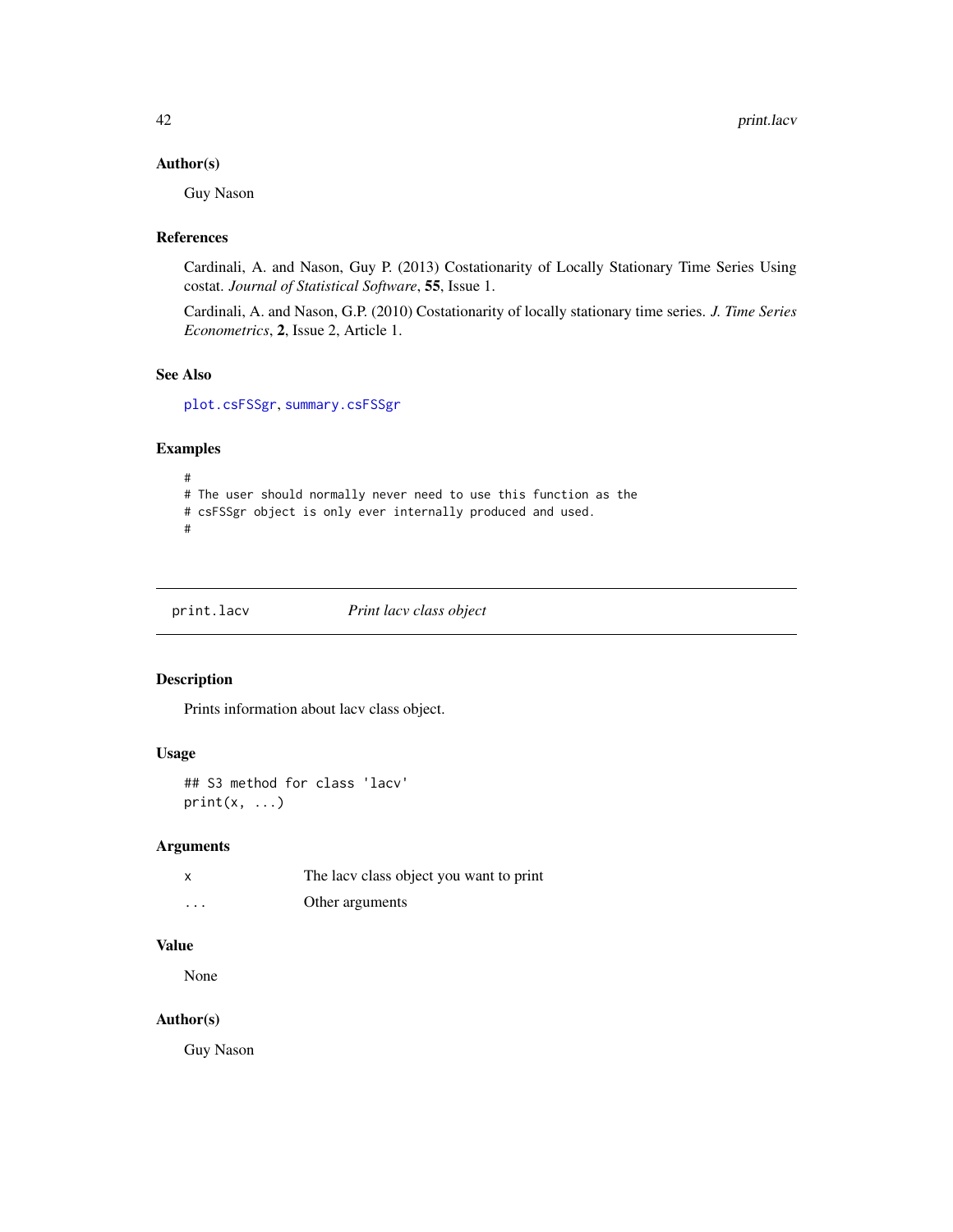## Author(s)

Guy Nason

## References

Cardinali, A. and Nason, Guy P. (2013) Costationarity of Locally Stationary Time Series Using costat. *Journal of Statistical Software*, **55**, Issue 1.

Cardinali, A. and Nason, G.P. (2010) Costationarity of locally stationary time series. *J. Time Series Econometrics*, **2**, Issue 2, Article 1.

## See Also

`plot.csFSSgr`, `summary.csFSSgr`

## Examples

```
#
# The user should normally never need to use this function as the
# csFSSgr object is only ever internally produced and used.
#
```

---

# print.lacv — *Print lacv class object*

## Description

Prints information about lacv class object.

## Usage

```
## S3 method for class 'lacv'
print(x, ...)
```

## Arguments

| | |
|---|---|
| x | The lacv class object you want to print |
| ... | Other arguments |

## Value

None

## Author(s)

Guy Nason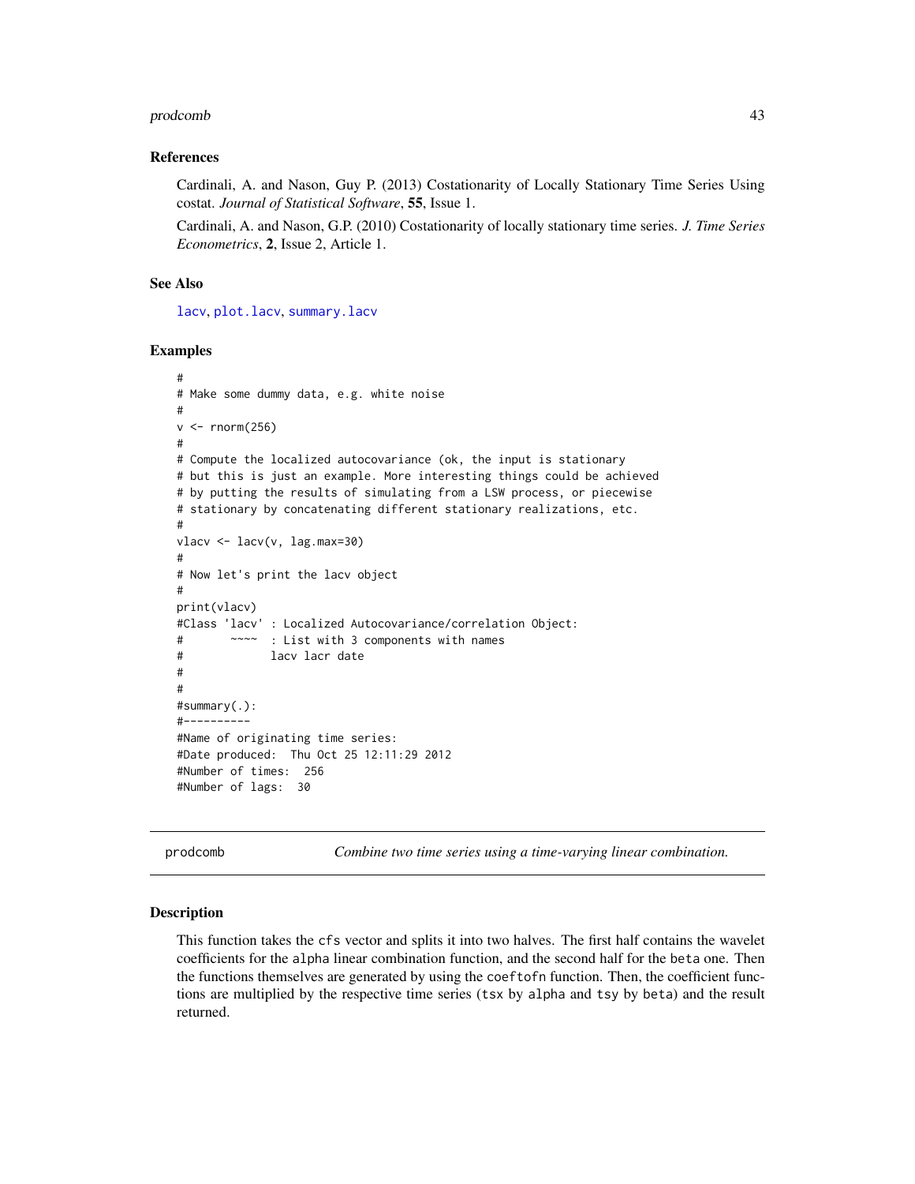## References

Cardinali, A. and Nason, Guy P. (2013) Costationarity of Locally Stationary Time Series Using costat. *Journal of Statistical Software*, **55**, Issue 1.

Cardinali, A. and Nason, G.P. (2010) Costationarity of locally stationary time series. *J. Time Series Econometrics*, **2**, Issue 2, Article 1.

## See Also

lacv, plot.lacv, summary.lacv

## Examples

```
#
# Make some dummy data, e.g. white noise
#
v <- rnorm(256)
#
# Compute the localized autocovariance (ok, the input is stationary
# but this is just an example. More interesting things could be achieved
# by putting the results of simulating from a LSW process, or piecewise
# stationary by concatenating different stationary realizations, etc.
#
vlacv <- lacv(v, lag.max=30)
#
# Now let's print the lacv object
#
print(vlacv)
#Class 'lacv' : Localized Autocovariance/correlation Object:
#       ~~~~  : List with 3 components with names
#             lacv lacr date
#
#
#summary(.):
#----------
#Name of originating time series:
#Date produced:  Thu Oct 25 12:11:29 2012
#Number of times:  256
#Number of lags:  30
```

---

# prodcomb *Combine two time series using a time-varying linear combination.*

## Description

This function takes the `cfs` vector and splits it into two halves. The first half contains the wavelet coefficients for the `alpha` linear combination function, and the second half for the `beta` one. Then the functions themselves are generated by using the `coeftofn` function. Then, the coefficient functions are multiplied by the respective time series (`tsx` by `alpha` and `tsy` by `beta`) and the result returned.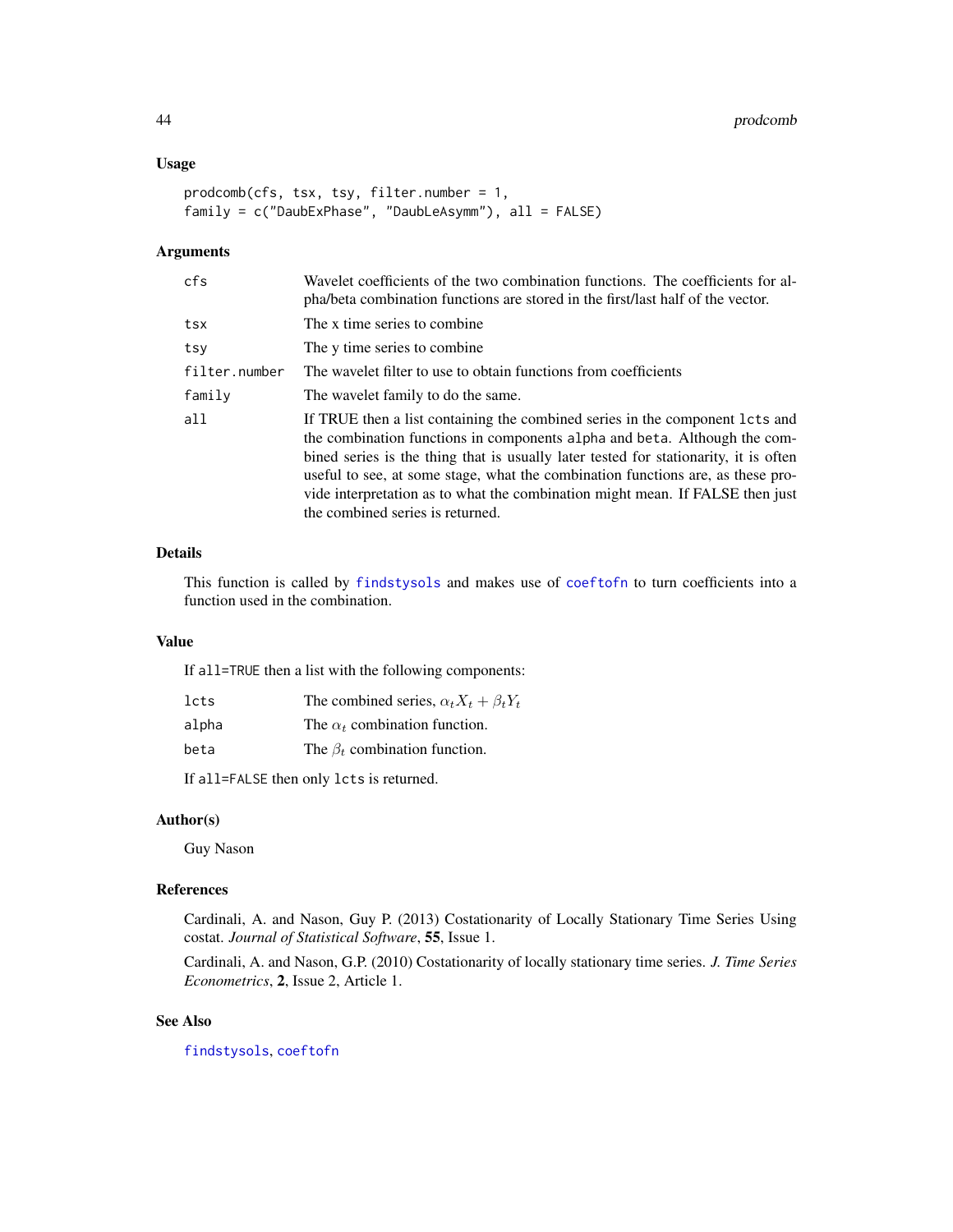### Usage

```
prodcomb(cfs, tsx, tsy, filter.number = 1,
family = c("DaubExPhase", "DaubLeAsymm"), all = FALSE)
```

### Arguments

| | |
|---|---|
| cfs | Wavelet coefficients of the two combination functions. The coefficients for alpha/beta combination functions are stored in the first/last half of the vector. |
| tsx | The x time series to combine |
| tsy | The y time series to combine |
| filter.number | The wavelet filter to use to obtain functions from coefficients |
| family | The wavelet family to do the same. |
| all | If TRUE then a list containing the combined series in the component `lcts` and the combination functions in components `alpha` and `beta`. Although the combined series is the thing that is usually later tested for stationarity, it is often useful to see, at some stage, what the combination functions are, as these provide interpretation as to what the combination might mean. If FALSE then just the combined series is returned. |

### Details

This function is called by `findstysols` and makes use of `coeftofn` to turn coefficients into a function used in the combination.

### Value

If `all=TRUE` then a list with the following components:

| | |
|---|---|
| lcts | The combined series, $\alpha_t X_t + \beta_t Y_t$ |
| alpha | The $\alpha_t$ combination function. |
| beta | The $\beta_t$ combination function. |

If `all=FALSE` then only `lcts` is returned.

### Author(s)

Guy Nason

### References

Cardinali, A. and Nason, Guy P. (2013) Costationarity of Locally Stationary Time Series Using costat. *Journal of Statistical Software*, **55**, Issue 1.

Cardinali, A. and Nason, G.P. (2010) Costationarity of locally stationary time series. *J. Time Series Econometrics*, **2**, Issue 2, Article 1.

### See Also

`findstysols`, `coeftofn`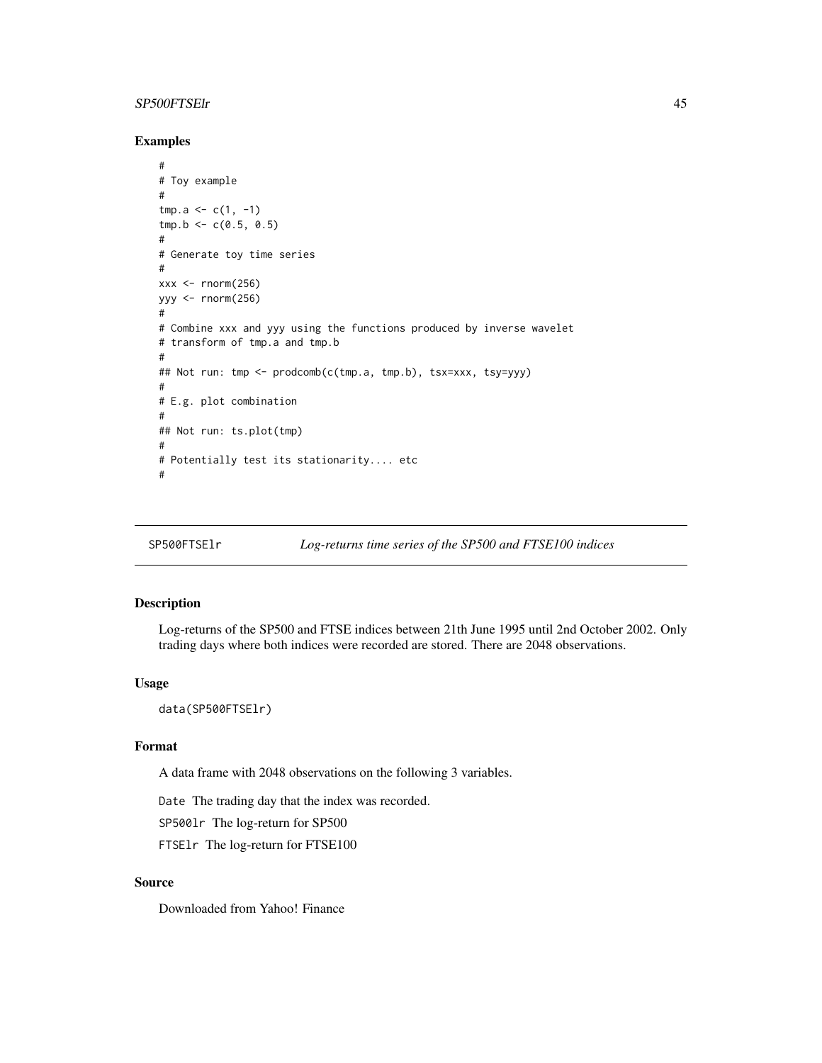## Examples

```
#
# Toy example
#
tmp.a <- c(1, -1)
tmp.b <- c(0.5, 0.5)
#
# Generate toy time series
#
xxx <- rnorm(256)
yyy <- rnorm(256)
#
# Combine xxx and yyy using the functions produced by inverse wavelet
# transform of tmp.a and tmp.b
#
## Not run: tmp <- prodcomb(c(tmp.a, tmp.b), tsx=xxx, tsy=yyy)
#
# E.g. plot combination
#
## Not run: ts.plot(tmp)
#
# Potentially test its stationarity.... etc
#
```

---

# SP500FTSElr — *Log-returns time series of the SP500 and FTSE100 indices*

---

## Description

Log-returns of the SP500 and FTSE indices between 21th June 1995 until 2nd October 2002. Only trading days where both indices were recorded are stored. There are 2048 observations.

## Usage

```
data(SP500FTSElr)
```

## Format

A data frame with 2048 observations on the following 3 variables.

`Date` The trading day that the index was recorded.

`SP500lr` The log-return for SP500

`FTSElr` The log-return for FTSE100

## Source

Downloaded from Yahoo! Finance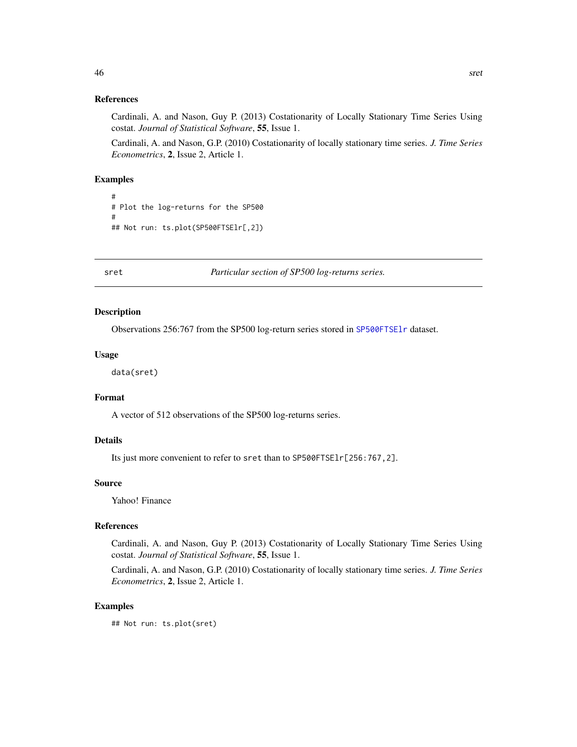### References

Cardinali, A. and Nason, Guy P. (2013) Costationarity of Locally Stationary Time Series Using costat. *Journal of Statistical Software*, **55**, Issue 1.

Cardinali, A. and Nason, G.P. (2010) Costationarity of locally stationary time series. *J. Time Series Econometrics*, **2**, Issue 2, Article 1.

### Examples

```
#
# Plot the log-returns for the SP500
#
## Not run: ts.plot(SP500FTSElr[,2])
```

---

## sret — *Particular section of SP500 log-returns series.*

### Description

Observations 256:767 from the SP500 log-return series stored in SP500FTSElr dataset.

### Usage

```
data(sret)
```

### Format

A vector of 512 observations of the SP500 log-returns series.

### Details

Its just more convenient to refer to sret than to SP500FTSElr[256:767,2].

### Source

Yahoo! Finance

### References

Cardinali, A. and Nason, Guy P. (2013) Costationarity of Locally Stationary Time Series Using costat. *Journal of Statistical Software*, **55**, Issue 1.

Cardinali, A. and Nason, G.P. (2010) Costationarity of locally stationary time series. *J. Time Series Econometrics*, **2**, Issue 2, Article 1.

### Examples

```
## Not run: ts.plot(sret)
```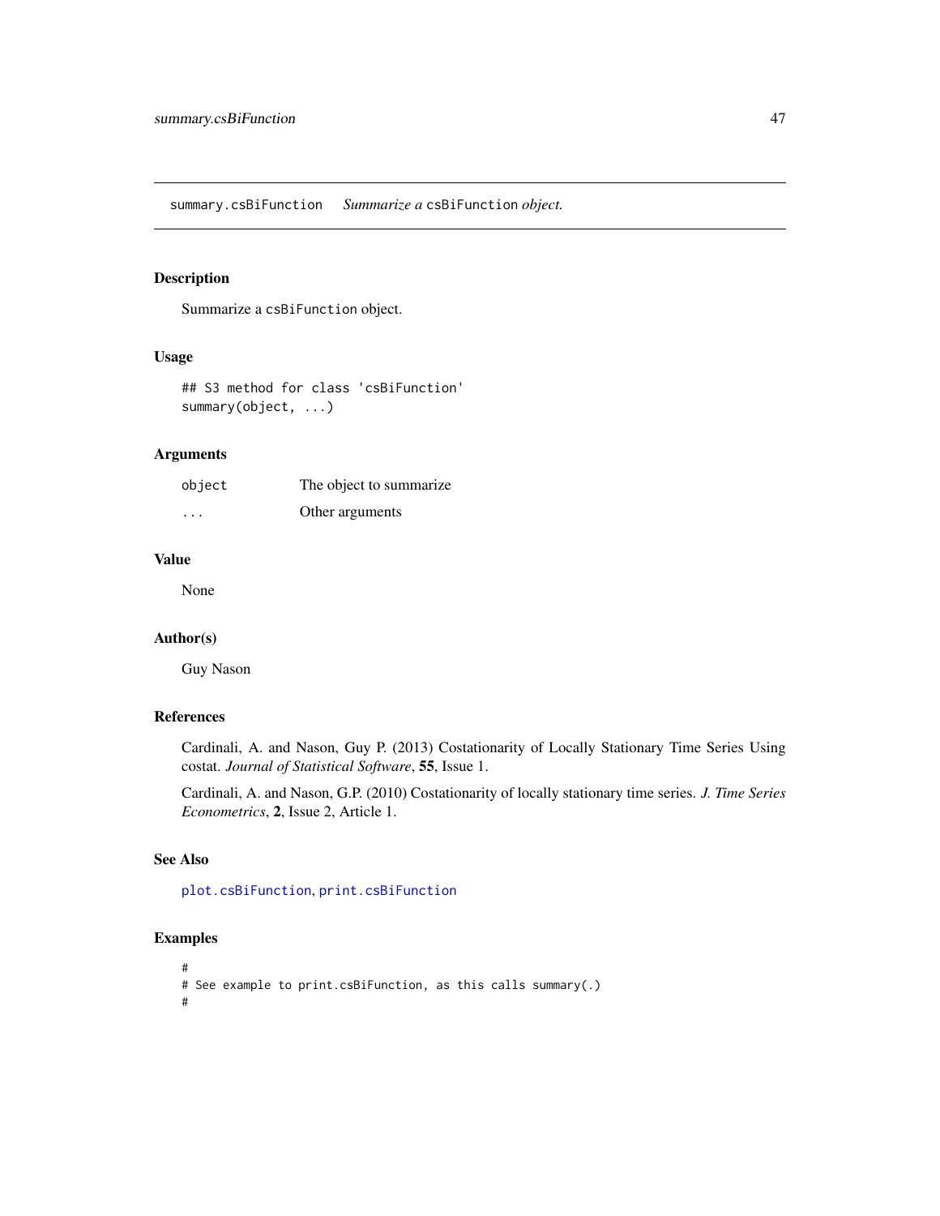## summary.csBiFunction    *Summarize a* `csBiFunction` *object.*

### Description

Summarize a `csBiFunction` object.

### Usage

```
## S3 method for class 'csBiFunction'
summary(object, ...)
```

### Arguments

| | |
|---|---|
| `object` | The object to summarize |
| `...` | Other arguments |

### Value

None

### Author(s)

Guy Nason

### References

Cardinali, A. and Nason, Guy P. (2013) Costationarity of Locally Stationary Time Series Using costat. *Journal of Statistical Software*, **55**, Issue 1.

Cardinali, A. and Nason, G.P. (2010) Costationarity of locally stationary time series. *J. Time Series Econometrics*, **2**, Issue 2, Article 1.

### See Also

`plot.csBiFunction`, `print.csBiFunction`

### Examples

```
#
# See example to print.csBiFunction, as this calls summary(.)
#
```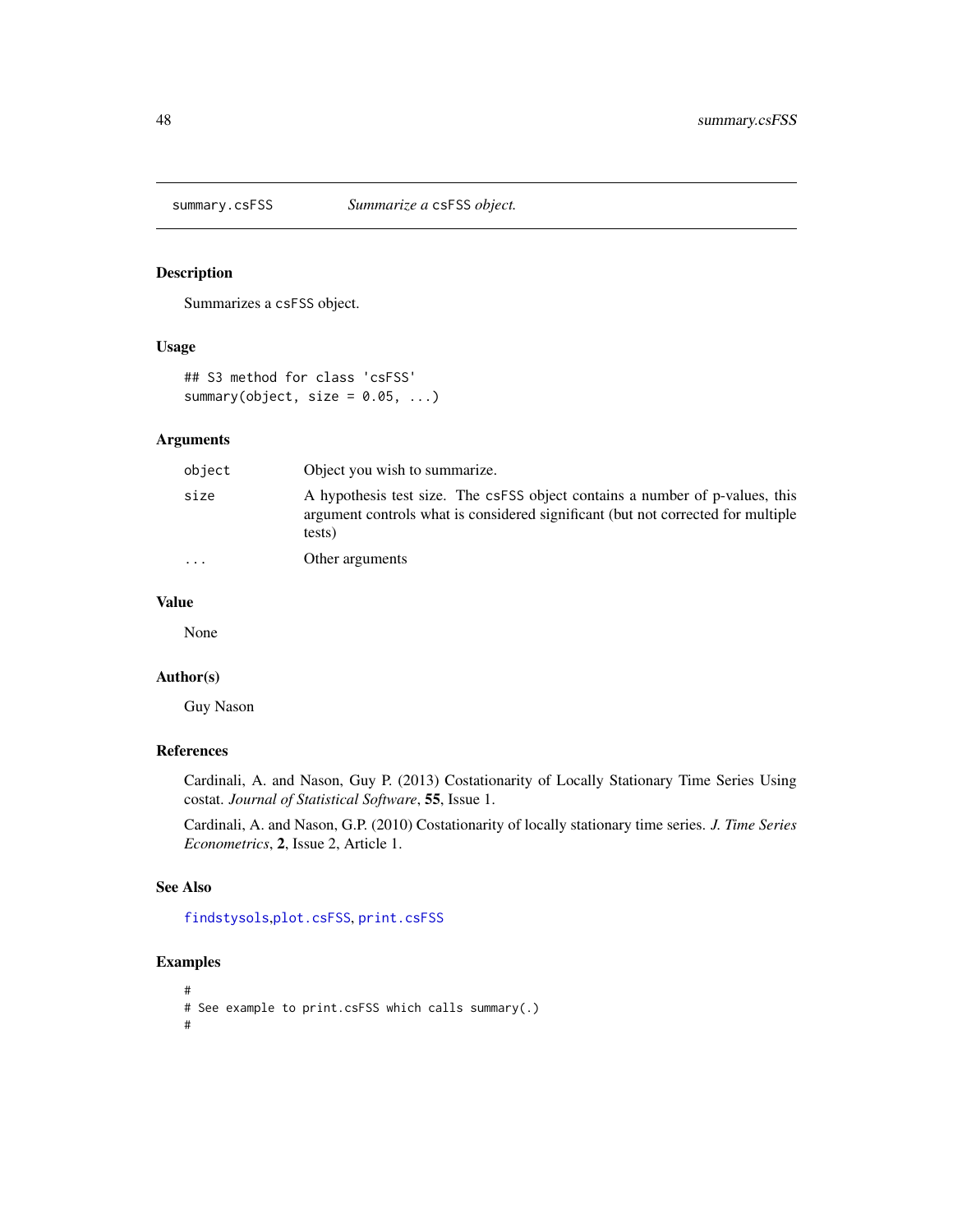# summary.csFSS *Summarize a* csFSS *object.*

## Description

Summarizes a csFSS object.

## Usage

```
## S3 method for class 'csFSS'
summary(object, size = 0.05, ...)
```

## Arguments

| | |
|---|---|
| object | Object you wish to summarize. |
| size | A hypothesis test size. The csFSS object contains a number of p-values, this argument controls what is considered significant (but not corrected for multiple tests) |
| ... | Other arguments |

## Value

None

## Author(s)

Guy Nason

## References

Cardinali, A. and Nason, Guy P. (2013) Costationarity of Locally Stationary Time Series Using costat. *Journal of Statistical Software*, **55**, Issue 1.

Cardinali, A. and Nason, G.P. (2010) Costationarity of locally stationary time series. *J. Time Series Econometrics*, **2**, Issue 2, Article 1.

## See Also

findstysols, plot.csFSS, print.csFSS

## Examples

```
#
# See example to print.csFSS which calls summary(.)
#
```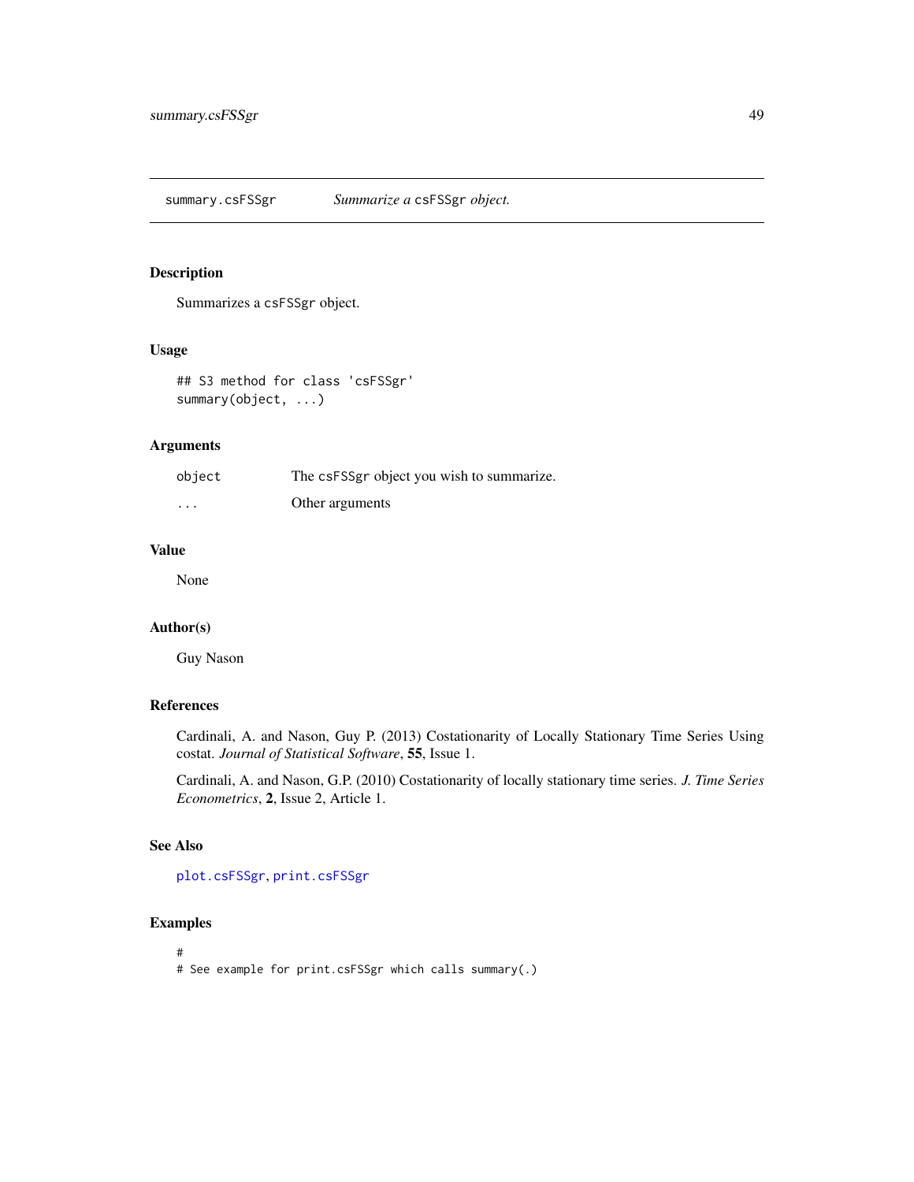summary.csFSSgr *Summarize a* `csFSSgr` *object.*

### Description

Summarizes a `csFSSgr` object.

### Usage

```
## S3 method for class 'csFSSgr'
summary(object, ...)
```

### Arguments

| | |
|---|---|
| `object` | The `csFSSgr` object you wish to summarize. |
| `...` | Other arguments |

### Value

None

### Author(s)

Guy Nason

### References

Cardinali, A. and Nason, Guy P. (2013) Costationarity of Locally Stationary Time Series Using costat. *Journal of Statistical Software*, **55**, Issue 1.

Cardinali, A. and Nason, G.P. (2010) Costationarity of locally stationary time series. *J. Time Series Econometrics*, **2**, Issue 2, Article 1.

### See Also

`plot.csFSSgr`, `print.csFSSgr`

### Examples

```
#
# See example for print.csFSSgr which calls summary(.)
```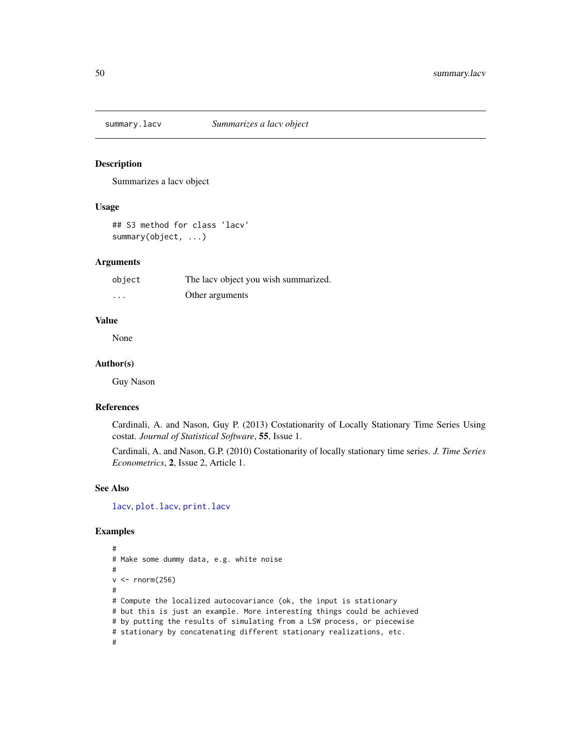## summary.lacv — *Summarizes a lacv object*

### Description

Summarizes a lacv object

### Usage

```
## S3 method for class 'lacv'
summary(object, ...)
```

### Arguments

| | |
|---|---|
| object | The lacv object you wish summarized. |
| ... | Other arguments |

### Value

None

### Author(s)

Guy Nason

### References

Cardinali, A. and Nason, Guy P. (2013) Costationarity of Locally Stationary Time Series Using costat. *Journal of Statistical Software*, **55**, Issue 1.

Cardinali, A. and Nason, G.P. (2010) Costationarity of locally stationary time series. *J. Time Series Econometrics*, **2**, Issue 2, Article 1.

### See Also

lacv, plot.lacv, print.lacv

### Examples

```
#
# Make some dummy data, e.g. white noise
#
v <- rnorm(256)
#
# Compute the localized autocovariance (ok, the input is stationary
# but this is just an example. More interesting things could be achieved
# by putting the results of simulating from a LSW process, or piecewise
# stationary by concatenating different stationary realizations, etc.
#
```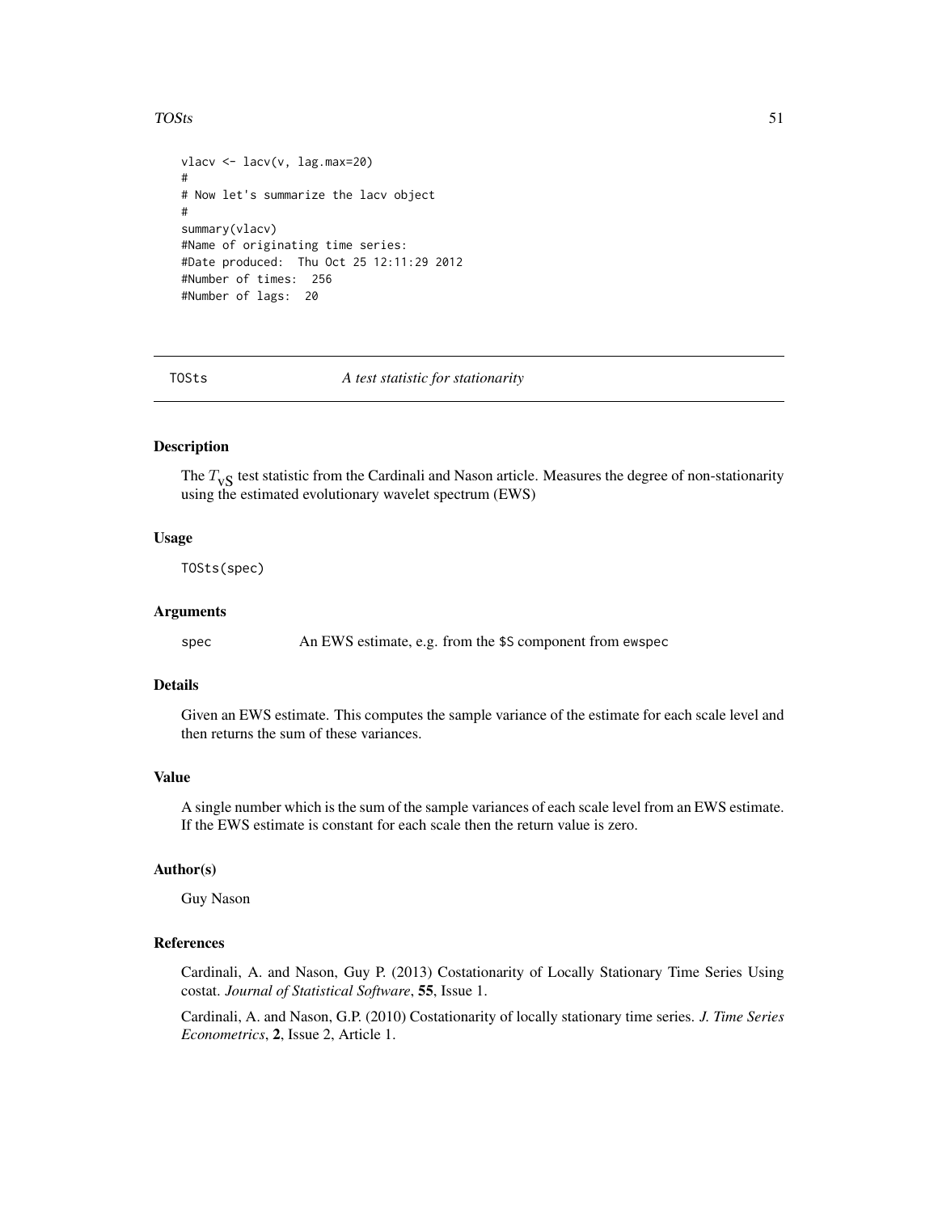```
vlacv <- lacv(v, lag.max=20)
#
# Now let's summarize the lacv object
#
summary(vlacv)
#Name of originating time series:
#Date produced:  Thu Oct 25 12:11:29 2012
#Number of times:  256
#Number of lags:  20
```

---

TOSts *A test statistic for stationarity*

---

## Description

The $T_{\mathrm{vS}}$ test statistic from the Cardinali and Nason article. Measures the degree of non-stationarity using the estimated evolutionary wavelet spectrum (EWS)

## Usage

```
TOSts(spec)
```

## Arguments

spec An EWS estimate, e.g. from the $S component from ewspec

## Details

Given an EWS estimate. This computes the sample variance of the estimate for each scale level and then returns the sum of these variances.

## Value

A single number which is the sum of the sample variances of each scale level from an EWS estimate. If the EWS estimate is constant for each scale then the return value is zero.

## Author(s)

Guy Nason

## References

Cardinali, A. and Nason, Guy P. (2013) Costationarity of Locally Stationary Time Series Using costat. *Journal of Statistical Software*, **55**, Issue 1.

Cardinali, A. and Nason, G.P. (2010) Costationarity of locally stationary time series. *J. Time Series Econometrics*, **2**, Issue 2, Article 1.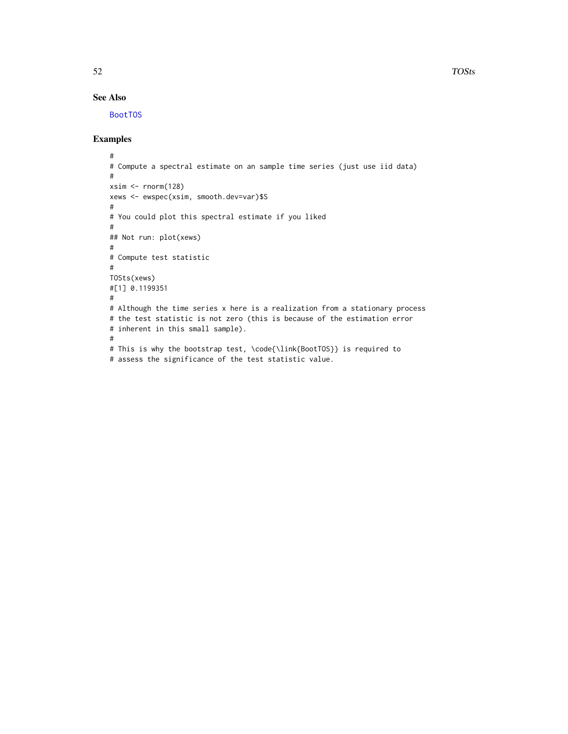## See Also

BootTOS

## Examples

```
#
# Compute a spectral estimate on an sample time series (just use iid data)
#
xsim <- rnorm(128)
xews <- ewspec(xsim, smooth.dev=var)$S
#
# You could plot this spectral estimate if you liked
#
## Not run: plot(xews)
#
# Compute test statistic
#
TOSts(xews)
#[1] 0.1199351
#
# Although the time series x here is a realization from a stationary process
# the test statistic is not zero (this is because of the estimation error
# inherent in this small sample).
#
# This is why the bootstrap test, \code{\link{BootTOS}} is required to
# assess the significance of the test statistic value.
```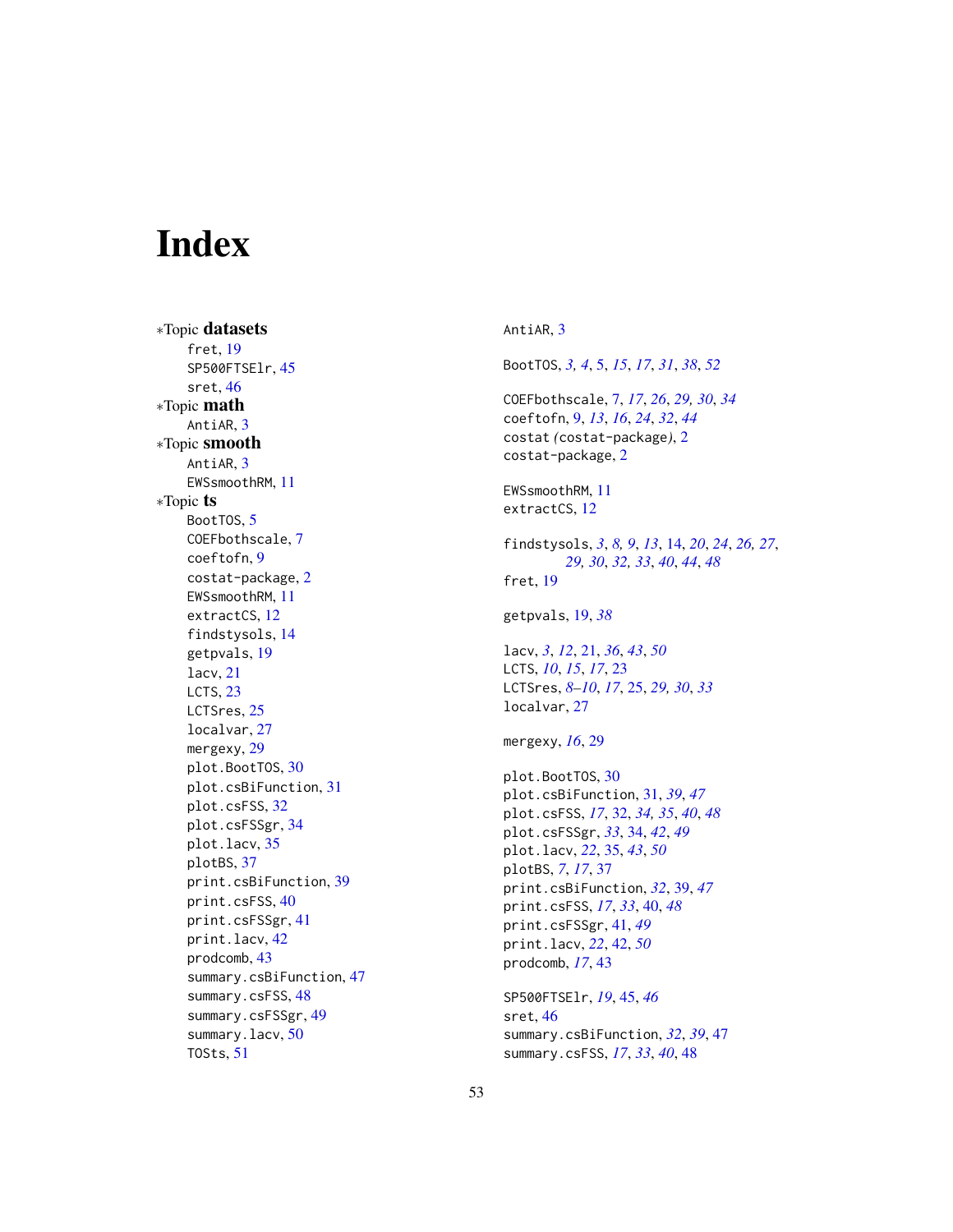# Index

∗Topic **datasets**
- fret, 19
- SP500FTSElr, 45
- sret, 46

∗Topic **math**
- AntiAR, 3

∗Topic **smooth**
- AntiAR, 3
- EWSsmoothRM, 11

∗Topic **ts**
- BootTOS, 5
- COEFbothscale, 7
- coeftofn, 9
- costat-package, 2
- EWSsmoothRM, 11
- extractCS, 12
- findstysols, 14
- getpvals, 19
- lacv, 21
- LCTS, 23
- LCTSres, 25
- localvar, 27
- mergexy, 29
- plot.BootTOS, 30
- plot.csBiFunction, 31
- plot.csFSS, 32
- plot.csFSSgr, 34
- plot.lacv, 35
- plotBS, 37
- print.csBiFunction, 39
- print.csFSS, 40
- print.csFSSgr, 41
- print.lacv, 42
- prodcomb, 43
- summary.csBiFunction, 47
- summary.csFSS, 48
- summary.csFSSgr, 49
- summary.lacv, 50
- TOSts, 51

AntiAR, 3

BootTOS, *3, 4*, 5, *15*, *17*, *31*, *38*, *52*

COEFbothscale, 7, *17*, *26*, *29, 30*, *34*
coeftofn, 9, *13*, *16*, *24*, *32*, *44*
costat *(*costat-package*)*, 2
costat-package, 2

EWSsmoothRM, 11
extractCS, 12

findstysols, *3*, *8, 9*, *13*, 14, *20*, *24*, *26, 27*, *29, 30*, *32, 33*, *40*, *44*, *48*
fret, 19

getpvals, 19, *38*

lacv, *3*, *12*, 21, *36*, *43*, *50*
LCTS, *10*, *15*, *17*, 23
LCTSres, *8–10*, *17*, 25, *29, 30*, *33*
localvar, 27

mergexy, *16*, 29

plot.BootTOS, 30
plot.csBiFunction, 31, *39*, *47*
plot.csFSS, *17*, 32, *34, 35*, *40*, *48*
plot.csFSSgr, *33*, 34, *42*, *49*
plot.lacv, *22*, 35, *43*, *50*
plotBS, *7*, *17*, 37
print.csBiFunction, *32*, 39, *47*
print.csFSS, *17*, *33*, 40, *48*
print.csFSSgr, 41, *49*
print.lacv, *22*, 42, *50*
prodcomb, *17*, 43

SP500FTSElr, *19*, 45, *46*
sret, 46
summary.csBiFunction, *32*, *39*, 47
summary.csFSS, *17*, *33*, *40*, 48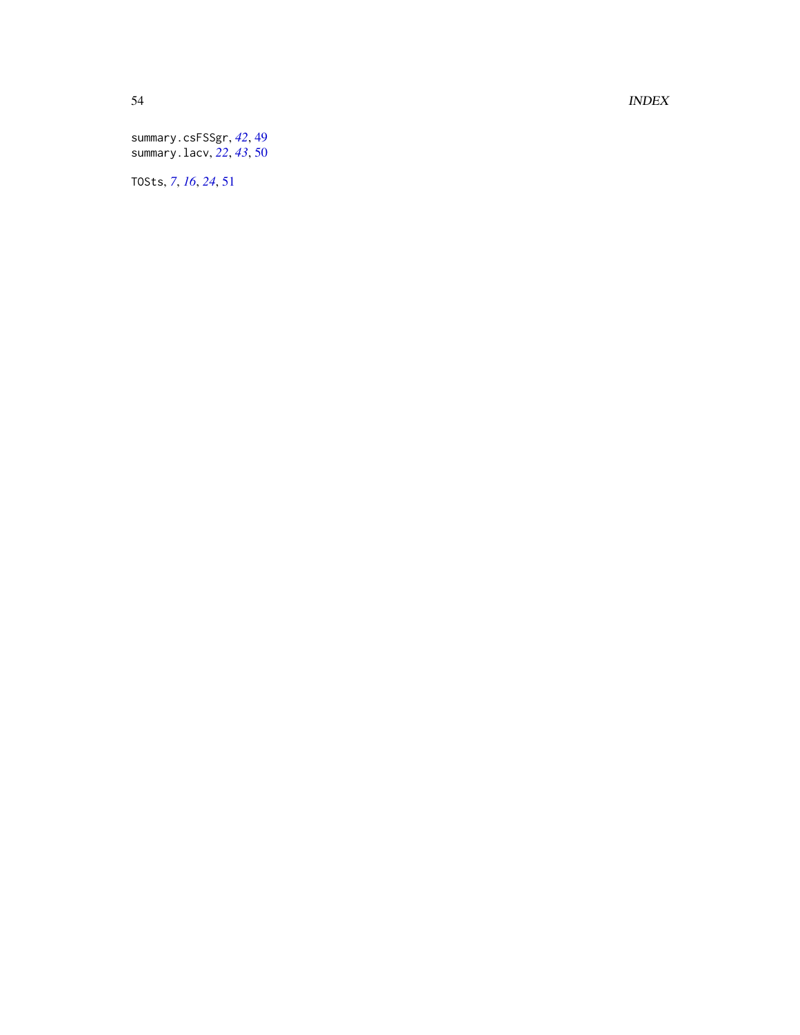summary.csFSSgr, *42*, 49
summary.lacv, *22*, *43*, 50

TOSts, *7*, *16*, *24*, 51